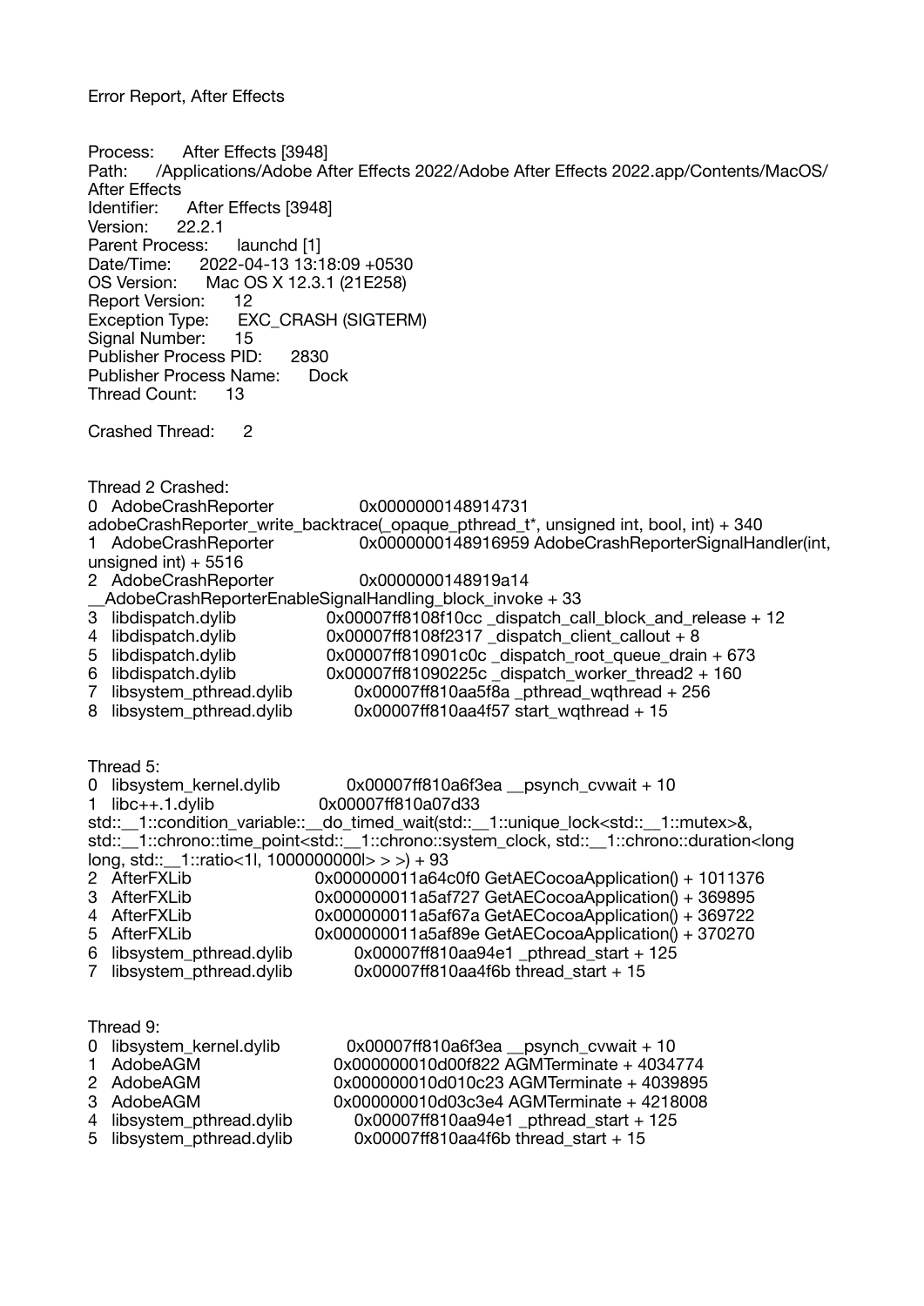Error Report, After Effects

Process: After Effects [3948]
Path: /Applications/Adobe After Effects 2022/Adobe After Effects 2022.app/Contents/MacOS/After Effects
Identifier: After Effects [3948]
Version: 22.2.1
Parent Process: launchd [1]
Date/Time: 2022-04-13 13:18:09 +0530
OS Version: Mac OS X 12.3.1 (21E258)
Report Version: 12
Exception Type: EXC_CRASH (SIGTERM)
Signal Number: 15
Publisher Process PID: 2830
Publisher Process Name: Dock
Thread Count: 13

Crashed Thread: 2

Thread 2 Crashed:

```
0   AdobeCrashReporter        0x0000000148914731 adobeCrashReporter_write_backtrace(_opaque_pthread_t*, unsigned int, bool, int) + 340
1   AdobeCrashReporter        0x0000000148916959 AdobeCrashReporterSignalHandler(int, unsigned int) + 5516
2   AdobeCrashReporter        0x0000000148919a14 __AdobeCrashReporterEnableSignalHandling_block_invoke + 33
3   libdispatch.dylib         0x00007ff8108f10cc _dispatch_call_block_and_release + 12
4   libdispatch.dylib         0x00007ff8108f2317 _dispatch_client_callout + 8
5   libdispatch.dylib         0x00007ff810901c0c _dispatch_root_queue_drain + 673
6   libdispatch.dylib         0x00007ff81090225c _dispatch_worker_thread2 + 160
7   libsystem_pthread.dylib   0x00007ff810aa5f8a _pthread_wqthread + 256
8   libsystem_pthread.dylib   0x00007ff810aa4f57 start_wqthread + 15
```

Thread 5:

```
0   libsystem_kernel.dylib    0x00007ff810a6f3ea __psynch_cvwait + 10
1   libc++.1.dylib            0x00007ff810a07d33 std::__1::condition_variable::__do_timed_wait(std::__1::unique_lock<std::__1::mutex>&, std::__1::chrono::time_point<std::__1::chrono::system_clock, std::__1::chrono::duration<long long, std::__1::ratio<1l, 1000000000l> > >) + 93
2   AfterFXLib                0x000000011a64c0f0 GetAECocoaApplication() + 1011376
3   AfterFXLib                0x000000011a5af727 GetAECocoaApplication() + 369895
4   AfterFXLib                0x000000011a5af67a GetAECocoaApplication() + 369722
5   AfterFXLib                0x000000011a5af89e GetAECocoaApplication() + 370270
6   libsystem_pthread.dylib   0x00007ff810aa94e1 _pthread_start + 125
7   libsystem_pthread.dylib   0x00007ff810aa4f6b thread_start + 15
```

Thread 9:

```
0   libsystem_kernel.dylib    0x00007ff810a6f3ea __psynch_cvwait + 10
1   AdobeAGM                  0x000000010d00f822 AGMTerminate + 4034774
2   AdobeAGM                  0x000000010d010c23 AGMTerminate + 4039895
3   AdobeAGM                  0x000000010d03c3e4 AGMTerminate + 4218008
4   libsystem_pthread.dylib   0x00007ff810aa94e1 _pthread_start + 125
5   libsystem_pthread.dylib   0x00007ff810aa4f6b thread_start + 15
```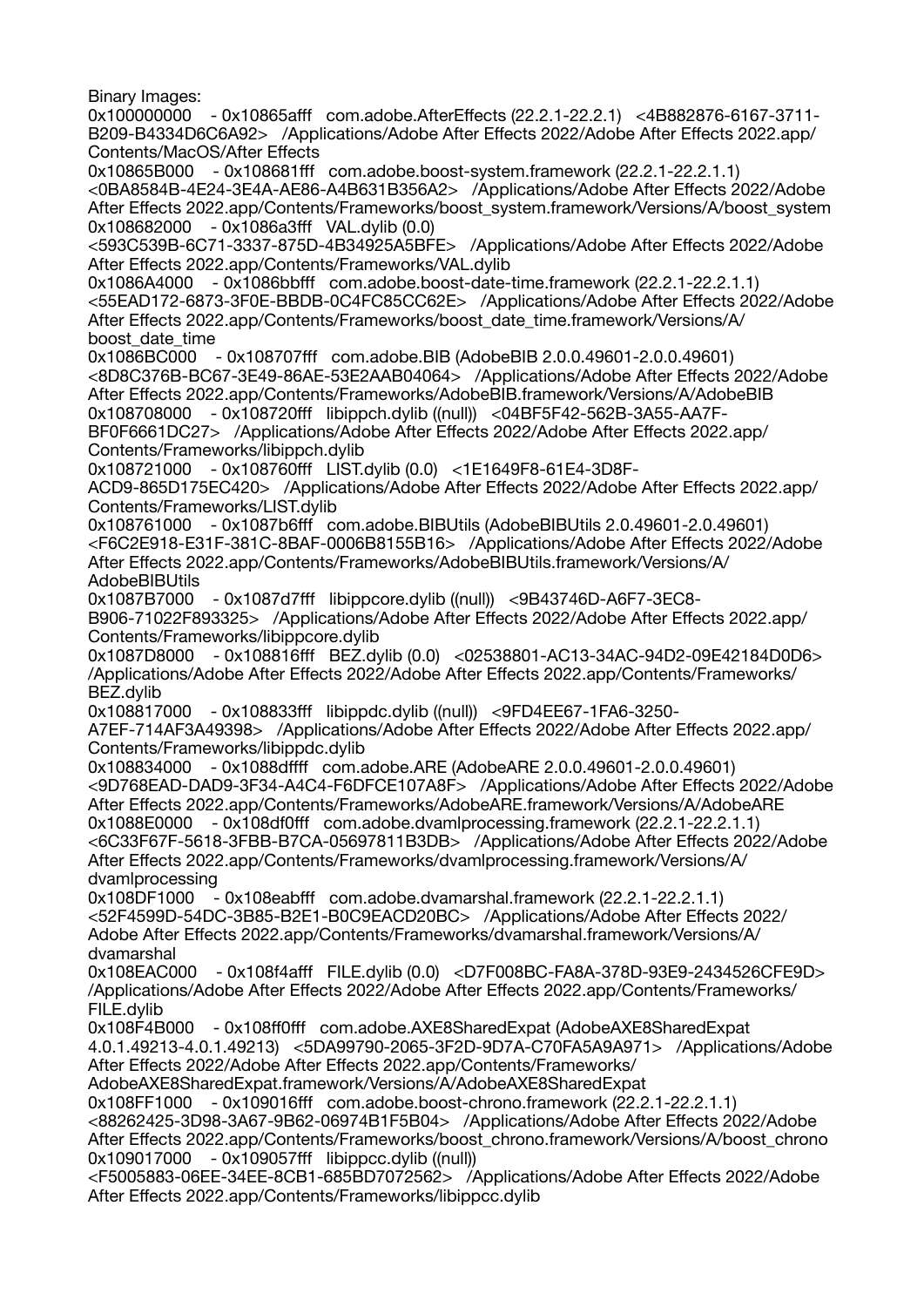Binary Images:
0x100000000 - 0x10865afff com.adobe.AfterEffects (22.2.1-22.2.1) <4B882876-6167-3711-B209-B4334D6C6A92> /Applications/Adobe After Effects 2022/Adobe After Effects 2022.app/Contents/MacOS/After Effects
0x10865B000 - 0x108681fff com.adobe.boost-system.framework (22.2.1-22.2.1.1) <0BA8584B-4E24-3E4A-AE86-A4B631B356A2> /Applications/Adobe After Effects 2022/Adobe After Effects 2022.app/Contents/Frameworks/boost_system.framework/Versions/A/boost_system
0x108682000 - 0x1086a3fff VAL.dylib (0.0) <593C539B-6C71-3337-875D-4B34925A5BFE> /Applications/Adobe After Effects 2022/Adobe After Effects 2022.app/Contents/Frameworks/VAL.dylib
0x1086A4000 - 0x1086bbfff com.adobe.boost-date-time.framework (22.2.1-22.2.1.1) <55EAD172-6873-3F0E-BBDB-0C4FC85CC62E> /Applications/Adobe After Effects 2022/Adobe After Effects 2022.app/Contents/Frameworks/boost_date_time.framework/Versions/A/boost_date_time
0x1086BC000 - 0x108707fff com.adobe.BIB (AdobeBIB 2.0.0.49601-2.0.0.49601) <8D8C376B-BC67-3E49-86AE-53E2AAB04064> /Applications/Adobe After Effects 2022/Adobe After Effects 2022.app/Contents/Frameworks/AdobeBIB.framework/Versions/A/AdobeBIB
0x108708000 - 0x108720fff libippch.dylib ((null)) <04BF5F42-562B-3A55-AA7F-BF0F6661DC27> /Applications/Adobe After Effects 2022/Adobe After Effects 2022.app/Contents/Frameworks/libippch.dylib
0x108721000 - 0x108760fff LIST.dylib (0.0) <1E1649F8-61E4-3D8F-ACD9-865D175EC420> /Applications/Adobe After Effects 2022/Adobe After Effects 2022.app/Contents/Frameworks/LIST.dylib
0x108761000 - 0x1087b6fff com.adobe.BIBUtils (AdobeBIBUtils 2.0.49601-2.0.49601) <F6C2E918-E31F-381C-8BAF-0006B8155B16> /Applications/Adobe After Effects 2022/Adobe After Effects 2022.app/Contents/Frameworks/AdobeBIBUtils.framework/Versions/A/AdobeBIBUtils
0x1087B7000 - 0x1087d7fff libippcore.dylib ((null)) <9B43746D-A6F7-3EC8-B906-71022F893325> /Applications/Adobe After Effects 2022/Adobe After Effects 2022.app/Contents/Frameworks/libippcore.dylib
0x1087D8000 - 0x108816fff BEZ.dylib (0.0) <02538801-AC13-34AC-94D2-09E42184D0D6> /Applications/Adobe After Effects 2022/Adobe After Effects 2022.app/Contents/Frameworks/BEZ.dylib
0x108817000 - 0x108833fff libippdc.dylib ((null)) <9FD4EE67-1FA6-3250-A7EF-714AF3A49398> /Applications/Adobe After Effects 2022/Adobe After Effects 2022.app/Contents/Frameworks/libippdc.dylib
0x108834000 - 0x1088dffff com.adobe.ARE (AdobeARE 2.0.0.49601-2.0.0.49601) <9D768EAD-DAD9-3F34-A4C4-F6DFCE107A8F> /Applications/Adobe After Effects 2022/Adobe After Effects 2022.app/Contents/Frameworks/AdobeARE.framework/Versions/A/AdobeARE
0x1088E0000 - 0x108df0fff com.adobe.dvamlprocessing.framework (22.2.1-22.2.1.1) <6C33F67F-5618-3FBB-B7CA-05697811B3DB> /Applications/Adobe After Effects 2022/Adobe After Effects 2022.app/Contents/Frameworks/dvamlprocessing.framework/Versions/A/dvamlprocessing
0x108DF1000 - 0x108eabfff com.adobe.dvamarshal.framework (22.2.1-22.2.1.1) <52F4599D-54DC-3B85-B2E1-B0C9EACD20BC> /Applications/Adobe After Effects 2022/Adobe After Effects 2022.app/Contents/Frameworks/dvamarshal.framework/Versions/A/dvamarshal
0x108EAC000 - 0x108f4afff FILE.dylib (0.0) <D7F008BC-FA8A-378D-93E9-2434526CFE9D> /Applications/Adobe After Effects 2022/Adobe After Effects 2022.app/Contents/Frameworks/FILE.dylib
0x108F4B000 - 0x108ff0fff com.adobe.AXE8SharedExpat (AdobeAXE8SharedExpat 4.0.1.49213-4.0.1.49213) <5DA99790-2065-3F2D-9D7A-C70FA5A9A971> /Applications/Adobe After Effects 2022/Adobe After Effects 2022.app/Contents/Frameworks/AdobeAXE8SharedExpat.framework/Versions/A/AdobeAXE8SharedExpat
0x108FF1000 - 0x109016fff com.adobe.boost-chrono.framework (22.2.1-22.2.1.1) <88262425-3D98-3A67-9B62-06974B1F5B04> /Applications/Adobe After Effects 2022/Adobe After Effects 2022.app/Contents/Frameworks/boost_chrono.framework/Versions/A/boost_chrono
0x109017000 - 0x109057fff libippcc.dylib ((null)) <F5005883-06EE-34EE-8CB1-685BD7072562> /Applications/Adobe After Effects 2022/Adobe After Effects 2022.app/Contents/Frameworks/libippcc.dylib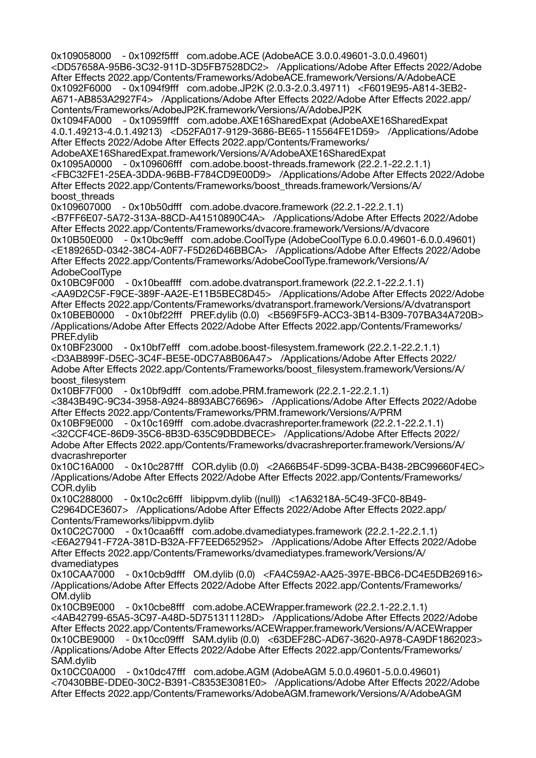0x109058000 - 0x1092f5fff com.adobe.ACE (AdobeACE 3.0.0.49601-3.0.0.49601) <DD57658A-95B6-3C32-911D-3D5FB7528DC2> /Applications/Adobe After Effects 2022/Adobe After Effects 2022.app/Contents/Frameworks/AdobeACE.framework/Versions/A/AdobeACE
0x1092F6000 - 0x1094f9fff com.adobe.JP2K (2.0.3-2.0.3.49711) <F6019E95-A814-3EB2-A671-AB853A2927F4> /Applications/Adobe After Effects 2022/Adobe After Effects 2022.app/Contents/Frameworks/AdobeJP2K.framework/Versions/A/AdobeJP2K
0x1094FA000 - 0x10959ffff com.adobe.AXE16SharedExpat (AdobeAXE16SharedExpat 4.0.1.49213-4.0.1.49213) <D52FA017-9129-3686-BE65-115564FE1D59> /Applications/Adobe After Effects 2022/Adobe After Effects 2022.app/Contents/Frameworks/AdobeAXE16SharedExpat.framework/Versions/A/AdobeAXE16SharedExpat
0x1095A0000 - 0x109606fff com.adobe.boost-threads.framework (22.2.1-22.2.1.1) <FBC32FE1-25EA-3DDA-96BB-F784CD9E00D9> /Applications/Adobe After Effects 2022/Adobe After Effects 2022.app/Contents/Frameworks/boost_threads.framework/Versions/A/boost_threads
0x109607000 - 0x10b50dfff com.adobe.dvacore.framework (22.2.1-22.2.1.1) <B7FF6E07-5A72-313A-88CD-A41510890C4A> /Applications/Adobe After Effects 2022/Adobe After Effects 2022.app/Contents/Frameworks/dvacore.framework/Versions/A/dvacore
0x10B50E000 - 0x10bc9efff com.adobe.CoolType (AdobeCoolType 6.0.0.49601-6.0.0.49601) <E189265D-0342-38C4-A0F7-F5D26D46BBCA> /Applications/Adobe After Effects 2022/Adobe After Effects 2022.app/Contents/Frameworks/AdobeCoolType.framework/Versions/A/AdobeCoolType
0x10BC9F000 - 0x10beaffff com.adobe.dvatransport.framework (22.2.1-22.2.1.1) <AA9D2C5F-F9CE-389F-AA2E-E11B5BEC8D45> /Applications/Adobe After Effects 2022/Adobe After Effects 2022.app/Contents/Frameworks/dvatransport.framework/Versions/A/dvatransport
0x10BEB0000 - 0x10bf22fff PREF.dylib (0.0) <B569F5F9-ACC3-3B14-B309-707BA34A720B> /Applications/Adobe After Effects 2022/Adobe After Effects 2022.app/Contents/Frameworks/PREF.dylib
0x10BF23000 - 0x10bf7efff com.adobe.boost-filesystem.framework (22.2.1-22.2.1.1) <D3AB899F-D5EC-3C4F-BE5E-0DC7A8B06A47> /Applications/Adobe After Effects 2022/Adobe After Effects 2022.app/Contents/Frameworks/boost_filesystem.framework/Versions/A/boost_filesystem
0x10BF7F000 - 0x10bf9dfff com.adobe.PRM.framework (22.2.1-22.2.1.1) <3843B49C-9C34-3958-A924-8893ABC76696> /Applications/Adobe After Effects 2022/Adobe After Effects 2022.app/Contents/Frameworks/PRM.framework/Versions/A/PRM
0x10BF9E000 - 0x10c169fff com.adobe.dvacrashreporter.framework (22.2.1-22.2.1.1) <32CCF4CE-86D9-35C6-8B3D-635C9DBDBECE> /Applications/Adobe After Effects 2022/Adobe After Effects 2022.app/Contents/Frameworks/dvacrashreporter.framework/Versions/A/dvacrashreporter
0x10C16A000 - 0x10c287fff COR.dylib (0.0) <2A66B54F-5D99-3CBA-B438-2BC99660F4EC> /Applications/Adobe After Effects 2022/Adobe After Effects 2022.app/Contents/Frameworks/COR.dylib
0x10C288000 - 0x10c2c6fff libippvm.dylib ((null)) <1A63218A-5C49-3FC0-8B49-C2964DCE3607> /Applications/Adobe After Effects 2022/Adobe After Effects 2022.app/Contents/Frameworks/libippvm.dylib
0x10C2C7000 - 0x10caa6fff com.adobe.dvamediatypes.framework (22.2.1-22.2.1.1) <E6A27941-F72A-381D-B32A-FF7EED652952> /Applications/Adobe After Effects 2022/Adobe After Effects 2022.app/Contents/Frameworks/dvamediatypes.framework/Versions/A/dvamediatypes
0x10CAA7000 - 0x10cb9dfff OM.dylib (0.0) <FA4C59A2-AA25-397E-BBC6-DC4E5DB26916> /Applications/Adobe After Effects 2022/Adobe After Effects 2022.app/Contents/Frameworks/OM.dylib
0x10CB9E000 - 0x10cbe8fff com.adobe.ACEWrapper.framework (22.2.1-22.2.1.1) <4AB42799-65A5-3C97-A48D-5D751311128D> /Applications/Adobe After Effects 2022/Adobe After Effects 2022.app/Contents/Frameworks/ACEWrapper.framework/Versions/A/ACEWrapper
0x10CBE9000 - 0x10cc09fff SAM.dylib (0.0) <63DEF28C-AD67-3620-A978-CA9DF1862023> /Applications/Adobe After Effects 2022/Adobe After Effects 2022.app/Contents/Frameworks/SAM.dylib
0x10CC0A000 - 0x10dc47fff com.adobe.AGM (AdobeAGM 5.0.0.49601-5.0.0.49601) <70430BBE-DDE0-30C2-B391-C8353E3081E0> /Applications/Adobe After Effects 2022/Adobe After Effects 2022.app/Contents/Frameworks/AdobeAGM.framework/Versions/A/AdobeAGM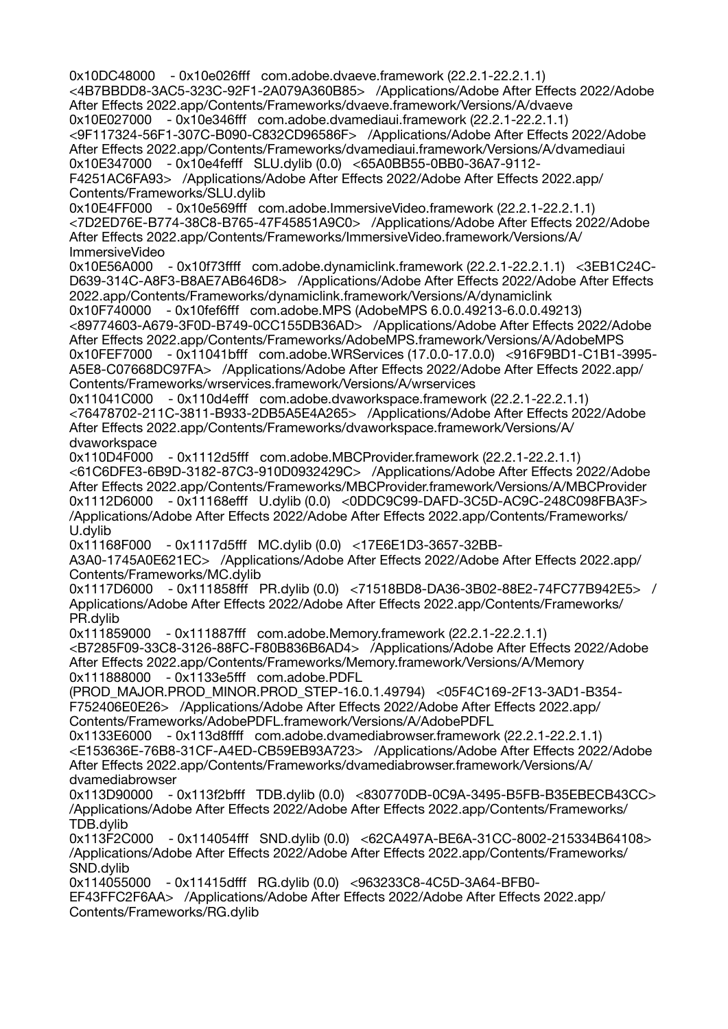0x10DC48000 - 0x10e026fff com.adobe.dvaeve.framework (22.2.1-22.2.1.1) <4B7BBDD8-3AC5-323C-92F1-2A079A360B85> /Applications/Adobe After Effects 2022/Adobe After Effects 2022.app/Contents/Frameworks/dvaeve.framework/Versions/A/dvaeve
0x10E027000 - 0x10e346fff com.adobe.dvamediaui.framework (22.2.1-22.2.1.1) <9F117324-56F1-307C-B090-C832CD96586F> /Applications/Adobe After Effects 2022/Adobe After Effects 2022.app/Contents/Frameworks/dvamediaui.framework/Versions/A/dvamediaui
0x10E347000 - 0x10e4fefff SLU.dylib (0.0) <65A0BB55-0BB0-36A7-9112-F4251AC6FA93> /Applications/Adobe After Effects 2022/Adobe After Effects 2022.app/Contents/Frameworks/SLU.dylib
0x10E4FF000 - 0x10e569fff com.adobe.ImmersiveVideo.framework (22.2.1-22.2.1.1) <7D2ED76E-B774-38C8-B765-47F45851A9C0> /Applications/Adobe After Effects 2022/Adobe After Effects 2022.app/Contents/Frameworks/ImmersiveVideo.framework/Versions/A/ImmersiveVideo
0x10E56A000 - 0x10f73ffff com.adobe.dynamiclink.framework (22.2.1-22.2.1.1) <3EB1C24C-D639-314C-A8F3-B8AE7AB646D8> /Applications/Adobe After Effects 2022/Adobe After Effects 2022.app/Contents/Frameworks/dynamiclink.framework/Versions/A/dynamiclink
0x10F740000 - 0x10fef6fff com.adobe.MPS (AdobeMPS 6.0.0.49213-6.0.0.49213) <89774603-A679-3F0D-B749-0CC155DB36AD> /Applications/Adobe After Effects 2022/Adobe After Effects 2022.app/Contents/Frameworks/AdobeMPS.framework/Versions/A/AdobeMPS
0x10FEF7000 - 0x11041bfff com.adobe.WRServices (17.0.0-17.0.0) <916F9BD1-C1B1-3995-A5E8-C07668DC97FA> /Applications/Adobe After Effects 2022/Adobe After Effects 2022.app/Contents/Frameworks/wrservices.framework/Versions/A/wrservices
0x11041C000 - 0x110d4efff com.adobe.dvaworkspace.framework (22.2.1-22.2.1.1) <76478702-211C-3811-B933-2DB5A5E4A265> /Applications/Adobe After Effects 2022/Adobe After Effects 2022.app/Contents/Frameworks/dvaworkspace.framework/Versions/A/dvaworkspace
0x110D4F000 - 0x1112d5fff com.adobe.MBCProvider.framework (22.2.1-22.2.1.1) <61C6DFE3-6B9D-3182-87C3-910D0932429C> /Applications/Adobe After Effects 2022/Adobe After Effects 2022.app/Contents/Frameworks/MBCProvider.framework/Versions/A/MBCProvider
0x1112D6000 - 0x11168efff U.dylib (0.0) <0DDC9C99-DAFD-3C5D-AC9C-248C098FBA3F> /Applications/Adobe After Effects 2022/Adobe After Effects 2022.app/Contents/Frameworks/U.dylib
0x11168F000 - 0x1117d5fff MC.dylib (0.0) <17E6E1D3-3657-32BB-A3A0-1745A0E621EC> /Applications/Adobe After Effects 2022/Adobe After Effects 2022.app/Contents/Frameworks/MC.dylib
0x1117D6000 - 0x111858fff PR.dylib (0.0) <71518BD8-DA36-3B02-88E2-74FC77B942E5> /Applications/Adobe After Effects 2022/Adobe After Effects 2022.app/Contents/Frameworks/PR.dylib
0x111859000 - 0x111887fff com.adobe.Memory.framework (22.2.1-22.2.1.1) <B7285F09-33C8-3126-88FC-F80B836B6AD4> /Applications/Adobe After Effects 2022/Adobe After Effects 2022.app/Contents/Frameworks/Memory.framework/Versions/A/Memory
0x111888000 - 0x1133e5fff com.adobe.PDFL (PROD_MAJOR.PROD_MINOR.PROD_STEP-16.0.1.49794) <05F4C169-2F13-3AD1-B354-F752406E0E26> /Applications/Adobe After Effects 2022/Adobe After Effects 2022.app/Contents/Frameworks/AdobePDFL.framework/Versions/A/AdobePDFL
0x1133E6000 - 0x113d8ffff com.adobe.dvamediabrowser.framework (22.2.1-22.2.1.1) <E153636E-76B8-31CF-A4ED-CB59EB93A723> /Applications/Adobe After Effects 2022/Adobe After Effects 2022.app/Contents/Frameworks/dvamediabrowser.framework/Versions/A/dvamediabrowser
0x113D90000 - 0x113f2bfff TDB.dylib (0.0) <830770DB-0C9A-3495-B5FB-B35EBECB43CC> /Applications/Adobe After Effects 2022/Adobe After Effects 2022.app/Contents/Frameworks/TDB.dylib
0x113F2C000 - 0x114054fff SND.dylib (0.0) <62CA497A-BE6A-31CC-8002-215334B64108> /Applications/Adobe After Effects 2022/Adobe After Effects 2022.app/Contents/Frameworks/SND.dylib
0x114055000 - 0x11415dfff RG.dylib (0.0) <963233C8-4C5D-3A64-BFB0-EF43FFC2F6AA> /Applications/Adobe After Effects 2022/Adobe After Effects 2022.app/Contents/Frameworks/RG.dylib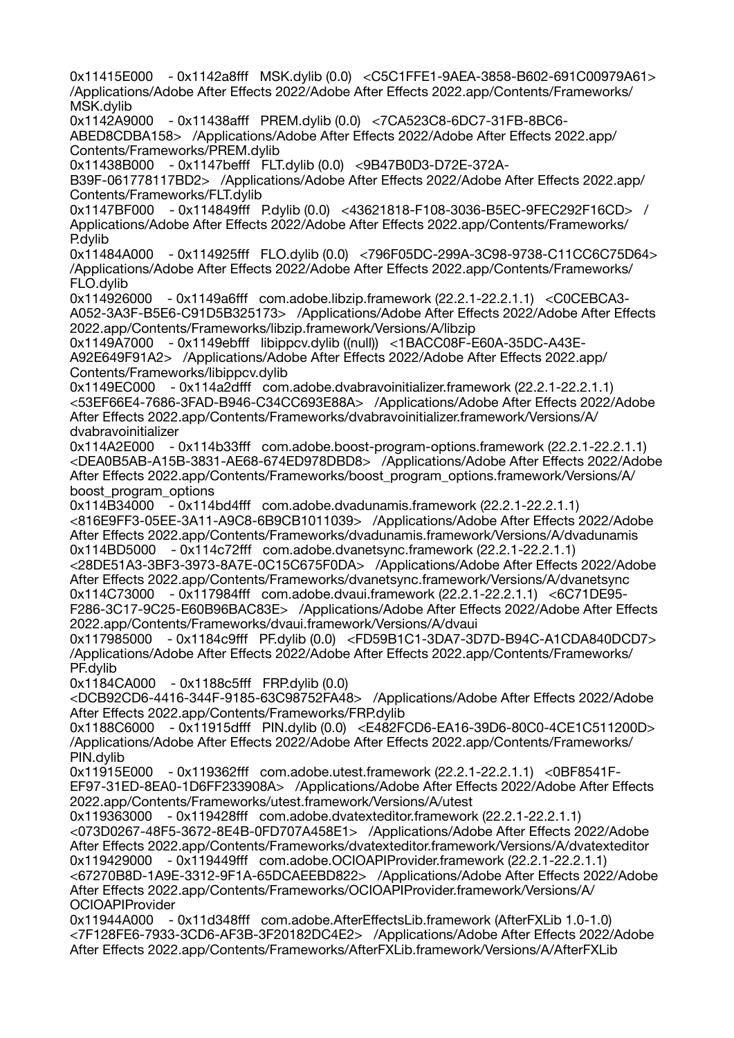0x11415E000 - 0x1142a8fff MSK.dylib (0.0) <C5C1FFE1-9AEA-3858-B602-691C00979A61> /Applications/Adobe After Effects 2022/Adobe After Effects 2022.app/Contents/Frameworks/MSK.dylib
0x1142A9000 - 0x11438afff PREM.dylib (0.0) <7CA523C8-6DC7-31FB-8BC6-ABED8CDBA158> /Applications/Adobe After Effects 2022/Adobe After Effects 2022.app/Contents/Frameworks/PREM.dylib
0x11438B000 - 0x1147befff FLT.dylib (0.0) <9B47B0D3-D72E-372A-B39F-061778117BD2> /Applications/Adobe After Effects 2022/Adobe After Effects 2022.app/Contents/Frameworks/FLT.dylib
0x1147BF000 - 0x114849fff P.dylib (0.0) <43621818-F108-3036-B5EC-9FEC292F16CD> /Applications/Adobe After Effects 2022/Adobe After Effects 2022.app/Contents/Frameworks/P.dylib
0x11484A000 - 0x114925fff FLO.dylib (0.0) <796F05DC-299A-3C98-9738-C11CC6C75D64> /Applications/Adobe After Effects 2022/Adobe After Effects 2022.app/Contents/Frameworks/FLO.dylib
0x114926000 - 0x1149a6fff com.adobe.libzip.framework (22.2.1-22.2.1.1) <C0CEBCA3-A052-3A3F-B5E6-C91D5B325173> /Applications/Adobe After Effects 2022/Adobe After Effects 2022.app/Contents/Frameworks/libzip.framework/Versions/A/libzip
0x1149A7000 - 0x1149ebfff libippcv.dylib ((null)) <1BACC08F-E60A-35DC-A43E-A92E649F91A2> /Applications/Adobe After Effects 2022/Adobe After Effects 2022.app/Contents/Frameworks/libippcv.dylib
0x1149EC000 - 0x114a2dfff com.adobe.dvabravoinitializer.framework (22.2.1-22.2.1.1) <53EF66E4-7686-3FAD-B946-C34CC693E88A> /Applications/Adobe After Effects 2022/Adobe After Effects 2022.app/Contents/Frameworks/dvabravoinitializer.framework/Versions/A/dvabravoinitializer
0x114A2E000 - 0x114b33fff com.adobe.boost-program-options.framework (22.2.1-22.2.1.1) <DEA0B5AB-A15B-3831-AE68-674ED978DBD8> /Applications/Adobe After Effects 2022/Adobe After Effects 2022.app/Contents/Frameworks/boost_program_options.framework/Versions/A/boost_program_options
0x114B34000 - 0x114bd4fff com.adobe.dvadunamis.framework (22.2.1-22.2.1.1) <816E9FF3-05EE-3A11-A9C8-6B9CB1011039> /Applications/Adobe After Effects 2022/Adobe After Effects 2022.app/Contents/Frameworks/dvadunamis.framework/Versions/A/dvadunamis
0x114BD5000 - 0x114c72fff com.adobe.dvanetsync.framework (22.2.1-22.2.1.1) <28DE51A3-3BF3-3973-8A7E-0C15C675F0DA> /Applications/Adobe After Effects 2022/Adobe After Effects 2022.app/Contents/Frameworks/dvanetsync.framework/Versions/A/dvanetsync
0x114C73000 - 0x117984fff com.adobe.dvaui.framework (22.2.1-22.2.1.1) <6C71DE95-F286-3C17-9C25-E60B96BAC83E> /Applications/Adobe After Effects 2022/Adobe After Effects 2022.app/Contents/Frameworks/dvaui.framework/Versions/A/dvaui
0x117985000 - 0x1184c9fff PF.dylib (0.0) <FD59B1C1-3DA7-3D7D-B94C-A1CDA840DCD7> /Applications/Adobe After Effects 2022/Adobe After Effects 2022.app/Contents/Frameworks/PF.dylib
0x1184CA000 - 0x1188c5fff FRP.dylib (0.0) <DCB92CD6-4416-344F-9185-63C98752FA48> /Applications/Adobe After Effects 2022/Adobe After Effects 2022.app/Contents/Frameworks/FRP.dylib
0x1188C6000 - 0x11915dfff PIN.dylib (0.0) <E482FCD6-EA16-39D6-80C0-4CE1C511200D> /Applications/Adobe After Effects 2022/Adobe After Effects 2022.app/Contents/Frameworks/PIN.dylib
0x11915E000 - 0x119362fff com.adobe.utest.framework (22.2.1-22.2.1.1) <0BF8541F-EF97-31ED-8EA0-1D6FF233908A> /Applications/Adobe After Effects 2022/Adobe After Effects 2022.app/Contents/Frameworks/utest.framework/Versions/A/utest
0x119363000 - 0x119428fff com.adobe.dvatexteditor.framework (22.2.1-22.2.1.1) <073D0267-48F5-3672-8E4B-0FD707A458E1> /Applications/Adobe After Effects 2022/Adobe After Effects 2022.app/Contents/Frameworks/dvatexteditor.framework/Versions/A/dvatexteditor
0x119429000 - 0x119449fff com.adobe.OCIOAPIProvider.framework (22.2.1-22.2.1.1) <67270B8D-1A9E-3312-9F1A-65DCAEEBD822> /Applications/Adobe After Effects 2022/Adobe After Effects 2022.app/Contents/Frameworks/OCIOAPIProvider.framework/Versions/A/OCIOAPIProvider
0x11944A000 - 0x11d348fff com.adobe.AfterEffectsLib.framework (AfterFXLib 1.0-1.0) <7F128FE6-7933-3CD6-AF3B-3F20182DC4E2> /Applications/Adobe After Effects 2022/Adobe After Effects 2022.app/Contents/Frameworks/AfterFXLib.framework/Versions/A/AfterFXLib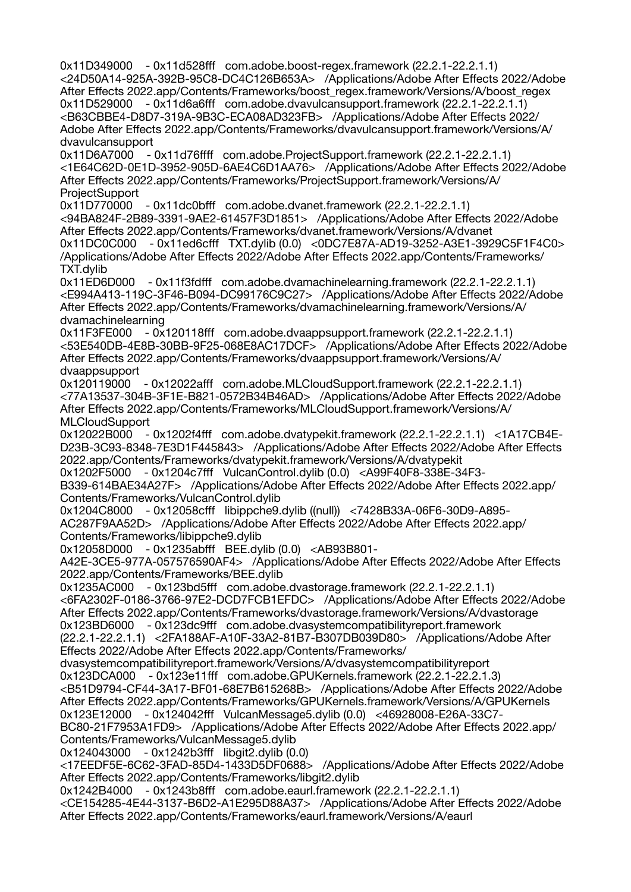0x11D349000 - 0x11d528fff com.adobe.boost-regex.framework (22.2.1-22.2.1.1) <24D50A14-925A-392B-95C8-DC4C126B653A> /Applications/Adobe After Effects 2022/Adobe After Effects 2022.app/Contents/Frameworks/boost_regex.framework/Versions/A/boost_regex
0x11D529000 - 0x11d6a6fff com.adobe.dvavulcansupport.framework (22.2.1-22.2.1.1) <B63CBBE4-D8D7-319A-9B3C-ECA08AD323FB> /Applications/Adobe After Effects 2022/Adobe After Effects 2022.app/Contents/Frameworks/dvavulcansupport.framework/Versions/A/dvavulcansupport
0x11D6A7000 - 0x11d76ffff com.adobe.ProjectSupport.framework (22.2.1-22.2.1.1) <1E64C62D-0E1D-3952-905D-6AE4C6D1AA76> /Applications/Adobe After Effects 2022/Adobe After Effects 2022.app/Contents/Frameworks/ProjectSupport.framework/Versions/A/ProjectSupport
0x11D770000 - 0x11dc0bfff com.adobe.dvanet.framework (22.2.1-22.2.1.1) <94BA824F-2B89-3391-9AE2-61457F3D1851> /Applications/Adobe After Effects 2022/Adobe After Effects 2022.app/Contents/Frameworks/dvanet.framework/Versions/A/dvanet
0x11DC0C000 - 0x11ed6cfff TXT.dylib (0.0) <0DC7E87A-AD19-3252-A3E1-3929C5F1F4C0> /Applications/Adobe After Effects 2022/Adobe After Effects 2022.app/Contents/Frameworks/TXT.dylib
0x11ED6D000 - 0x11f3fdfff com.adobe.dvamachinelearning.framework (22.2.1-22.2.1.1) <E994A413-119C-3F46-B094-DC99176C9C27> /Applications/Adobe After Effects 2022/Adobe After Effects 2022.app/Contents/Frameworks/dvamachinelearning.framework/Versions/A/dvamachinelearning
0x11F3FE000 - 0x120118fff com.adobe.dvaappsupport.framework (22.2.1-22.2.1.1) <53E540DB-4E8B-30BB-9F25-068E8AC17DCF> /Applications/Adobe After Effects 2022/Adobe After Effects 2022.app/Contents/Frameworks/dvaappsupport.framework/Versions/A/dvaappsupport
0x120119000 - 0x12022afff com.adobe.MLCloudSupport.framework (22.2.1-22.2.1.1) <77A13537-304B-3F1E-B821-0572B34B46AD> /Applications/Adobe After Effects 2022/Adobe After Effects 2022.app/Contents/Frameworks/MLCloudSupport.framework/Versions/A/MLCloudSupport
0x12022B000 - 0x1202f4fff com.adobe.dvatypekit.framework (22.2.1-22.2.1.1) <1A17CB4E-D23B-3C93-8348-7E3D1F445843> /Applications/Adobe After Effects 2022/Adobe After Effects 2022.app/Contents/Frameworks/dvatypekit.framework/Versions/A/dvatypekit
0x1202F5000 - 0x1204c7fff VulcanControl.dylib (0.0) <A99F40F8-338E-34F3-B339-614BAE34A27F> /Applications/Adobe After Effects 2022/Adobe After Effects 2022.app/Contents/Frameworks/VulcanControl.dylib
0x1204C8000 - 0x12058cfff libippche9.dylib ((null)) <7428B33A-06F6-30D9-A895-AC287F9AA52D> /Applications/Adobe After Effects 2022/Adobe After Effects 2022.app/Contents/Frameworks/libippche9.dylib
0x12058D000 - 0x1235abfff BEE.dylib (0.0) <AB93B801-A42E-3CE5-977A-057576590AF4> /Applications/Adobe After Effects 2022/Adobe After Effects 2022.app/Contents/Frameworks/BEE.dylib
0x1235AC000 - 0x123bd5fff com.adobe.dvastorage.framework (22.2.1-22.2.1.1) <6FA2302F-0186-3766-97E2-DCD7FCB1EFDC> /Applications/Adobe After Effects 2022/Adobe After Effects 2022.app/Contents/Frameworks/dvastorage.framework/Versions/A/dvastorage
0x123BD6000 - 0x123dc9fff com.adobe.dvasystemcompatibilityreport.framework (22.2.1-22.2.1.1) <2FA188AF-A10F-33A2-81B7-B307DB039D80> /Applications/Adobe After Effects 2022/Adobe After Effects 2022.app/Contents/Frameworks/dvasystemcompatibilityreport.framework/Versions/A/dvasystemcompatibilityreport
0x123DCA000 - 0x123e11fff com.adobe.GPUKernels.framework (22.2.1-22.2.1.3) <B51D9794-CF44-3A17-BF01-68E7B615268B> /Applications/Adobe After Effects 2022/Adobe After Effects 2022.app/Contents/Frameworks/GPUKernels.framework/Versions/A/GPUKernels
0x123E12000 - 0x124042fff VulcanMessage5.dylib (0.0) <46928008-E26A-33C7-BC80-21F7953A1FD9> /Applications/Adobe After Effects 2022/Adobe After Effects 2022.app/Contents/Frameworks/VulcanMessage5.dylib
0x124043000 - 0x1242b3fff libgit2.dylib (0.0) <17EEDF5E-6C62-3FAD-85D4-1433D5DF0688> /Applications/Adobe After Effects 2022/Adobe After Effects 2022.app/Contents/Frameworks/libgit2.dylib
0x1242B4000 - 0x1243b8fff com.adobe.eaurl.framework (22.2.1-22.2.1.1) <CE154285-4E44-3137-B6D2-A1E295D88A37> /Applications/Adobe After Effects 2022/Adobe After Effects 2022.app/Contents/Frameworks/eaurl.framework/Versions/A/eaurl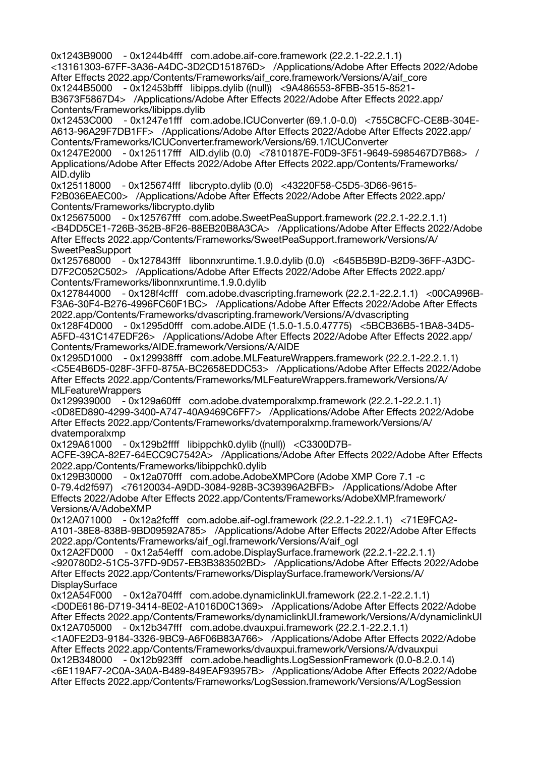0x1243B9000 - 0x1244b4fff com.adobe.aif-core.framework (22.2.1-22.2.1.1) <13161303-67FF-3A36-A4DC-3D2CD151876D> /Applications/Adobe After Effects 2022/Adobe After Effects 2022.app/Contents/Frameworks/aif_core.framework/Versions/A/aif_core
0x1244B5000 - 0x12453bfff libipps.dylib ((null)) <9A486553-8FBB-3515-8521-B3673F5867D4> /Applications/Adobe After Effects 2022/Adobe After Effects 2022.app/Contents/Frameworks/libipps.dylib
0x12453C000 - 0x1247e1fff com.adobe.ICUConverter (69.1.0-0.0) <755C8CFC-CE8B-304E-A613-96A29F7DB1FF> /Applications/Adobe After Effects 2022/Adobe After Effects 2022.app/Contents/Frameworks/ICUConverter.framework/Versions/69.1/ICUConverter
0x1247E2000 - 0x125117fff AID.dylib (0.0) <7810187E-F0D9-3F51-9649-5985467D7B68> /Applications/Adobe After Effects 2022/Adobe After Effects 2022.app/Contents/Frameworks/AID.dylib
0x125118000 - 0x125674fff libcrypto.dylib (0.0) <43220F58-C5D5-3D66-9615-F2B036EAEC00> /Applications/Adobe After Effects 2022/Adobe After Effects 2022.app/Contents/Frameworks/libcrypto.dylib
0x125675000 - 0x125767fff com.adobe.SweetPeaSupport.framework (22.2.1-22.2.1.1) <B4DD5CE1-726B-352B-8F26-88EB20B8A3CA> /Applications/Adobe After Effects 2022/Adobe After Effects 2022.app/Contents/Frameworks/SweetPeaSupport.framework/Versions/A/SweetPeaSupport
0x125768000 - 0x127843fff libonnxruntime.1.9.0.dylib (0.0) <645B5B9D-B2D9-36FF-A3DC-D7F2C052C502> /Applications/Adobe After Effects 2022/Adobe After Effects 2022.app/Contents/Frameworks/libonnxruntime.1.9.0.dylib
0x127844000 - 0x128f4cfff com.adobe.dvascripting.framework (22.2.1-22.2.1.1) <00CA996B-F3A6-30F4-B276-4996FC60F1BC> /Applications/Adobe After Effects 2022/Adobe After Effects 2022.app/Contents/Frameworks/dvascripting.framework/Versions/A/dvascripting
0x128F4D000 - 0x1295d0fff com.adobe.AIDE (1.5.0-1.5.0.47775) <5BCB36B5-1BA8-34D5-A5FD-431C147EDF26> /Applications/Adobe After Effects 2022/Adobe After Effects 2022.app/Contents/Frameworks/AIDE.framework/Versions/A/AIDE
0x1295D1000 - 0x129938fff com.adobe.MLFeatureWrappers.framework (22.2.1-22.2.1.1) <C5E4B6D5-028F-3FF0-875A-BC2658EDDC53> /Applications/Adobe After Effects 2022/Adobe After Effects 2022.app/Contents/Frameworks/MLFeatureWrappers.framework/Versions/A/MLFeatureWrappers
0x129939000 - 0x129a60fff com.adobe.dvatemporalxmp.framework (22.2.1-22.2.1.1) <0D8ED890-4299-3400-A747-40A9469C6FF7> /Applications/Adobe After Effects 2022/Adobe After Effects 2022.app/Contents/Frameworks/dvatemporalxmp.framework/Versions/A/dvatemporalxmp
0x129A61000 - 0x129b2ffff libippchk0.dylib ((null)) <C3300D7B-ACFE-39CA-82E7-64ECC9C7542A> /Applications/Adobe After Effects 2022/Adobe After Effects 2022.app/Contents/Frameworks/libippchk0.dylib
0x129B30000 - 0x12a070fff com.adobe.AdobeXMPCore (Adobe XMP Core 7.1 -c 0-79.4d2f597) <76120034-A9DD-3084-928B-3C39396A2BFB> /Applications/Adobe After Effects 2022/Adobe After Effects 2022.app/Contents/Frameworks/AdobeXMP.framework/Versions/A/AdobeXMP
0x12A071000 - 0x12a2fcfff com.adobe.aif-ogl.framework (22.2.1-22.2.1.1) <71E9FCA2-A101-38E8-838B-9BD09592A785> /Applications/Adobe After Effects 2022/Adobe After Effects 2022.app/Contents/Frameworks/aif_ogl.framework/Versions/A/aif_ogl
0x12A2FD000 - 0x12a54efff com.adobe.DisplaySurface.framework (22.2.1-22.2.1.1) <920780D2-51C5-37FD-9D57-EB3B383502BD> /Applications/Adobe After Effects 2022/Adobe After Effects 2022.app/Contents/Frameworks/DisplaySurface.framework/Versions/A/DisplaySurface
0x12A54F000 - 0x12a704fff com.adobe.dynamiclinkUI.framework (22.2.1-22.2.1.1) <D0DE6186-D719-3414-8E02-A1016D0C1369> /Applications/Adobe After Effects 2022/Adobe After Effects 2022.app/Contents/Frameworks/dynamiclinkUI.framework/Versions/A/dynamiclinkUI
0x12A705000 - 0x12b347fff com.adobe.dvauxpui.framework (22.2.1-22.2.1.1) <1A0FE2D3-9184-3326-9BC9-A6F06B83A766> /Applications/Adobe After Effects 2022/Adobe After Effects 2022.app/Contents/Frameworks/dvauxpui.framework/Versions/A/dvauxpui
0x12B348000 - 0x12b923fff com.adobe.headlights.LogSessionFramework (0.0-8.2.0.14) <6E119AF7-2C0A-3A0A-B489-849EAF93957B> /Applications/Adobe After Effects 2022/Adobe After Effects 2022.app/Contents/Frameworks/LogSession.framework/Versions/A/LogSession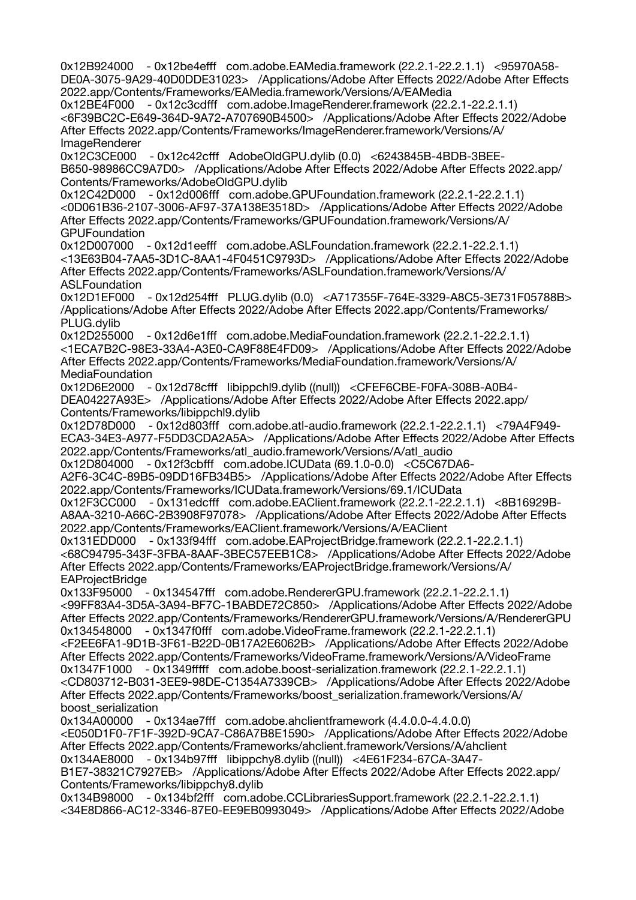0x12B924000 - 0x12be4efff com.adobe.EAMedia.framework (22.2.1-22.2.1.1) <95970A58-DE0A-3075-9A29-40D0DDE31023> /Applications/Adobe After Effects 2022/Adobe After Effects 2022.app/Contents/Frameworks/EAMedia.framework/Versions/A/EAMedia
0x12BE4F000 - 0x12c3cdfff com.adobe.ImageRenderer.framework (22.2.1-22.2.1.1) <6F39BC2C-E649-364D-9A72-A707690B4500> /Applications/Adobe After Effects 2022/Adobe After Effects 2022.app/Contents/Frameworks/ImageRenderer.framework/Versions/A/ImageRenderer
0x12C3CE000 - 0x12c42cfff AdobeOldGPU.dylib (0.0) <6243845B-4BDB-3BEE-B650-98986CC9A7D0> /Applications/Adobe After Effects 2022/Adobe After Effects 2022.app/Contents/Frameworks/AdobeOldGPU.dylib
0x12C42D000 - 0x12d006fff com.adobe.GPUFoundation.framework (22.2.1-22.2.1.1) <0D061B36-2107-3006-AF97-37A138E3518D> /Applications/Adobe After Effects 2022/Adobe After Effects 2022.app/Contents/Frameworks/GPUFoundation.framework/Versions/A/GPUFoundation
0x12D007000 - 0x12d1eefff com.adobe.ASLFoundation.framework (22.2.1-22.2.1.1) <13E63B04-7AA5-3D1C-8AA1-4F0451C9793D> /Applications/Adobe After Effects 2022/Adobe After Effects 2022.app/Contents/Frameworks/ASLFoundation.framework/Versions/A/ASLFoundation
0x12D1EF000 - 0x12d254fff PLUG.dylib (0.0) <A717355F-764E-3329-A8C5-3E731F05788B> /Applications/Adobe After Effects 2022/Adobe After Effects 2022.app/Contents/Frameworks/PLUG.dylib
0x12D255000 - 0x12d6e1fff com.adobe.MediaFoundation.framework (22.2.1-22.2.1.1) <1ECA7B2C-98E3-33A4-A3E0-CA9F88E4FD09> /Applications/Adobe After Effects 2022/Adobe After Effects 2022.app/Contents/Frameworks/MediaFoundation.framework/Versions/A/MediaFoundation
0x12D6E2000 - 0x12d78cfff libippchl9.dylib ((null)) <CFEF6CBE-F0FA-308B-A0B4-DEA04227A93E> /Applications/Adobe After Effects 2022/Adobe After Effects 2022.app/Contents/Frameworks/libippchl9.dylib
0x12D78D000 - 0x12d803fff com.adobe.atl-audio.framework (22.2.1-22.2.1.1) <79A4F949-ECA3-34E3-A977-F5DD3CDA2A5A> /Applications/Adobe After Effects 2022/Adobe After Effects 2022.app/Contents/Frameworks/atl_audio.framework/Versions/A/atl_audio
0x12D804000 - 0x12f3cbfff com.adobe.ICUData (69.1.0-0.0) <C5C67DA6-A2F6-3C4C-89B5-09DD16FB34B5> /Applications/Adobe After Effects 2022/Adobe After Effects 2022.app/Contents/Frameworks/ICUData.framework/Versions/69.1/ICUData
0x12F3CC000 - 0x131edcfff com.adobe.EAClient.framework (22.2.1-22.2.1.1) <8B16929B-A8AA-3210-A66C-2B3908F97078> /Applications/Adobe After Effects 2022/Adobe After Effects 2022.app/Contents/Frameworks/EAClient.framework/Versions/A/EAClient
0x131EDD000 - 0x133f94fff com.adobe.EAProjectBridge.framework (22.2.1-22.2.1.1) <68C94795-343F-3FBA-8AAF-3BEC57EEB1C8> /Applications/Adobe After Effects 2022/Adobe After Effects 2022.app/Contents/Frameworks/EAProjectBridge.framework/Versions/A/EAProjectBridge
0x133F95000 - 0x134547fff com.adobe.RendererGPU.framework (22.2.1-22.2.1.1) <99FF83A4-3D5A-3A94-BF7C-1BABDE72C850> /Applications/Adobe After Effects 2022/Adobe After Effects 2022.app/Contents/Frameworks/RendererGPU.framework/Versions/A/RendererGPU
0x134548000 - 0x1347f0fff com.adobe.VideoFrame.framework (22.2.1-22.2.1.1) <F2EE6FA1-9D1B-3F61-B22D-0B17A2E6062B> /Applications/Adobe After Effects 2022/Adobe After Effects 2022.app/Contents/Frameworks/VideoFrame.framework/Versions/A/VideoFrame
0x1347F1000 - 0x1349fffff com.adobe.boost-serialization.framework (22.2.1-22.2.1.1) <CD803712-B031-3EE9-98DE-C1354A7339CB> /Applications/Adobe After Effects 2022/Adobe After Effects 2022.app/Contents/Frameworks/boost_serialization.framework/Versions/A/boost_serialization
0x134A00000 - 0x134ae7fff com.adobe.ahclientframework (4.4.0.0-4.4.0.0) <E050D1F0-7F1F-392D-9CA7-C86A7B8E1590> /Applications/Adobe After Effects 2022/Adobe After Effects 2022.app/Contents/Frameworks/ahclient.framework/Versions/A/ahclient
0x134AE8000 - 0x134b97fff libippchy8.dylib ((null)) <4E61F234-67CA-3A47-B1E7-38321C7927EB> /Applications/Adobe After Effects 2022/Adobe After Effects 2022.app/Contents/Frameworks/libippchy8.dylib
0x134B98000 - 0x134bf2fff com.adobe.CCLibrariesSupport.framework (22.2.1-22.2.1.1) <34E8D866-AC12-3346-87E0-EE9EB0993049> /Applications/Adobe After Effects 2022/Adobe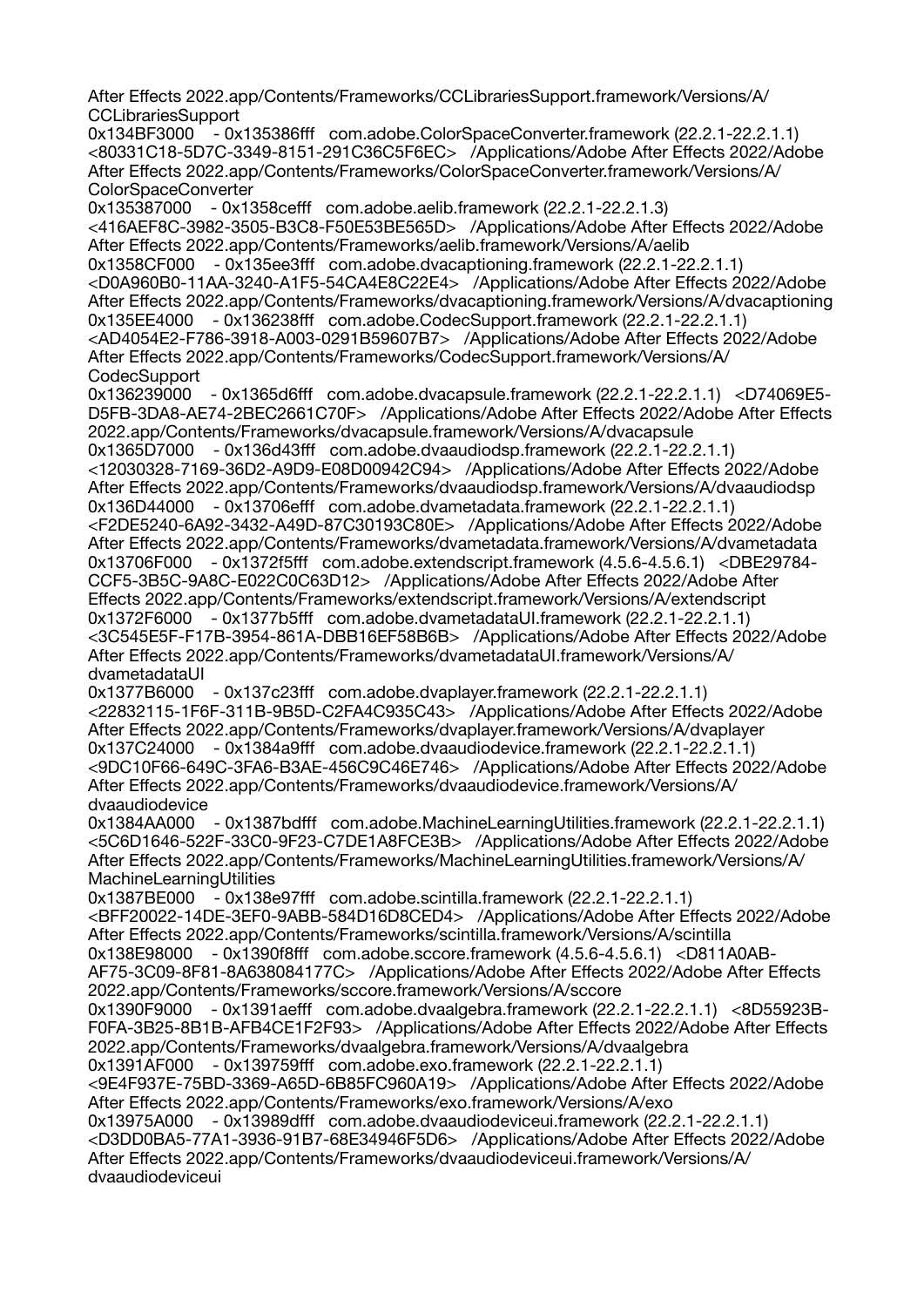After Effects 2022.app/Contents/Frameworks/CCLibrariesSupport.framework/Versions/A/CCLibrariesSupport
0x134BF3000 - 0x135386fff com.adobe.ColorSpaceConverter.framework (22.2.1-22.2.1.1) <80331C18-5D7C-3349-8151-291C36C5F6EC> /Applications/Adobe After Effects 2022/Adobe After Effects 2022.app/Contents/Frameworks/ColorSpaceConverter.framework/Versions/A/ColorSpaceConverter
0x135387000 - 0x1358cefff com.adobe.aelib.framework (22.2.1-22.2.1.3) <416AEF8C-3982-3505-B3C8-F50E53BE565D> /Applications/Adobe After Effects 2022/Adobe After Effects 2022.app/Contents/Frameworks/aelib.framework/Versions/A/aelib
0x1358CF000 - 0x135ee3fff com.adobe.dvacaptioning.framework (22.2.1-22.2.1.1) <D0A960B0-11AA-3240-A1F5-54CA4E8C22E4> /Applications/Adobe After Effects 2022/Adobe After Effects 2022.app/Contents/Frameworks/dvacaptioning.framework/Versions/A/dvacaptioning
0x135EE4000 - 0x136238fff com.adobe.CodecSupport.framework (22.2.1-22.2.1.1) <AD4054E2-F786-3918-A003-0291B59607B7> /Applications/Adobe After Effects 2022/Adobe After Effects 2022.app/Contents/Frameworks/CodecSupport.framework/Versions/A/CodecSupport
0x136239000 - 0x1365d6fff com.adobe.dvacapsule.framework (22.2.1-22.2.1.1) <D74069E5-D5FB-3DA8-AE74-2BEC2661C70F> /Applications/Adobe After Effects 2022/Adobe After Effects 2022.app/Contents/Frameworks/dvacapsule.framework/Versions/A/dvacapsule
0x1365D7000 - 0x136d43fff com.adobe.dvaaudiodsp.framework (22.2.1-22.2.1.1) <12030328-7169-36D2-A9D9-E08D00942C94> /Applications/Adobe After Effects 2022/Adobe After Effects 2022.app/Contents/Frameworks/dvaaudiodsp.framework/Versions/A/dvaaudiodsp
0x136D44000 - 0x13706efff com.adobe.dvametadata.framework (22.2.1-22.2.1.1) <F2DE5240-6A92-3432-A49D-87C30193C80E> /Applications/Adobe After Effects 2022/Adobe After Effects 2022.app/Contents/Frameworks/dvametadata.framework/Versions/A/dvametadata
0x13706F000 - 0x1372f5fff com.adobe.extendscript.framework (4.5.6-4.5.6.1) <DBE29784-CCF5-3B5C-9A8C-E022C0C63D12> /Applications/Adobe After Effects 2022/Adobe After Effects 2022.app/Contents/Frameworks/extendscript.framework/Versions/A/extendscript
0x1372F6000 - 0x1377b5fff com.adobe.dvametadataUI.framework (22.2.1-22.2.1.1) <3C545E5F-F17B-3954-861A-DBB16EF58B6B> /Applications/Adobe After Effects 2022/Adobe After Effects 2022.app/Contents/Frameworks/dvametadataUI.framework/Versions/A/dvametadataUI
0x1377B6000 - 0x137c23fff com.adobe.dvaplayer.framework (22.2.1-22.2.1.1) <22832115-1F6F-311B-9B5D-C2FA4C935C43> /Applications/Adobe After Effects 2022/Adobe After Effects 2022.app/Contents/Frameworks/dvaplayer.framework/Versions/A/dvaplayer
0x137C24000 - 0x1384a9fff com.adobe.dvaaudiodevice.framework (22.2.1-22.2.1.1) <9DC10F66-649C-3FA6-B3AE-456C9C46E746> /Applications/Adobe After Effects 2022/Adobe After Effects 2022.app/Contents/Frameworks/dvaaudiodevice.framework/Versions/A/dvaaudiodevice
0x1384AA000 - 0x1387bdfff com.adobe.MachineLearningUtilities.framework (22.2.1-22.2.1.1) <5C6D1646-522F-33C0-9F23-C7DE1A8FCE3B> /Applications/Adobe After Effects 2022/Adobe After Effects 2022.app/Contents/Frameworks/MachineLearningUtilities.framework/Versions/A/MachineLearningUtilities
0x1387BE000 - 0x138e97fff com.adobe.scintilla.framework (22.2.1-22.2.1.1) <BFF20022-14DE-3EF0-9ABB-584D16D8CED4> /Applications/Adobe After Effects 2022/Adobe After Effects 2022.app/Contents/Frameworks/scintilla.framework/Versions/A/scintilla
0x138E98000 - 0x1390f8fff com.adobe.sccore.framework (4.5.6-4.5.6.1) <D811A0AB-AF75-3C09-8F81-8A638084177C> /Applications/Adobe After Effects 2022/Adobe After Effects 2022.app/Contents/Frameworks/sccore.framework/Versions/A/sccore
0x1390F9000 - 0x1391aefff com.adobe.dvaalgebra.framework (22.2.1-22.2.1.1) <8D55923B-F0FA-3B25-8B1B-AFB4CE1F2F93> /Applications/Adobe After Effects 2022/Adobe After Effects 2022.app/Contents/Frameworks/dvaalgebra.framework/Versions/A/dvaalgebra
0x1391AF000 - 0x139759fff com.adobe.exo.framework (22.2.1-22.2.1.1) <9E4F937E-75BD-3369-A65D-6B85FC960A19> /Applications/Adobe After Effects 2022/Adobe After Effects 2022.app/Contents/Frameworks/exo.framework/Versions/A/exo
0x13975A000 - 0x13989dfff com.adobe.dvaaudiodeviceui.framework (22.2.1-22.2.1.1) <D3DD0BA5-77A1-3936-91B7-68E34946F5D6> /Applications/Adobe After Effects 2022/Adobe After Effects 2022.app/Contents/Frameworks/dvaaudiodeviceui.framework/Versions/A/dvaaudiodeviceui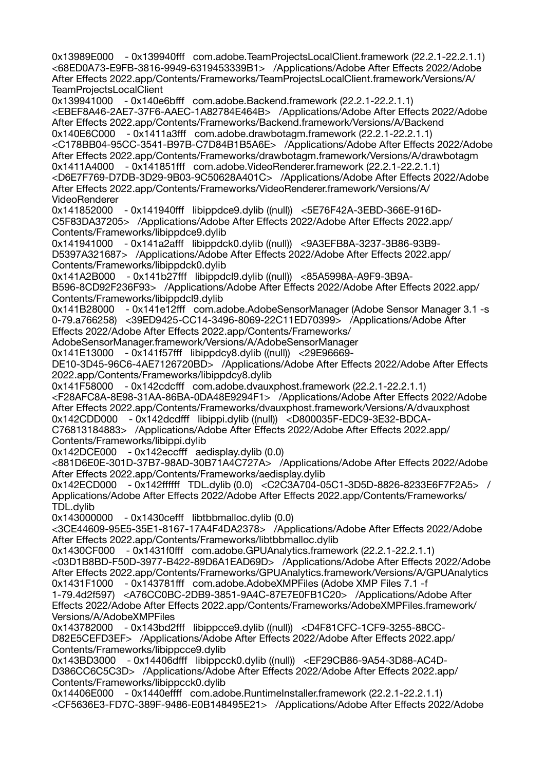0x13989E000 - 0x139940fff com.adobe.TeamProjectsLocalClient.framework (22.2.1-22.2.1.1) <68ED0A73-E9FB-3816-9949-6319453339B1> /Applications/Adobe After Effects 2022/Adobe After Effects 2022.app/Contents/Frameworks/TeamProjectsLocalClient.framework/Versions/A/TeamProjectsLocalClient
0x139941000 - 0x140e6bfff com.adobe.Backend.framework (22.2.1-22.2.1.1) <EBEF8A46-2AE7-37F6-AAEC-1A82784E464B> /Applications/Adobe After Effects 2022/Adobe After Effects 2022.app/Contents/Frameworks/Backend.framework/Versions/A/Backend
0x140E6C000 - 0x1411a3fff com.adobe.drawbotagm.framework (22.2.1-22.2.1.1) <C178BB04-95CC-3541-B97B-C7D84B1B5A6E> /Applications/Adobe After Effects 2022/Adobe After Effects 2022.app/Contents/Frameworks/drawbotagm.framework/Versions/A/drawbotagm
0x1411A4000 - 0x141851fff com.adobe.VideoRenderer.framework (22.2.1-22.2.1.1) <D6E7F769-D7DB-3D29-9B03-9C50628A401C> /Applications/Adobe After Effects 2022/Adobe After Effects 2022.app/Contents/Frameworks/VideoRenderer.framework/Versions/A/VideoRenderer
0x141852000 - 0x141940fff libippdce9.dylib ((null)) <5E76F42A-3EBD-366E-916D-C5F83DA37205> /Applications/Adobe After Effects 2022/Adobe After Effects 2022.app/Contents/Frameworks/libippdce9.dylib
0x141941000 - 0x141a2afff libippdck0.dylib ((null)) <9A3EFB8A-3237-3B86-93B9-D5397A321687> /Applications/Adobe After Effects 2022/Adobe After Effects 2022.app/Contents/Frameworks/libippdck0.dylib
0x141A2B000 - 0x141b27fff libippdcl9.dylib ((null)) <85A5998A-A9F9-3B9A-B596-8CD92F236F93> /Applications/Adobe After Effects 2022/Adobe After Effects 2022.app/Contents/Frameworks/libippdcl9.dylib
0x141B28000 - 0x141e12fff com.adobe.AdobeSensorManager (Adobe Sensor Manager 3.1 -s 0-79.a766258) <39ED9425-CC14-3496-8069-22C11ED70399> /Applications/Adobe After Effects 2022/Adobe After Effects 2022.app/Contents/Frameworks/AdobeSensorManager.framework/Versions/A/AdobeSensorManager
0x141E13000 - 0x141f57fff libippdcy8.dylib ((null)) <29E96669-DE10-3D45-96C6-4AE7126720BD> /Applications/Adobe After Effects 2022/Adobe After Effects 2022.app/Contents/Frameworks/libippdcy8.dylib
0x141F58000 - 0x142cdcfff com.adobe.dvauxphost.framework (22.2.1-22.2.1.1) <F28AFC8A-8E98-31AA-86BA-0DA48E9294F1> /Applications/Adobe After Effects 2022/Adobe After Effects 2022.app/Contents/Frameworks/dvauxphost.framework/Versions/A/dvauxphost
0x142CDD000 - 0x142dcdfff libippi.dylib ((null)) <D800035F-EDC9-3E32-BDCA-C76813184883> /Applications/Adobe After Effects 2022/Adobe After Effects 2022.app/Contents/Frameworks/libippi.dylib
0x142DCE000 - 0x142eccfff aedisplay.dylib (0.0) <881D6E0E-301D-37B7-98AD-30B71A4C727A> /Applications/Adobe After Effects 2022/Adobe After Effects 2022.app/Contents/Frameworks/aedisplay.dylib
0x142ECD000 - 0x142ffffff TDL.dylib (0.0) <C2C3A704-05C1-3D5D-8826-8233E6F7F2A5> /Applications/Adobe After Effects 2022/Adobe After Effects 2022.app/Contents/Frameworks/TDL.dylib
0x143000000 - 0x1430cefff libtbbmalloc.dylib (0.0) <3CE44609-95E5-35E1-8167-17A4F4DA2378> /Applications/Adobe After Effects 2022/Adobe After Effects 2022.app/Contents/Frameworks/libtbbmalloc.dylib
0x1430CF000 - 0x1431f0fff com.adobe.GPUAnalytics.framework (22.2.1-22.2.1.1) <03D1B8BD-F50D-3977-B422-89D6A1EAD69D> /Applications/Adobe After Effects 2022/Adobe After Effects 2022.app/Contents/Frameworks/GPUAnalytics.framework/Versions/A/GPUAnalytics
0x1431F1000 - 0x143781fff com.adobe.AdobeXMPFiles (Adobe XMP Files 7.1 -f 1-79.4d2f597) <A76CC0BC-2DB9-3851-9A4C-87E7E0FB1C20> /Applications/Adobe After Effects 2022/Adobe After Effects 2022.app/Contents/Frameworks/AdobeXMPFiles.framework/Versions/A/AdobeXMPFiles
0x143782000 - 0x143bd2fff libippcce9.dylib ((null)) <D4F81CFC-1CF9-3255-88CC-D82E5CEFD3EF> /Applications/Adobe After Effects 2022/Adobe After Effects 2022.app/Contents/Frameworks/libippcce9.dylib
0x143BD3000 - 0x14406dfff libippcck0.dylib ((null)) <EF29CB86-9A54-3D88-AC4D-D386CC6C5C3D> /Applications/Adobe After Effects 2022/Adobe After Effects 2022.app/Contents/Frameworks/libippcck0.dylib
0x14406E000 - 0x1440effff com.adobe.RuntimeInstaller.framework (22.2.1-22.2.1.1) <CF5636E3-FD7C-389F-9486-E0B148495E21> /Applications/Adobe After Effects 2022/Adobe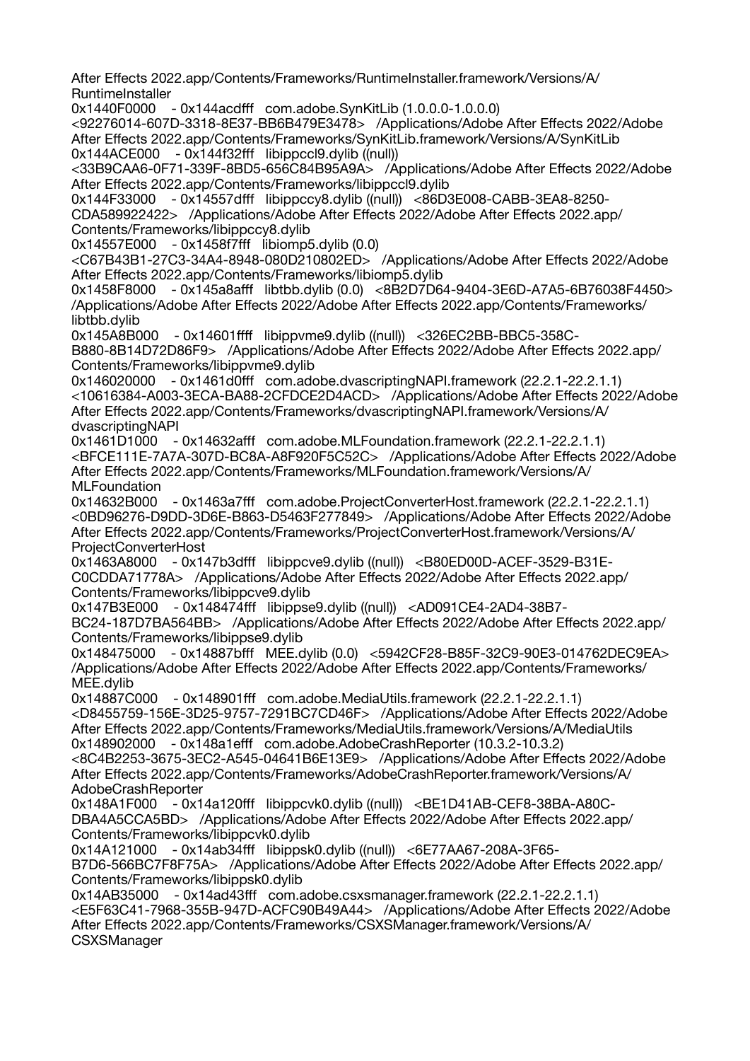After Effects 2022.app/Contents/Frameworks/RuntimeInstaller.framework/Versions/A/RuntimeInstaller
0x1440F0000 - 0x144acdfff com.adobe.SynKitLib (1.0.0.0-1.0.0.0) <92276014-607D-3318-8E37-BB6B479E3478> /Applications/Adobe After Effects 2022/Adobe After Effects 2022.app/Contents/Frameworks/SynKitLib.framework/Versions/A/SynKitLib
0x144ACE000 - 0x144f32fff libippccl9.dylib ((null)) <33B9CAA6-0F71-339F-8BD5-656C84B95A9A> /Applications/Adobe After Effects 2022/Adobe After Effects 2022.app/Contents/Frameworks/libippccl9.dylib
0x144F33000 - 0x14557dfff libippccy8.dylib ((null)) <86D3E008-CABB-3EA8-8250-CDA589922422> /Applications/Adobe After Effects 2022/Adobe After Effects 2022.app/Contents/Frameworks/libippccy8.dylib
0x14557E000 - 0x1458f7fff libiomp5.dylib (0.0) <C67B43B1-27C3-34A4-8948-080D210802ED> /Applications/Adobe After Effects 2022/Adobe After Effects 2022.app/Contents/Frameworks/libiomp5.dylib
0x1458F8000 - 0x145a8afff libtbb.dylib (0.0) <8B2D7D64-9404-3E6D-A7A5-6B76038F4450> /Applications/Adobe After Effects 2022/Adobe After Effects 2022.app/Contents/Frameworks/libtbb.dylib
0x145A8B000 - 0x14601ffff libippvme9.dylib ((null)) <326EC2BB-BBC5-358C-B880-8B14D72D86F9> /Applications/Adobe After Effects 2022/Adobe After Effects 2022.app/Contents/Frameworks/libippvme9.dylib
0x146020000 - 0x1461d0fff com.adobe.dvascriptingNAPI.framework (22.2.1-22.2.1.1) <10616384-A003-3ECA-BA88-2CFDCE2D4ACD> /Applications/Adobe After Effects 2022/Adobe After Effects 2022.app/Contents/Frameworks/dvascriptingNAPI.framework/Versions/A/dvascriptingNAPI
0x1461D1000 - 0x14632afff com.adobe.MLFoundation.framework (22.2.1-22.2.1.1) <BFCE111E-7A7A-307D-BC8A-A8F920F5C52C> /Applications/Adobe After Effects 2022/Adobe After Effects 2022.app/Contents/Frameworks/MLFoundation.framework/Versions/A/MLFoundation
0x14632B000 - 0x1463a7fff com.adobe.ProjectConverterHost.framework (22.2.1-22.2.1.1) <0BD96276-D9DD-3D6E-B863-D5463F277849> /Applications/Adobe After Effects 2022/Adobe After Effects 2022.app/Contents/Frameworks/ProjectConverterHost.framework/Versions/A/ProjectConverterHost
0x1463A8000 - 0x147b3dfff libippcve9.dylib ((null)) <B80ED00D-ACEF-3529-B31E-C0CDDA71778A> /Applications/Adobe After Effects 2022/Adobe After Effects 2022.app/Contents/Frameworks/libippcve9.dylib
0x147B3E000 - 0x148474fff libippse9.dylib ((null)) <AD091CE4-2AD4-38B7-BC24-187D7BA564BB> /Applications/Adobe After Effects 2022/Adobe After Effects 2022.app/Contents/Frameworks/libippse9.dylib
0x148475000 - 0x14887bfff MEE.dylib (0.0) <5942CF28-B85F-32C9-90E3-014762DEC9EA> /Applications/Adobe After Effects 2022/Adobe After Effects 2022.app/Contents/Frameworks/MEE.dylib
0x14887C000 - 0x148901fff com.adobe.MediaUtils.framework (22.2.1-22.2.1.1) <D8455759-156E-3D25-9757-7291BC7CD46F> /Applications/Adobe After Effects 2022/Adobe After Effects 2022.app/Contents/Frameworks/MediaUtils.framework/Versions/A/MediaUtils
0x148902000 - 0x148a1efff com.adobe.AdobeCrashReporter (10.3.2-10.3.2) <8C4B2253-3675-3EC2-A545-04641B6E13E9> /Applications/Adobe After Effects 2022/Adobe After Effects 2022.app/Contents/Frameworks/AdobeCrashReporter.framework/Versions/A/AdobeCrashReporter
0x148A1F000 - 0x14a120fff libippcvk0.dylib ((null)) <BE1D41AB-CEF8-38BA-A80C-DBA4A5CCA5BD> /Applications/Adobe After Effects 2022/Adobe After Effects 2022.app/Contents/Frameworks/libippcvk0.dylib
0x14A121000 - 0x14ab34fff libippsk0.dylib ((null)) <6E77AA67-208A-3F65-B7D6-566BC7F8F75A> /Applications/Adobe After Effects 2022/Adobe After Effects 2022.app/Contents/Frameworks/libippsk0.dylib
0x14AB35000 - 0x14ad43fff com.adobe.csxsmanager.framework (22.2.1-22.2.1.1) <E5F63C41-7968-355B-947D-ACFC90B49A44> /Applications/Adobe After Effects 2022/Adobe After Effects 2022.app/Contents/Frameworks/CSXSManager.framework/Versions/A/CSXSManager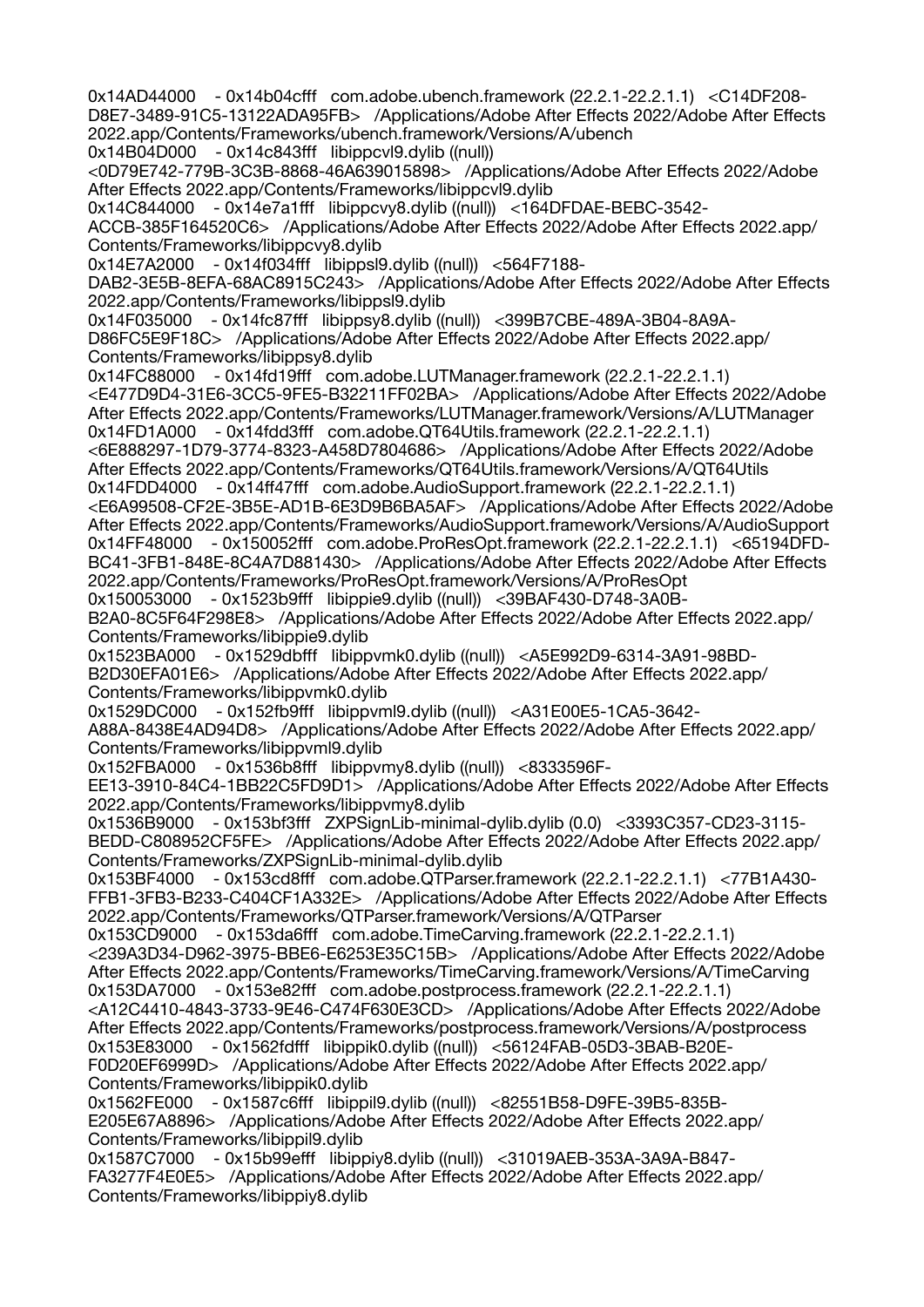0x14AD44000 - 0x14b04cfff com.adobe.ubench.framework (22.2.1-22.2.1.1) <C14DF208-D8E7-3489-91C5-13122ADA95FB> /Applications/Adobe After Effects 2022/Adobe After Effects 2022.app/Contents/Frameworks/ubench.framework/Versions/A/ubench
0x14B04D000 - 0x14c843fff libippcvl9.dylib ((null)) <0D79E742-779B-3C3B-8868-46A639015898> /Applications/Adobe After Effects 2022/Adobe After Effects 2022.app/Contents/Frameworks/libippcvl9.dylib
0x14C844000 - 0x14e7a1fff libippcvy8.dylib ((null)) <164DFDAE-BEBC-3542-ACCB-385F164520C6> /Applications/Adobe After Effects 2022/Adobe After Effects 2022.app/Contents/Frameworks/libippcvy8.dylib
0x14E7A2000 - 0x14f034fff libippsl9.dylib ((null)) <564F7188-DAB2-3E5B-8EFA-68AC8915C243> /Applications/Adobe After Effects 2022/Adobe After Effects 2022.app/Contents/Frameworks/libippsl9.dylib
0x14F035000 - 0x14fc87fff libippsy8.dylib ((null)) <399B7CBE-489A-3B04-8A9A-D86FC5E9F18C> /Applications/Adobe After Effects 2022/Adobe After Effects 2022.app/Contents/Frameworks/libippsy8.dylib
0x14FC88000 - 0x14fd19fff com.adobe.LUTManager.framework (22.2.1-22.2.1.1) <E477D9D4-31E6-3CC5-9FE5-B32211FF02BA> /Applications/Adobe After Effects 2022/Adobe After Effects 2022.app/Contents/Frameworks/LUTManager.framework/Versions/A/LUTManager
0x14FD1A000 - 0x14fdd3fff com.adobe.QT64Utils.framework (22.2.1-22.2.1.1) <6E888297-1D79-3774-8323-A458D7804686> /Applications/Adobe After Effects 2022/Adobe After Effects 2022.app/Contents/Frameworks/QT64Utils.framework/Versions/A/QT64Utils
0x14FDD4000 - 0x14ff47fff com.adobe.AudioSupport.framework (22.2.1-22.2.1.1) <E6A99508-CF2E-3B5E-AD1B-6E3D9B6BA5AF> /Applications/Adobe After Effects 2022/Adobe After Effects 2022.app/Contents/Frameworks/AudioSupport.framework/Versions/A/AudioSupport
0x14FF48000 - 0x150052fff com.adobe.ProResOpt.framework (22.2.1-22.2.1.1) <65194DFD-BC41-3FB1-848E-8C4A7D881430> /Applications/Adobe After Effects 2022/Adobe After Effects 2022.app/Contents/Frameworks/ProResOpt.framework/Versions/A/ProResOpt
0x150053000 - 0x1523b9fff libippie9.dylib ((null)) <39BAF430-D748-3A0B-B2A0-8C5F64F298E8> /Applications/Adobe After Effects 2022/Adobe After Effects 2022.app/Contents/Frameworks/libippie9.dylib
0x1523BA000 - 0x1529dbfff libippvmk0.dylib ((null)) <A5E992D9-6314-3A91-98BD-B2D30EFA01E6> /Applications/Adobe After Effects 2022/Adobe After Effects 2022.app/Contents/Frameworks/libippvmk0.dylib
0x1529DC000 - 0x152fb9fff libippvml9.dylib ((null)) <A31E00E5-1CA5-3642-A88A-8438E4AD94D8> /Applications/Adobe After Effects 2022/Adobe After Effects 2022.app/Contents/Frameworks/libippvml9.dylib
0x152FBA000 - 0x1536b8fff libippvmy8.dylib ((null)) <8333596F-EE13-3910-84C4-1BB22C5FD9D1> /Applications/Adobe After Effects 2022/Adobe After Effects 2022.app/Contents/Frameworks/libippvmy8.dylib
0x1536B9000 - 0x153bf3fff ZXPSignLib-minimal-dylib.dylib (0.0) <3393C357-CD23-3115-BEDD-C808952CF5FE> /Applications/Adobe After Effects 2022/Adobe After Effects 2022.app/Contents/Frameworks/ZXPSignLib-minimal-dylib.dylib
0x153BF4000 - 0x153cd8fff com.adobe.QTParser.framework (22.2.1-22.2.1.1) <77B1A430-FFB1-3FB3-B233-C404CF1A332E> /Applications/Adobe After Effects 2022/Adobe After Effects 2022.app/Contents/Frameworks/QTParser.framework/Versions/A/QTParser
0x153CD9000 - 0x153da6fff com.adobe.TimeCarving.framework (22.2.1-22.2.1.1) <239A3D34-D962-3975-BBE6-E6253E35C15B> /Applications/Adobe After Effects 2022/Adobe After Effects 2022.app/Contents/Frameworks/TimeCarving.framework/Versions/A/TimeCarving
0x153DA7000 - 0x153e82fff com.adobe.postprocess.framework (22.2.1-22.2.1.1) <A12C4410-4843-3733-9E46-C474F630E3CD> /Applications/Adobe After Effects 2022/Adobe After Effects 2022.app/Contents/Frameworks/postprocess.framework/Versions/A/postprocess
0x153E83000 - 0x1562fdfff libippik0.dylib ((null)) <56124FAB-05D3-3BAB-B20E-F0D20EF6999D> /Applications/Adobe After Effects 2022/Adobe After Effects 2022.app/Contents/Frameworks/libippik0.dylib
0x1562FE000 - 0x1587c6fff libippil9.dylib ((null)) <82551B58-D9FE-39B5-835B-E205E67A8896> /Applications/Adobe After Effects 2022/Adobe After Effects 2022.app/Contents/Frameworks/libippil9.dylib
0x1587C7000 - 0x15b99efff libippiy8.dylib ((null)) <31019AEB-353A-3A9A-B847-FA3277F4E0E5> /Applications/Adobe After Effects 2022/Adobe After Effects 2022.app/Contents/Frameworks/libippiy8.dylib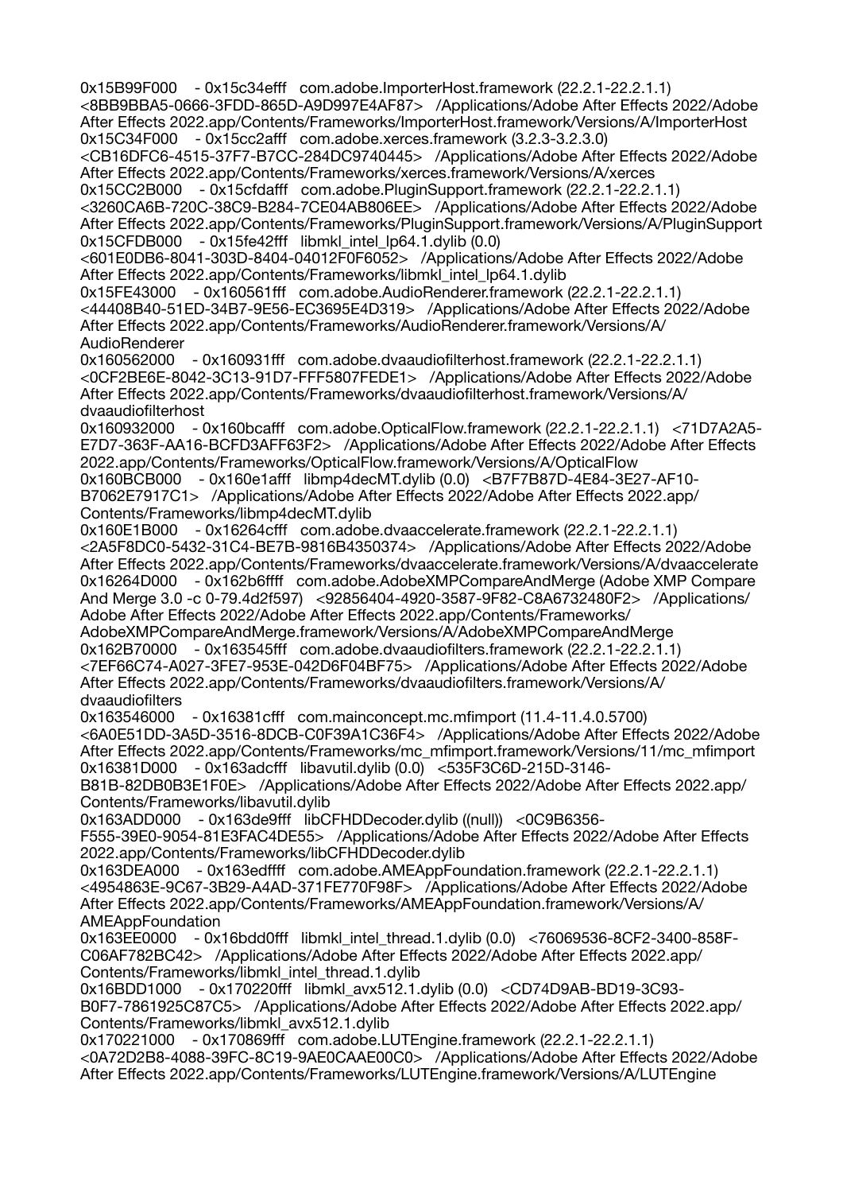0x15B99F000 - 0x15c34efff com.adobe.ImporterHost.framework (22.2.1-22.2.1.1) <8BB9BBA5-0666-3FDD-865D-A9D997E4AF87> /Applications/Adobe After Effects 2022/Adobe After Effects 2022.app/Contents/Frameworks/ImporterHost.framework/Versions/A/ImporterHost
0x15C34F000 - 0x15cc2afff com.adobe.xerces.framework (3.2.3-3.2.3.0) <CB16DFC6-4515-37F7-B7CC-284DC9740445> /Applications/Adobe After Effects 2022/Adobe After Effects 2022.app/Contents/Frameworks/xerces.framework/Versions/A/xerces
0x15CC2B000 - 0x15cfdafff com.adobe.PluginSupport.framework (22.2.1-22.2.1.1) <3260CA6B-720C-38C9-B284-7CE04AB806EE> /Applications/Adobe After Effects 2022/Adobe After Effects 2022.app/Contents/Frameworks/PluginSupport.framework/Versions/A/PluginSupport
0x15CFDB000 - 0x15fe42fff libmkl_intel_lp64.1.dylib (0.0) <601E0DB6-8041-303D-8404-04012F0F6052> /Applications/Adobe After Effects 2022/Adobe After Effects 2022.app/Contents/Frameworks/libmkl_intel_lp64.1.dylib
0x15FE43000 - 0x160561fff com.adobe.AudioRenderer.framework (22.2.1-22.2.1.1) <44408B40-51ED-34B7-9E56-EC3695E4D319> /Applications/Adobe After Effects 2022/Adobe After Effects 2022.app/Contents/Frameworks/AudioRenderer.framework/Versions/A/AudioRenderer
0x160562000 - 0x160931fff com.adobe.dvaaudiofilterhost.framework (22.2.1-22.2.1.1) <0CF2BE6E-8042-3C13-91D7-FFF5807FEDE1> /Applications/Adobe After Effects 2022/Adobe After Effects 2022.app/Contents/Frameworks/dvaaudiofilterhost.framework/Versions/A/dvaaudiofilterhost
0x160932000 - 0x160bcafff com.adobe.OpticalFlow.framework (22.2.1-22.2.1.1) <71D7A2A5-E7D7-363F-AA16-BCFD3AFF63F2> /Applications/Adobe After Effects 2022/Adobe After Effects 2022.app/Contents/Frameworks/OpticalFlow.framework/Versions/A/OpticalFlow
0x160BCB000 - 0x160e1afff libmp4decMT.dylib (0.0) <B7F7B87D-4E84-3E27-AF10-B7062E7917C1> /Applications/Adobe After Effects 2022/Adobe After Effects 2022.app/Contents/Frameworks/libmp4decMT.dylib
0x160E1B000 - 0x16264cfff com.adobe.dvaaccelerate.framework (22.2.1-22.2.1.1) <2A5F8DC0-5432-31C4-BE7B-9816B4350374> /Applications/Adobe After Effects 2022/Adobe After Effects 2022.app/Contents/Frameworks/dvaaccelerate.framework/Versions/A/dvaaccelerate
0x16264D000 - 0x162b6ffff com.adobe.AdobeXMPCompareAndMerge (Adobe XMP Compare And Merge 3.0 -c 0-79.4d2f597) <92856404-4920-3587-9F82-C8A6732480F2> /Applications/Adobe After Effects 2022/Adobe After Effects 2022.app/Contents/Frameworks/AdobeXMPCompareAndMerge.framework/Versions/A/AdobeXMPCompareAndMerge
0x162B70000 - 0x163545fff com.adobe.dvaaudiofilters.framework (22.2.1-22.2.1.1) <7EF66C74-A027-3FE7-953E-042D6F04BF75> /Applications/Adobe After Effects 2022/Adobe After Effects 2022.app/Contents/Frameworks/dvaaudiofilters.framework/Versions/A/dvaaudiofilters
0x163546000 - 0x16381cfff com.mainconcept.mc.mfimport (11.4-11.4.0.5700) <6A0E51DD-3A5D-3516-8DCB-C0F39A1C36F4> /Applications/Adobe After Effects 2022/Adobe After Effects 2022.app/Contents/Frameworks/mc_mfimport.framework/Versions/11/mc_mfimport
0x16381D000 - 0x163adcfff libavutil.dylib (0.0) <535F3C6D-215D-3146-B81B-82DB0B3E1F0E> /Applications/Adobe After Effects 2022/Adobe After Effects 2022.app/Contents/Frameworks/libavutil.dylib
0x163ADD000 - 0x163de9fff libCFHDDecoder.dylib ((null)) <0C9B6356-F555-39E0-9054-81E3FAC4DE55> /Applications/Adobe After Effects 2022/Adobe After Effects 2022.app/Contents/Frameworks/libCFHDDecoder.dylib
0x163DEA000 - 0x163edffff com.adobe.AMEAppFoundation.framework (22.2.1-22.2.1.1) <4954863E-9C67-3B29-A4AD-371FE770F98F> /Applications/Adobe After Effects 2022/Adobe After Effects 2022.app/Contents/Frameworks/AMEAppFoundation.framework/Versions/A/AMEAppFoundation
0x163EE0000 - 0x16bdd0fff libmkl_intel_thread.1.dylib (0.0) <76069536-8CF2-3400-858F-C06AF782BC42> /Applications/Adobe After Effects 2022/Adobe After Effects 2022.app/Contents/Frameworks/libmkl_intel_thread.1.dylib
0x16BDD1000 - 0x170220fff libmkl_avx512.1.dylib (0.0) <CD74D9AB-BD19-3C93-B0F7-7861925C87C5> /Applications/Adobe After Effects 2022/Adobe After Effects 2022.app/Contents/Frameworks/libmkl_avx512.1.dylib
0x170221000 - 0x170869fff com.adobe.LUTEngine.framework (22.2.1-22.2.1.1) <0A72D2B8-4088-39FC-8C19-9AE0CAAE00C0> /Applications/Adobe After Effects 2022/Adobe After Effects 2022.app/Contents/Frameworks/LUTEngine.framework/Versions/A/LUTEngine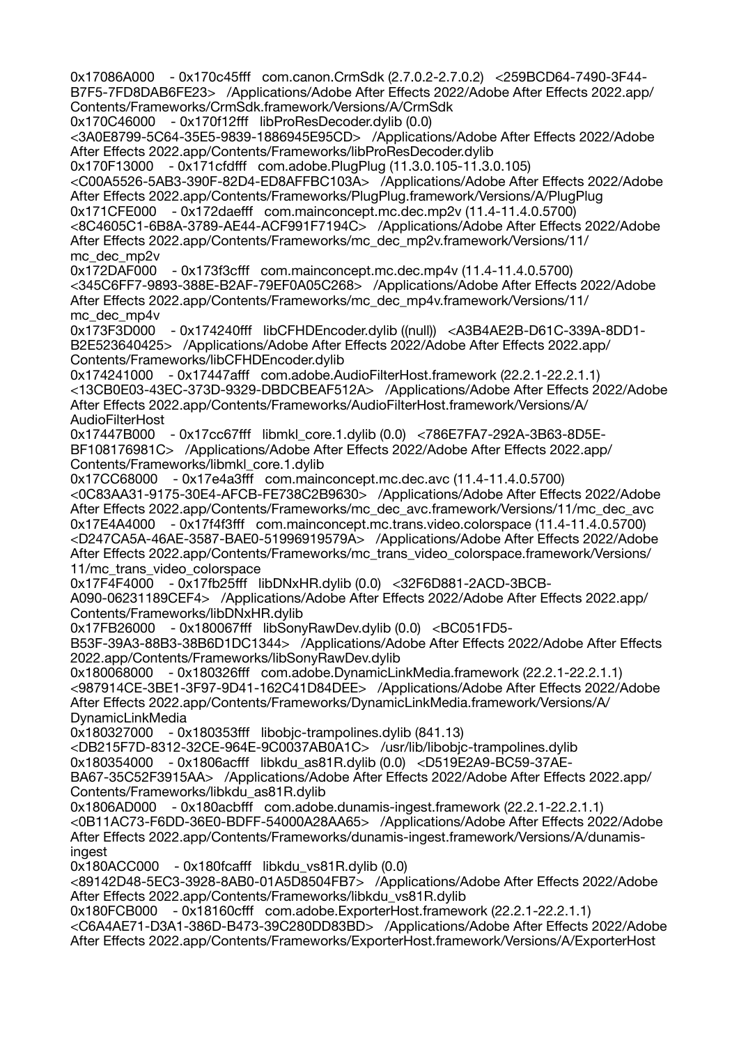0x17086A000 - 0x170c45fff com.canon.CrmSdk (2.7.0.2-2.7.0.2) <259BCD64-7490-3F44-B7F5-7FD8DAB6FE23> /Applications/Adobe After Effects 2022/Adobe After Effects 2022.app/Contents/Frameworks/CrmSdk.framework/Versions/A/CrmSdk
0x170C46000 - 0x170f12fff libProResDecoder.dylib (0.0) <3A0E8799-5C64-35E5-9839-1886945E95CD> /Applications/Adobe After Effects 2022/Adobe After Effects 2022.app/Contents/Frameworks/libProResDecoder.dylib
0x170F13000 - 0x171cfdfff com.adobe.PlugPlug (11.3.0.105-11.3.0.105) <C00A5526-5AB3-390F-82D4-ED8AFFBC103A> /Applications/Adobe After Effects 2022/Adobe After Effects 2022.app/Contents/Frameworks/PlugPlug.framework/Versions/A/PlugPlug
0x171CFE000 - 0x172daefff com.mainconcept.mc.dec.mp2v (11.4-11.4.0.5700) <8C4605C1-6B8A-3789-AE44-ACF991F7194C> /Applications/Adobe After Effects 2022/Adobe After Effects 2022.app/Contents/Frameworks/mc_dec_mp2v.framework/Versions/11/mc_dec_mp2v
0x172DAF000 - 0x173f3cfff com.mainconcept.mc.dec.mp4v (11.4-11.4.0.5700) <345C6FF7-9893-388E-B2AF-79EF0A05C268> /Applications/Adobe After Effects 2022/Adobe After Effects 2022.app/Contents/Frameworks/mc_dec_mp4v.framework/Versions/11/mc_dec_mp4v
0x173F3D000 - 0x174240fff libCFHDEncoder.dylib ((null)) <A3B4AE2B-D61C-339A-8DD1-B2E523640425> /Applications/Adobe After Effects 2022/Adobe After Effects 2022.app/Contents/Frameworks/libCFHDEncoder.dylib
0x174241000 - 0x17447afff com.adobe.AudioFilterHost.framework (22.2.1-22.2.1.1) <13CB0E03-43EC-373D-9329-DBDCBEAF512A> /Applications/Adobe After Effects 2022/Adobe After Effects 2022.app/Contents/Frameworks/AudioFilterHost.framework/Versions/A/AudioFilterHost
0x17447B000 - 0x17cc67fff libmkl_core.1.dylib (0.0) <786E7FA7-292A-3B63-8D5E-BF108176981C> /Applications/Adobe After Effects 2022/Adobe After Effects 2022.app/Contents/Frameworks/libmkl_core.1.dylib
0x17CC68000 - 0x17e4a3fff com.mainconcept.mc.dec.avc (11.4-11.4.0.5700) <0C83AA31-9175-30E4-AFCB-FE738C2B9630> /Applications/Adobe After Effects 2022/Adobe After Effects 2022.app/Contents/Frameworks/mc_dec_avc.framework/Versions/11/mc_dec_avc
0x17E4A4000 - 0x17f4f3fff com.mainconcept.mc.trans.video.colorspace (11.4-11.4.0.5700) <D247CA5A-46AE-3587-BAE0-51996919579A> /Applications/Adobe After Effects 2022/Adobe After Effects 2022.app/Contents/Frameworks/mc_trans_video_colorspace.framework/Versions/11/mc_trans_video_colorspace
0x17F4F4000 - 0x17fb25fff libDNxHR.dylib (0.0) <32F6D881-2ACD-3BCB-A090-06231189CEF4> /Applications/Adobe After Effects 2022/Adobe After Effects 2022.app/Contents/Frameworks/libDNxHR.dylib
0x17FB26000 - 0x180067fff libSonyRawDev.dylib (0.0) <BC051FD5-B53F-39A3-88B3-38B6D1DC1344> /Applications/Adobe After Effects 2022/Adobe After Effects 2022.app/Contents/Frameworks/libSonyRawDev.dylib
0x180068000 - 0x180326fff com.adobe.DynamicLinkMedia.framework (22.2.1-22.2.1.1) <987914CE-3BE1-3F97-9D41-162C41D84DEE> /Applications/Adobe After Effects 2022/Adobe After Effects 2022.app/Contents/Frameworks/DynamicLinkMedia.framework/Versions/A/DynamicLinkMedia
0x180327000 - 0x180353fff libobjc-trampolines.dylib (841.13) <DB215F7D-8312-32CE-964E-9C0037AB0A1C> /usr/lib/libobjc-trampolines.dylib
0x180354000 - 0x1806acfff libkdu_as81R.dylib (0.0) <D519E2A9-BC59-37AE-BA67-35C52F3915AA> /Applications/Adobe After Effects 2022/Adobe After Effects 2022.app/Contents/Frameworks/libkdu_as81R.dylib
0x1806AD000 - 0x180acbfff com.adobe.dunamis-ingest.framework (22.2.1-22.2.1.1) <0B11AC73-F6DD-36E0-BDFF-54000A28AA65> /Applications/Adobe After Effects 2022/Adobe After Effects 2022.app/Contents/Frameworks/dunamis-ingest.framework/Versions/A/dunamis-ingest
0x180ACC000 - 0x180fcafff libkdu_vs81R.dylib (0.0) <89142D48-5EC3-3928-8AB0-01A5D8504FB7> /Applications/Adobe After Effects 2022/Adobe After Effects 2022.app/Contents/Frameworks/libkdu_vs81R.dylib
0x180FCB000 - 0x18160cfff com.adobe.ExporterHost.framework (22.2.1-22.2.1.1) <C6A4AE71-D3A1-386D-B473-39C280DD83BD> /Applications/Adobe After Effects 2022/Adobe After Effects 2022.app/Contents/Frameworks/ExporterHost.framework/Versions/A/ExporterHost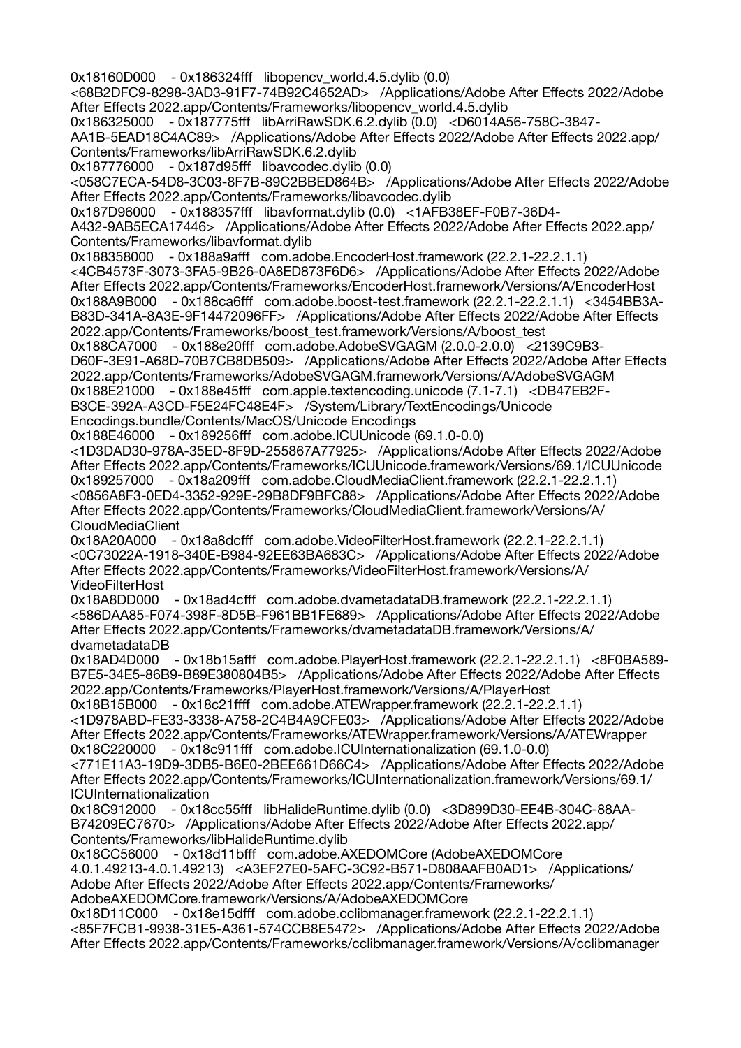0x18160D000 - 0x186324fff libopencv_world.4.5.dylib (0.0) <68B2DFC9-8298-3AD3-91F7-74B92C4652AD> /Applications/Adobe After Effects 2022/Adobe After Effects 2022.app/Contents/Frameworks/libopencv_world.4.5.dylib
0x186325000 - 0x187775fff libArriRawSDK.6.2.dylib (0.0) <D6014A56-758C-3847-AA1B-5EAD18C4AC89> /Applications/Adobe After Effects 2022/Adobe After Effects 2022.app/Contents/Frameworks/libArriRawSDK.6.2.dylib
0x187776000 - 0x187d95fff libavcodec.dylib (0.0) <058C7ECA-54D8-3C03-8F7B-89C2BBED864B> /Applications/Adobe After Effects 2022/Adobe After Effects 2022.app/Contents/Frameworks/libavcodec.dylib
0x187D96000 - 0x188357fff libavformat.dylib (0.0) <1AFB38EF-F0B7-36D4-A432-9AB5ECA17446> /Applications/Adobe After Effects 2022/Adobe After Effects 2022.app/Contents/Frameworks/libavformat.dylib
0x188358000 - 0x188a9afff com.adobe.EncoderHost.framework (22.2.1-22.2.1.1) <4CB4573F-3073-3FA5-9B26-0A8ED873F6D6> /Applications/Adobe After Effects 2022/Adobe After Effects 2022.app/Contents/Frameworks/EncoderHost.framework/Versions/A/EncoderHost
0x188A9B000 - 0x188ca6fff com.adobe.boost-test.framework (22.2.1-22.2.1.1) <3454BB3A-B83D-341A-8A3E-9F14472096FF> /Applications/Adobe After Effects 2022/Adobe After Effects 2022.app/Contents/Frameworks/boost_test.framework/Versions/A/boost_test
0x188CA7000 - 0x188e20fff com.adobe.AdobeSVGAGM (2.0.0-2.0.0) <2139C9B3-D60F-3E91-A68D-70B7CB8DB509> /Applications/Adobe After Effects 2022/Adobe After Effects 2022.app/Contents/Frameworks/AdobeSVGAGM.framework/Versions/A/AdobeSVGAGM
0x188E21000 - 0x188e45fff com.apple.textencoding.unicode (7.1-7.1) <DB47EB2F-B3CE-392A-A3CD-F5E24FC48E4F> /System/Library/TextEncodings/Unicode Encodings.bundle/Contents/MacOS/Unicode Encodings
0x188E46000 - 0x189256fff com.adobe.ICUUnicode (69.1.0-0.0) <1D3DAD30-978A-35ED-8F9D-255867A77925> /Applications/Adobe After Effects 2022/Adobe After Effects 2022.app/Contents/Frameworks/ICUUnicode.framework/Versions/69.1/ICUUnicode
0x189257000 - 0x18a209fff com.adobe.CloudMediaClient.framework (22.2.1-22.2.1.1) <0856A8F3-0ED4-3352-929E-29B8DF9BFC88> /Applications/Adobe After Effects 2022/Adobe After Effects 2022.app/Contents/Frameworks/CloudMediaClient.framework/Versions/A/CloudMediaClient
0x18A20A000 - 0x18a8dcfff com.adobe.VideoFilterHost.framework (22.2.1-22.2.1.1) <0C73022A-1918-340E-B984-92EE63BA683C> /Applications/Adobe After Effects 2022/Adobe After Effects 2022.app/Contents/Frameworks/VideoFilterHost.framework/Versions/A/VideoFilterHost
0x18A8DD000 - 0x18ad4cfff com.adobe.dvametadataDB.framework (22.2.1-22.2.1.1) <586DAA85-F074-398F-8D5B-F961BB1FE689> /Applications/Adobe After Effects 2022/Adobe After Effects 2022.app/Contents/Frameworks/dvametadataDB.framework/Versions/A/dvametadataDB
0x18AD4D000 - 0x18b15afff com.adobe.PlayerHost.framework (22.2.1-22.2.1.1) <8F0BA589-B7E5-34E5-86B9-B89E380804B5> /Applications/Adobe After Effects 2022/Adobe After Effects 2022.app/Contents/Frameworks/PlayerHost.framework/Versions/A/PlayerHost
0x18B15B000 - 0x18c21ffff com.adobe.ATEWrapper.framework (22.2.1-22.2.1.1) <1D978ABD-FE33-3338-A758-2C4B4A9CFE03> /Applications/Adobe After Effects 2022/Adobe After Effects 2022.app/Contents/Frameworks/ATEWrapper.framework/Versions/A/ATEWrapper
0x18C220000 - 0x18c911fff com.adobe.ICUInternationalization (69.1.0-0.0) <771E11A3-19D9-3DB5-B6E0-2BEE661D66C4> /Applications/Adobe After Effects 2022/Adobe After Effects 2022.app/Contents/Frameworks/ICUInternationalization.framework/Versions/69.1/ICUInternationalization
0x18C912000 - 0x18cc55fff libHalideRuntime.dylib (0.0) <3D899D30-EE4B-304C-88AA-B74209EC7670> /Applications/Adobe After Effects 2022/Adobe After Effects 2022.app/Contents/Frameworks/libHalideRuntime.dylib
0x18CC56000 - 0x18d11bfff com.adobe.AXEDOMCore (AdobeAXEDOMCore 4.0.1.49213-4.0.1.49213) <A3EF27E0-5AFC-3C92-B571-D808AAFB0AD1> /Applications/Adobe After Effects 2022/Adobe After Effects 2022.app/Contents/Frameworks/AdobeAXEDOMCore.framework/Versions/A/AdobeAXEDOMCore
0x18D11C000 - 0x18e15dfff com.adobe.cclibmanager.framework (22.2.1-22.2.1.1) <85F7FCB1-9938-31E5-A361-574CCB8E5472> /Applications/Adobe After Effects 2022/Adobe After Effects 2022.app/Contents/Frameworks/cclibmanager.framework/Versions/A/cclibmanager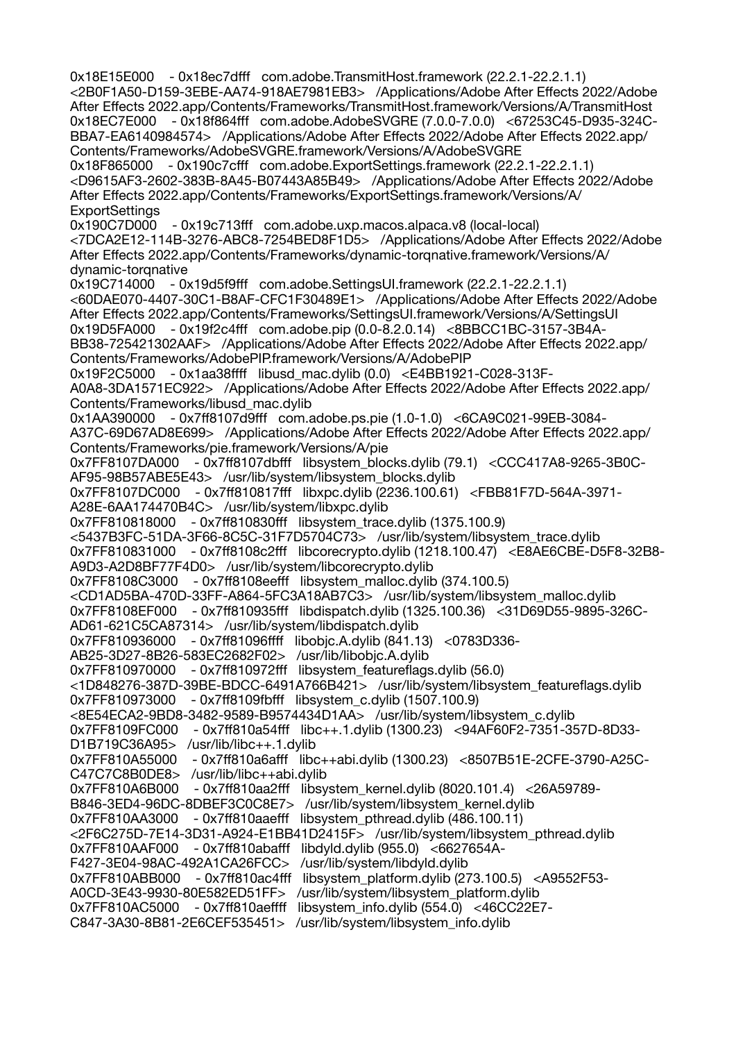0x18E15E000 - 0x18ec7dfff com.adobe.TransmitHost.framework (22.2.1-22.2.1.1) <2B0F1A50-D159-3EBE-AA74-918AE7981EB3> /Applications/Adobe After Effects 2022/Adobe After Effects 2022.app/Contents/Frameworks/TransmitHost.framework/Versions/A/TransmitHost
0x18EC7E000 - 0x18f864fff com.adobe.AdobeSVGRE (7.0.0-7.0.0) <67253C45-D935-324C-BBA7-EA6140984574> /Applications/Adobe After Effects 2022/Adobe After Effects 2022.app/Contents/Frameworks/AdobeSVGRE.framework/Versions/A/AdobeSVGRE
0x18F865000 - 0x190c7cfff com.adobe.ExportSettings.framework (22.2.1-22.2.1.1) <D9615AF3-2602-383B-8A45-B07443A85B49> /Applications/Adobe After Effects 2022/Adobe After Effects 2022.app/Contents/Frameworks/ExportSettings.framework/Versions/A/ExportSettings
0x190C7D000 - 0x19c713fff com.adobe.uxp.macos.alpaca.v8 (local-local) <7DCA2E12-114B-3276-ABC8-7254BED8F1D5> /Applications/Adobe After Effects 2022/Adobe After Effects 2022.app/Contents/Frameworks/dynamic-torqnative.framework/Versions/A/dynamic-torqnative
0x19C714000 - 0x19d5f9fff com.adobe.SettingsUI.framework (22.2.1-22.2.1.1) <60DAE070-4407-30C1-B8AF-CFC1F30489E1> /Applications/Adobe After Effects 2022/Adobe After Effects 2022.app/Contents/Frameworks/SettingsUI.framework/Versions/A/SettingsUI
0x19D5FA000 - 0x19f2c4fff com.adobe.pip (0.0-8.2.0.14) <8BBCC1BC-3157-3B4A-BB38-725421302AAF> /Applications/Adobe After Effects 2022/Adobe After Effects 2022.app/Contents/Frameworks/AdobePIP.framework/Versions/A/AdobePIP
0x19F2C5000 - 0x1aa38ffff libusd_mac.dylib (0.0) <E4BB1921-C028-313F-A0A8-3DA1571EC922> /Applications/Adobe After Effects 2022/Adobe After Effects 2022.app/Contents/Frameworks/libusd_mac.dylib
0x1AA390000 - 0x7ff8107d9fff com.adobe.ps.pie (1.0-1.0) <6CA9C021-99EB-3084-A37C-69D67AD8E699> /Applications/Adobe After Effects 2022/Adobe After Effects 2022.app/Contents/Frameworks/pie.framework/Versions/A/pie
0x7FF8107DA000 - 0x7ff8107dbfff libsystem_blocks.dylib (79.1) <CCC417A8-9265-3B0C-AF95-98B57ABE5E43> /usr/lib/system/libsystem_blocks.dylib
0x7FF8107DC000 - 0x7ff810817fff libxpc.dylib (2236.100.61) <FBB81F7D-564A-3971-A28E-6AA174470B4C> /usr/lib/system/libxpc.dylib
0x7FF810818000 - 0x7ff810830fff libsystem_trace.dylib (1375.100.9) <5437B3FC-51DA-3F66-8C5C-31F7D5704C73> /usr/lib/system/libsystem_trace.dylib
0x7FF810831000 - 0x7ff8108c2fff libcorecrypto.dylib (1218.100.47) <E8AE6CBE-D5F8-32B8-A9D3-A2D8BF77F4D0> /usr/lib/system/libcorecrypto.dylib
0x7FF8108C3000 - 0x7ff8108eefff libsystem_malloc.dylib (374.100.5) <CD1AD5BA-470D-33FF-A864-5FC3A18AB7C3> /usr/lib/system/libsystem_malloc.dylib
0x7FF8108EF000 - 0x7ff810935fff libdispatch.dylib (1325.100.36) <31D69D55-9895-326C-AD61-621C5CA87314> /usr/lib/system/libdispatch.dylib
0x7FF810936000 - 0x7ff81096ffff libobjc.A.dylib (841.13) <0783D336-AB25-3D27-8B26-583EC2682F02> /usr/lib/libobjc.A.dylib
0x7FF810970000 - 0x7ff810972fff libsystem_featureflags.dylib (56.0) <1D848276-387D-39BE-BDCC-6491A766B421> /usr/lib/system/libsystem_featureflags.dylib
0x7FF810973000 - 0x7ff8109fbfff libsystem_c.dylib (1507.100.9) <8E54ECA2-9BD8-3482-9589-B9574434D1AA> /usr/lib/system/libsystem_c.dylib
0x7FF8109FC000 - 0x7ff810a54fff libc++.1.dylib (1300.23) <94AF60F2-7351-357D-8D33-D1B719C36A95> /usr/lib/libc++.1.dylib
0x7FF810A55000 - 0x7ff810a6afff libc++abi.dylib (1300.23) <8507B51E-2CFE-3790-A25C-C47C7C8B0DE8> /usr/lib/libc++abi.dylib
0x7FF810A6B000 - 0x7ff810aa2fff libsystem_kernel.dylib (8020.101.4) <26A59789-B846-3ED4-96DC-8DBEF3C0C8E7> /usr/lib/system/libsystem_kernel.dylib
0x7FF810AA3000 - 0x7ff810aaefff libsystem_pthread.dylib (486.100.11) <2F6C275D-7E14-3D31-A924-E1BB41D2415F> /usr/lib/system/libsystem_pthread.dylib
0x7FF810AAF000 - 0x7ff810abafff libdyld.dylib (955.0) <6627654A-F427-3E04-98AC-492A1CA26FCC> /usr/lib/system/libdyld.dylib
0x7FF810ABB000 - 0x7ff810ac4fff libsystem_platform.dylib (273.100.5) <A9552F53-A0CD-3E43-9930-80E582ED51FF> /usr/lib/system/libsystem_platform.dylib
0x7FF810AC5000 - 0x7ff810aeffff libsystem_info.dylib (554.0) <46CC22E7-C847-3A30-8B81-2E6CEF535451> /usr/lib/system/libsystem_info.dylib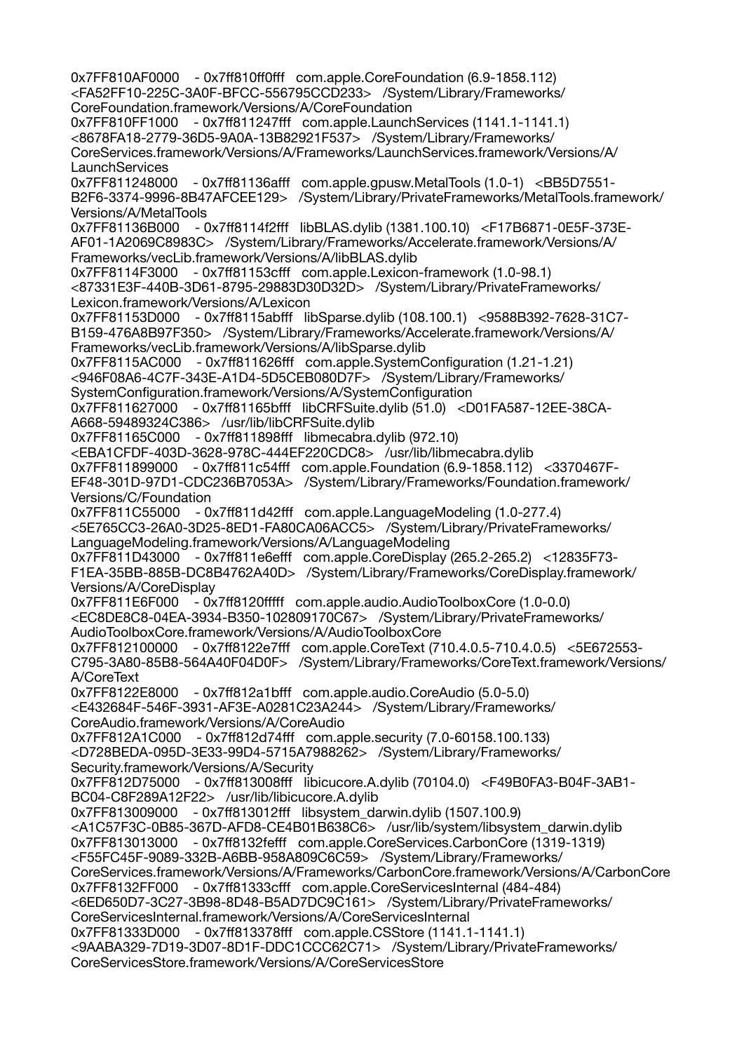0x7FF810AF0000 - 0x7ff810ff0fff com.apple.CoreFoundation (6.9-1858.112) <FA52FF10-225C-3A0F-BFCC-556795CCD233> /System/Library/Frameworks/CoreFoundation.framework/Versions/A/CoreFoundation
0x7FF810FF1000 - 0x7ff811247fff com.apple.LaunchServices (1141.1-1141.1) <8678FA18-2779-36D5-9A0A-13B82921F537> /System/Library/Frameworks/CoreServices.framework/Versions/A/Frameworks/LaunchServices.framework/Versions/A/LaunchServices
0x7FF811248000 - 0x7ff81136afff com.apple.gpusw.MetalTools (1.0-1) <BB5D7551-B2F6-3374-9996-8B47AFCEE129> /System/Library/PrivateFrameworks/MetalTools.framework/Versions/A/MetalTools
0x7FF81136B000 - 0x7ff8114f2fff libBLAS.dylib (1381.100.10) <F17B6871-0E5F-373E-AF01-1A2069C8983C> /System/Library/Frameworks/Accelerate.framework/Versions/A/Frameworks/vecLib.framework/Versions/A/libBLAS.dylib
0x7FF8114F3000 - 0x7ff81153cfff com.apple.Lexicon-framework (1.0-98.1) <87331E3F-440B-3D61-8795-29883D30D32D> /System/Library/PrivateFrameworks/Lexicon.framework/Versions/A/Lexicon
0x7FF81153D000 - 0x7ff8115abfff libSparse.dylib (108.100.1) <9588B392-7628-31C7-B159-476A8B97F350> /System/Library/Frameworks/Accelerate.framework/Versions/A/Frameworks/vecLib.framework/Versions/A/libSparse.dylib
0x7FF8115AC000 - 0x7ff811626fff com.apple.SystemConfiguration (1.21-1.21) <946F08A6-4C7F-343E-A1D4-5D5CEB080D7F> /System/Library/Frameworks/SystemConfiguration.framework/Versions/A/SystemConfiguration
0x7FF811627000 - 0x7ff81165bfff libCRFSuite.dylib (51.0) <D01FA587-12EE-38CA-A668-59489324C386> /usr/lib/libCRFSuite.dylib
0x7FF81165C000 - 0x7ff811898fff libmecabra.dylib (972.10) <EBA1CFDF-403D-3628-978C-444EF220CDC8> /usr/lib/libmecabra.dylib
0x7FF811899000 - 0x7ff811c54fff com.apple.Foundation (6.9-1858.112) <3370467F-EF48-301D-97D1-CDC236B7053A> /System/Library/Frameworks/Foundation.framework/Versions/C/Foundation
0x7FF811C55000 - 0x7ff811d42fff com.apple.LanguageModeling (1.0-277.4) <5E765CC3-26A0-3D25-8ED1-FA80CA06ACC5> /System/Library/PrivateFrameworks/LanguageModeling.framework/Versions/A/LanguageModeling
0x7FF811D43000 - 0x7ff811e6efff com.apple.CoreDisplay (265.2-265.2) <12835F73-F1EA-35BB-885B-DC8B4762A40D> /System/Library/Frameworks/CoreDisplay.framework/Versions/A/CoreDisplay
0x7FF811E6F000 - 0x7ff81220ffff com.apple.audio.AudioToolboxCore (1.0-0.0) <EC8DE8C8-04EA-3934-B350-102809170C67> /System/Library/PrivateFrameworks/AudioToolboxCore.framework/Versions/A/AudioToolboxCore
0x7FF812100000 - 0x7ff8122e7fff com.apple.CoreText (710.4.0.5-710.4.0.5) <5E672553-C795-3A80-85B8-564A40F04D0F> /System/Library/Frameworks/CoreText.framework/Versions/A/CoreText
0x7FF8122E8000 - 0x7ff812a1bfff com.apple.audio.CoreAudio (5.0-5.0) <E432684F-546F-3931-AF3E-A0281C23A244> /System/Library/Frameworks/CoreAudio.framework/Versions/A/CoreAudio
0x7FF812A1C000 - 0x7ff812d74fff com.apple.security (7.0-60158.100.133) <D728BEDA-095D-3E33-99D4-5715A7988262> /System/Library/Frameworks/Security.framework/Versions/A/Security
0x7FF812D75000 - 0x7ff813008fff libicucore.A.dylib (70104.0) <F49B0FA3-B04F-3AB1-BC04-C8F289A12F22> /usr/lib/libicucore.A.dylib
0x7FF813009000 - 0x7ff813012fff libsystem_darwin.dylib (1507.100.9) <A1C57F3C-0B85-367D-AFD8-CE4B01B638C6> /usr/lib/system/libsystem_darwin.dylib
0x7FF813013000 - 0x7ff8132fefff com.apple.CoreServices.CarbonCore (1319-1319) <F55FC45F-9089-332B-A6BB-958A809C6C59> /System/Library/Frameworks/CoreServices.framework/Versions/A/Frameworks/CarbonCore.framework/Versions/A/CarbonCore
0x7FF8132FF000 - 0x7ff81333cfff com.apple.CoreServicesInternal (484-484) <6ED650D7-3C27-3B98-8D48-B5AD7DC9C161> /System/Library/PrivateFrameworks/CoreServicesInternal.framework/Versions/A/CoreServicesInternal
0x7FF81333D000 - 0x7ff813378fff com.apple.CSStore (1141.1-1141.1) <9AABA329-7D19-3D07-8D1F-DDC1CCC62C71> /System/Library/PrivateFrameworks/CoreServicesStore.framework/Versions/A/CoreServicesStore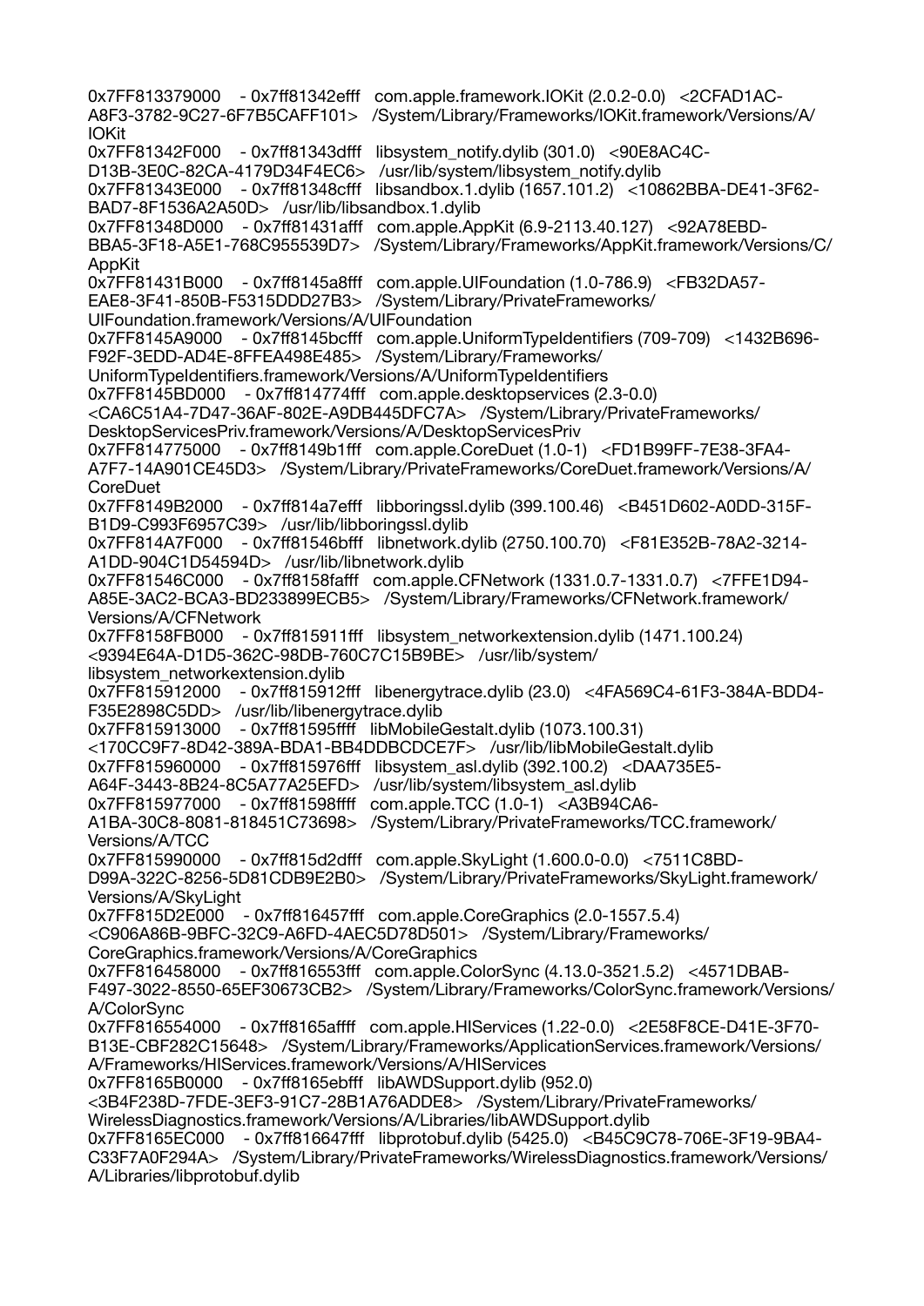0x7FF813379000 - 0x7ff81342efff com.apple.framework.IOKit (2.0.2-0.0) <2CFAD1AC-A8F3-3782-9C27-6F7B5CAFF101> /System/Library/Frameworks/IOKit.framework/Versions/A/IOKit
0x7FF81342F000 - 0x7ff81343dfff libsystem_notify.dylib (301.0) <90E8AC4C-D13B-3E0C-82CA-4179D34F4EC6> /usr/lib/system/libsystem_notify.dylib
0x7FF81343E000 - 0x7ff81348cfff libsandbox.1.dylib (1657.101.2) <10862BBA-DE41-3F62-BAD7-8F1536A2A50D> /usr/lib/libsandbox.1.dylib
0x7FF81348D000 - 0x7ff81431afff com.apple.AppKit (6.9-2113.40.127) <92A78EBD-BBA5-3F18-A5E1-768C955539D7> /System/Library/Frameworks/AppKit.framework/Versions/C/AppKit
0x7FF81431B000 - 0x7ff81445a8fff com.apple.UIFoundation (1.0-786.9) <FB32DA57-EAE8-3F41-850B-F5315DDD27B3> /System/Library/PrivateFrameworks/UIFoundation.framework/Versions/A/UIFoundation
0x7FF8145A9000 - 0x7ff8145bcfff com.apple.UniformTypeIdentifiers (709-709) <1432B696-F92F-3EDD-AD4E-8FFEA498E485> /System/Library/Frameworks/UniformTypeIdentifiers.framework/Versions/A/UniformTypeIdentifiers
0x7FF8145BD000 - 0x7ff814774fff com.apple.desktopservices (2.3-0.0) <CA6C51A4-7D47-36AF-802E-A9DB445DFC7A> /System/Library/PrivateFrameworks/DesktopServicesPriv.framework/Versions/A/DesktopServicesPriv
0x7FF814775000 - 0x7ff8149b1fff com.apple.CoreDuet (1.0-1) <FD1B99FF-7E38-3FA4-A7F7-14A901CE45D3> /System/Library/PrivateFrameworks/CoreDuet.framework/Versions/A/CoreDuet
0x7FF8149B2000 - 0x7ff814a7efff libboringssl.dylib (399.100.46) <B451D602-A0DD-315F-B1D9-C993F6957C39> /usr/lib/libboringssl.dylib
0x7FF814A7F000 - 0x7ff81546bfff libnetwork.dylib (2750.100.70) <F81E352B-78A2-3214-A1DD-904C1D54594D> /usr/lib/libnetwork.dylib
0x7FF81546C000 - 0x7ff8158fafff com.apple.CFNetwork (1331.0.7-1331.0.7) <7FFE1D94-A85E-3AC2-BCA3-BD233899ECB5> /System/Library/Frameworks/CFNetwork.framework/Versions/A/CFNetwork
0x7FF8158FB000 - 0x7ff815911fff libsystem_networkextension.dylib (1471.100.24) <9394E64A-D1D5-362C-98DB-760C7C15B9BE> /usr/lib/system/libsystem_networkextension.dylib
0x7FF815912000 - 0x7ff815912fff libenergytrace.dylib (23.0) <4FA569C4-61F3-384A-BDD4-F35E2898C5DD> /usr/lib/libenergytrace.dylib
0x7FF815913000 - 0x7ff81595ffff libMobileGestalt.dylib (1073.100.31) <170CC9F7-8D42-389A-BDA1-BB4DDBCDCE7F> /usr/lib/libMobileGestalt.dylib
0x7FF815960000 - 0x7ff815976fff libsystem_asl.dylib (392.100.2) <DAA735E5-A64F-3443-8B24-8C5A77A25EFD> /usr/lib/system/libsystem_asl.dylib
0x7FF815977000 - 0x7ff81598ffff com.apple.TCC (1.0-1) <A3B94CA6-A1BA-30C8-8081-818451C73698> /System/Library/PrivateFrameworks/TCC.framework/Versions/A/TCC
0x7FF815990000 - 0x7ff815d2dfff com.apple.SkyLight (1.600.0-0.0) <7511C8BD-D99A-322C-8256-5D81CDB9E2B0> /System/Library/PrivateFrameworks/SkyLight.framework/Versions/A/SkyLight
0x7FF815D2E000 - 0x7ff816457fff com.apple.CoreGraphics (2.0-1557.5.4) <C906A86B-9BFC-32C9-A6FD-4AEC5D78D501> /System/Library/Frameworks/CoreGraphics.framework/Versions/A/CoreGraphics
0x7FF816458000 - 0x7ff816553fff com.apple.ColorSync (4.13.0-3521.5.2) <4571DBAB-F497-3022-8550-65EF30673CB2> /System/Library/Frameworks/ColorSync.framework/Versions/A/ColorSync
0x7FF816554000 - 0x7ff8165affff com.apple.HIServices (1.22-0.0) <2E58F8CE-D41E-3F70-B13E-CBF282C15648> /System/Library/Frameworks/ApplicationServices.framework/Versions/A/Frameworks/HIServices.framework/Versions/A/HIServices
0x7FF8165B0000 - 0x7ff8165ebfff libAWDSupport.dylib (952.0) <3B4F238D-7FDE-3EF3-91C7-28B1A76ADDE8> /System/Library/PrivateFrameworks/WirelessDiagnostics.framework/Versions/A/Libraries/libAWDSupport.dylib
0x7FF8165EC000 - 0x7ff816647fff libprotobuf.dylib (5425.0) <B45C9C78-706E-3F19-9BA4-C33F7A0F294A> /System/Library/PrivateFrameworks/WirelessDiagnostics.framework/Versions/A/Libraries/libprotobuf.dylib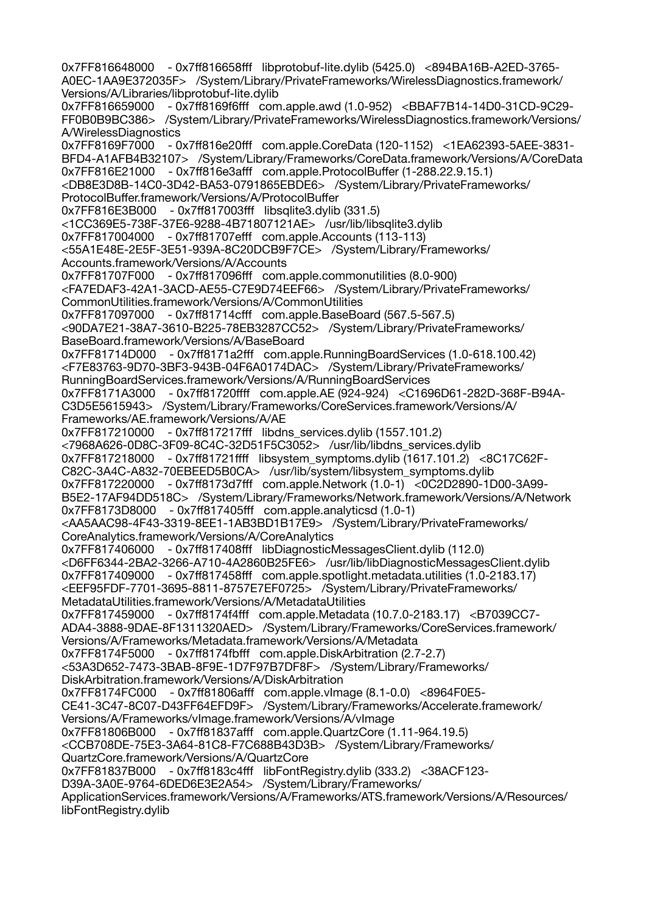0x7FF816648000 - 0x7ff816658fff libprotobuf-lite.dylib (5425.0) <894BA16B-A2ED-3765-A0EC-1AA9E372035F> /System/Library/PrivateFrameworks/WirelessDiagnostics.framework/Versions/A/Libraries/libprotobuf-lite.dylib
0x7FF816659000 - 0x7ff8169f6fff com.apple.awd (1.0-952) <BBAF7B14-14D0-31CD-9C29-FF0B0B9BC386> /System/Library/PrivateFrameworks/WirelessDiagnostics.framework/Versions/A/WirelessDiagnostics
0x7FF8169F7000 - 0x7ff816e20fff com.apple.CoreData (120-1152) <1EA62393-5AEE-3831-BFD4-A1AFB4B32107> /System/Library/Frameworks/CoreData.framework/Versions/A/CoreData
0x7FF816E21000 - 0x7ff816e3afff com.apple.ProtocolBuffer (1-288.22.9.15.1) <DB8E3D8B-14C0-3D42-BA53-0791865EBDE6> /System/Library/PrivateFrameworks/ProtocolBuffer.framework/Versions/A/ProtocolBuffer
0x7FF816E3B000 - 0x7ff817003fff libsqlite3.dylib (331.5) <1CC369E5-738F-37E6-9288-4B71807121AE> /usr/lib/libsqlite3.dylib
0x7FF817004000 - 0x7ff81707efff com.apple.Accounts (113-113) <55A1E48E-2E5F-3E51-939A-8C20DCB9F7CE> /System/Library/Frameworks/Accounts.framework/Versions/A/Accounts
0x7FF81707F000 - 0x7ff817096fff com.apple.commonutilities (8.0-900) <FA7EDAF3-42A1-3ACD-AE55-C7E9D74EEF66> /System/Library/PrivateFrameworks/CommonUtilities.framework/Versions/A/CommonUtilities
0x7FF817097000 - 0x7ff81714cfff com.apple.BaseBoard (567.5-567.5) <90DA7E21-38A7-3610-B225-78EB3287CC52> /System/Library/PrivateFrameworks/BaseBoard.framework/Versions/A/BaseBoard
0x7FF81714D000 - 0x7ff8171a2fff com.apple.RunningBoardServices (1.0-618.100.42) <F7E83763-9D70-3BF3-943B-04F6A0174DAC> /System/Library/PrivateFrameworks/RunningBoardServices.framework/Versions/A/RunningBoardServices
0x7FF8171A3000 - 0x7ff81720ffff com.apple.AE (924-924) <C1696D61-282D-368F-B94A-C3D5E5615943> /System/Library/Frameworks/CoreServices.framework/Versions/A/Frameworks/AE.framework/Versions/A/AE
0x7FF817210000 - 0x7ff817217fff libdns_services.dylib (1557.101.2) <7968A626-0D8C-3F09-8C4C-32D51F5C3052> /usr/lib/libdns_services.dylib
0x7FF817218000 - 0x7ff81721ffff libsystem_symptoms.dylib (1617.101.2) <8C17C62F-C82C-3A4C-A832-70EBEED5B0CA> /usr/lib/system/libsystem_symptoms.dylib
0x7FF817220000 - 0x7ff8173d7fff com.apple.Network (1.0-1) <0C2D2890-1D00-3A99-B5E2-17AF94DD518C> /System/Library/Frameworks/Network.framework/Versions/A/Network
0x7FF8173D8000 - 0x7ff817405fff com.apple.analyticsd (1.0-1) <AA5AAC98-4F43-3319-8EE1-1AB3BD1B17E9> /System/Library/PrivateFrameworks/CoreAnalytics.framework/Versions/A/CoreAnalytics
0x7FF817406000 - 0x7ff817408fff libDiagnosticMessagesClient.dylib (112.0) <D6FF6344-2BA2-3266-A710-4A2860B25FE6> /usr/lib/libDiagnosticMessagesClient.dylib
0x7FF817409000 - 0x7ff817458fff com.apple.spotlight.metadata.utilities (1.0-2183.17) <EEF95FDF-7701-3695-8811-8757E7EF0725> /System/Library/PrivateFrameworks/MetadataUtilities.framework/Versions/A/MetadataUtilities
0x7FF817459000 - 0x7ff8174f4fff com.apple.Metadata (10.7.0-2183.17) <B7039CC7-ADA4-3888-9DAE-8F1311320AED> /System/Library/Frameworks/CoreServices.framework/Versions/A/Frameworks/Metadata.framework/Versions/A/Metadata
0x7FF8174F5000 - 0x7ff8174fbfff com.apple.DiskArbitration (2.7-2.7) <53A3D652-7473-3BAB-8F9E-1D7F97B7DF8F> /System/Library/Frameworks/DiskArbitration.framework/Versions/A/DiskArbitration
0x7FF8174FC000 - 0x7ff81806afff com.apple.vImage (8.1-0.0) <8964F0E5-CE41-3C47-8C07-D43FF64EFD9F> /System/Library/Frameworks/Accelerate.framework/Versions/A/Frameworks/vImage.framework/Versions/A/vImage
0x7FF81806B000 - 0x7ff81837afff com.apple.QuartzCore (1.11-964.19.5) <CCB708DE-75E3-3A64-81C8-F7C688B43D3B> /System/Library/Frameworks/QuartzCore.framework/Versions/A/QuartzCore
0x7FF81837B000 - 0x7ff8183c4fff libFontRegistry.dylib (333.2) <38ACF123-D39A-3A0E-9764-6DED6E3E2A54> /System/Library/Frameworks/ApplicationServices.framework/Versions/A/Frameworks/ATS.framework/Versions/A/Resources/libFontRegistry.dylib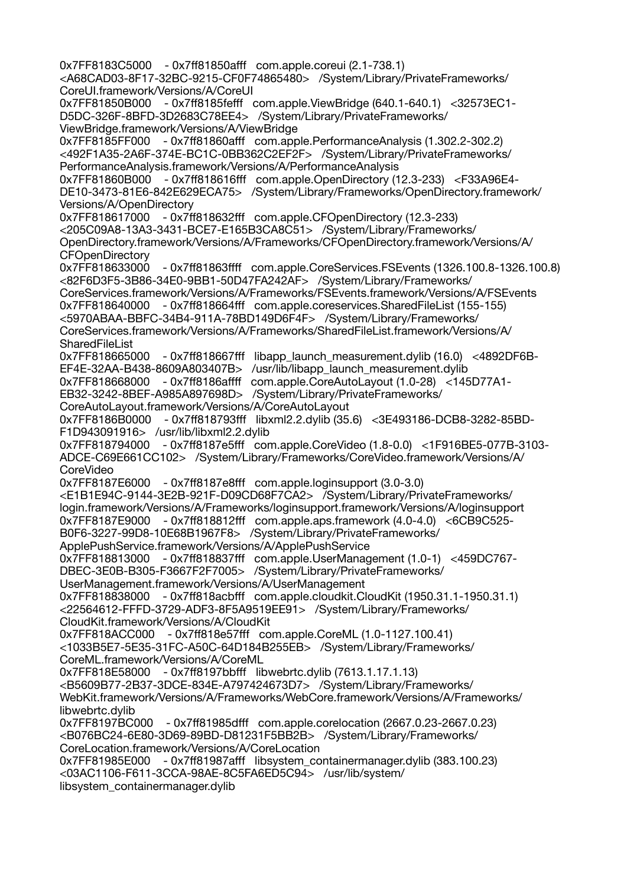0x7FF8183C5000 - 0x7ff81850afff com.apple.coreui (2.1-738.1) <A68CAD03-8F17-32BC-9215-CF0F74865480> /System/Library/PrivateFrameworks/CoreUI.framework/Versions/A/CoreUI
0x7FF81850B000 - 0x7ff8185fefff com.apple.ViewBridge (640.1-640.1) <32573EC1-D5DC-326F-8BFD-3D2683C78EE4> /System/Library/PrivateFrameworks/ViewBridge.framework/Versions/A/ViewBridge
0x7FF8185FF000 - 0x7ff81860afff com.apple.PerformanceAnalysis (1.302.2-302.2) <492F1A35-2A6F-374E-BC1C-0BB362C2EF2F> /System/Library/PrivateFrameworks/PerformanceAnalysis.framework/Versions/A/PerformanceAnalysis
0x7FF81860B000 - 0x7ff818616fff com.apple.OpenDirectory (12.3-233) <F33A96E4-DE10-3473-81E6-842E629ECA75> /System/Library/Frameworks/OpenDirectory.framework/Versions/A/OpenDirectory
0x7FF818617000 - 0x7ff818632fff com.apple.CFOpenDirectory (12.3-233) <205C09A8-13A3-3431-BCE7-E165B3CA8C51> /System/Library/Frameworks/OpenDirectory.framework/Versions/A/Frameworks/CFOpenDirectory.framework/Versions/A/CFOpenDirectory
0x7FF818633000 - 0x7ff81863ffff com.apple.CoreServices.FSEvents (1326.100.8-1326.100.8) <82F6D3F5-3B86-34E0-9BB1-50D47FA242AF> /System/Library/Frameworks/CoreServices.framework/Versions/A/Frameworks/FSEvents.framework/Versions/A/FSEvents
0x7FF818640000 - 0x7ff818664fff com.apple.coreservices.SharedFileList (155-155) <5970ABAA-BBFC-34B4-911A-78BD149D6F4F> /System/Library/Frameworks/CoreServices.framework/Versions/A/Frameworks/SharedFileList.framework/Versions/A/SharedFileList
0x7FF818665000 - 0x7ff818667fff libapp_launch_measurement.dylib (16.0) <4892DF6B-EF4E-32AA-B438-8609A803407B> /usr/lib/libapp_launch_measurement.dylib
0x7FF818668000 - 0x7ff8186affff com.apple.CoreAutoLayout (1.0-28) <145D77A1-EB32-3242-8BEF-A985A897698D> /System/Library/PrivateFrameworks/CoreAutoLayout.framework/Versions/A/CoreAutoLayout
0x7FF8186B0000 - 0x7ff818793fff libxml2.2.dylib (35.6) <3E493186-DCB8-3282-85BD-F1D943091916> /usr/lib/libxml2.2.dylib
0x7FF818794000 - 0x7ff8187e5fff com.apple.CoreVideo (1.8-0.0) <1F916BE5-077B-3103-ADCE-C69E661CC102> /System/Library/Frameworks/CoreVideo.framework/Versions/A/CoreVideo
0x7FF8187E6000 - 0x7ff8187e8fff com.apple.loginsupport (3.0-3.0) <E1B1E94C-9144-3E2B-921F-D09CD68F7CA2> /System/Library/PrivateFrameworks/login.framework/Versions/A/Frameworks/loginsupport.framework/Versions/A/loginsupport
0x7FF8187E9000 - 0x7ff818812fff com.apple.aps.framework (4.0-4.0) <6CB9C525-B0F6-3227-99D8-10E68B1967F8> /System/Library/PrivateFrameworks/ApplePushService.framework/Versions/A/ApplePushService
0x7FF818813000 - 0x7ff818837fff com.apple.UserManagement (1.0-1) <459DC767-DBEC-3E0B-B305-F3667F2F7005> /System/Library/PrivateFrameworks/UserManagement.framework/Versions/A/UserManagement
0x7FF818838000 - 0x7ff818acbfff com.apple.cloudkit.CloudKit (1950.31.1-1950.31.1) <22564612-FFFD-3729-ADF3-8F5A9519EE91> /System/Library/Frameworks/CloudKit.framework/Versions/A/CloudKit
0x7FF818ACC000 - 0x7ff818e57fff com.apple.CoreML (1.0-1127.100.41) <1033B5E7-5E35-31FC-A50C-64D184B255EB> /System/Library/Frameworks/CoreML.framework/Versions/A/CoreML
0x7FF818E58000 - 0x7ff8197bbfff libwebrtc.dylib (7613.1.17.1.13) <B5609B77-2B37-3DCE-834E-A797424673D7> /System/Library/Frameworks/WebKit.framework/Versions/A/Frameworks/WebCore.framework/Versions/A/Frameworks/libwebrtc.dylib
0x7FF8197BC000 - 0x7ff81985dfff com.apple.corelocation (2667.0.23-2667.0.23) <B076BC24-6E80-3D69-89BD-D81231F5BB2B> /System/Library/Frameworks/CoreLocation.framework/Versions/A/CoreLocation
0x7FF81985E000 - 0x7ff81987afff libsystem_containermanager.dylib (383.100.23) <03AC1106-F611-3CCA-98AE-8C5FA6ED5C94> /usr/lib/system/libsystem_containermanager.dylib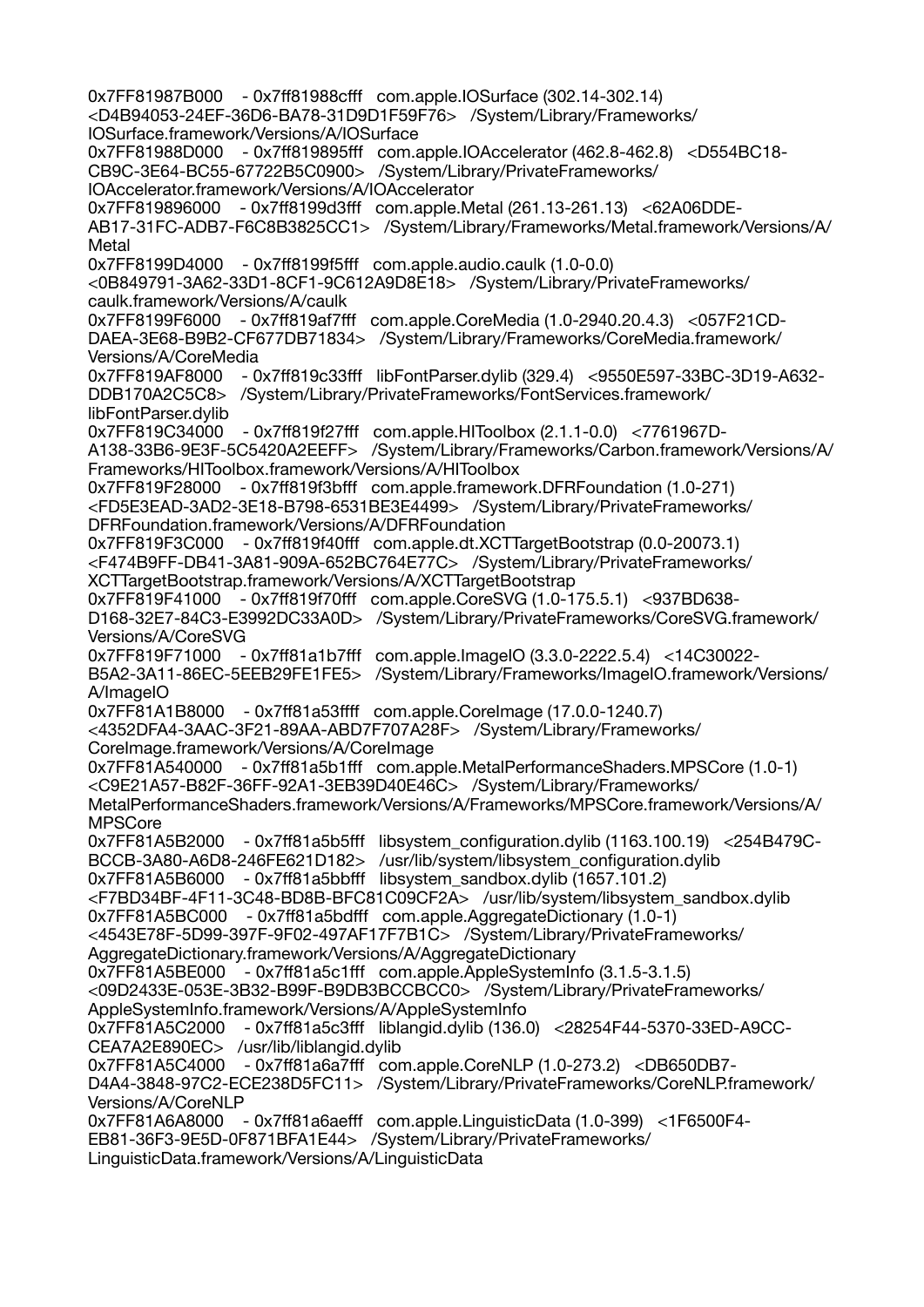0x7FF81987B000 - 0x7ff81988cfff com.apple.IOSurface (302.14-302.14) <D4B94053-24EF-36D6-BA78-31D9D1F59F76> /System/Library/Frameworks/IOSurface.framework/Versions/A/IOSurface
0x7FF81988D000 - 0x7ff819895fff com.apple.IOAccelerator (462.8-462.8) <D554BC18-CB9C-3E64-BC55-67722B5C0900> /System/Library/PrivateFrameworks/IOAccelerator.framework/Versions/A/IOAccelerator
0x7FF819896000 - 0x7ff8199d3fff com.apple.Metal (261.13-261.13) <62A06DDE-AB17-31FC-ADB7-F6C8B3825CC1> /System/Library/Frameworks/Metal.framework/Versions/A/Metal
0x7FF8199D4000 - 0x7ff8199f5fff com.apple.audio.caulk (1.0-0.0) <0B849791-3A62-33D1-8CF1-9C612A9D8E18> /System/Library/PrivateFrameworks/caulk.framework/Versions/A/caulk
0x7FF8199F6000 - 0x7ff819af7fff com.apple.CoreMedia (1.0-2940.20.4.3) <057F21CD-DAEA-3E68-B9B2-CF677DB71834> /System/Library/Frameworks/CoreMedia.framework/Versions/A/CoreMedia
0x7FF819AF8000 - 0x7ff819c33fff libFontParser.dylib (329.4) <9550E597-33BC-3D19-A632-DDB170A2C5C8> /System/Library/PrivateFrameworks/FontServices.framework/libFontParser.dylib
0x7FF819C34000 - 0x7ff819f27fff com.apple.HIToolbox (2.1.1-0.0) <7761967D-A138-33B6-9E3F-5C5420A2EEFF> /System/Library/Frameworks/Carbon.framework/Versions/A/Frameworks/HIToolbox.framework/Versions/A/HIToolbox
0x7FF819F28000 - 0x7ff819f3bfff com.apple.framework.DFRFoundation (1.0-271) <FD5E3EAD-3AD2-3E18-B798-6531BE3E4499> /System/Library/PrivateFrameworks/DFRFoundation.framework/Versions/A/DFRFoundation
0x7FF819F3C000 - 0x7ff819f40fff com.apple.dt.XCTTargetBootstrap (0.0-20073.1) <F474B9FF-DB41-3A81-909A-652BC764E77C> /System/Library/PrivateFrameworks/XCTTargetBootstrap.framework/Versions/A/XCTTargetBootstrap
0x7FF819F41000 - 0x7ff819f70fff com.apple.CoreSVG (1.0-175.5.1) <937BD638-D168-32E7-84C3-E3992DC33A0D> /System/Library/PrivateFrameworks/CoreSVG.framework/Versions/A/CoreSVG
0x7FF819F71000 - 0x7ff81a1b7fff com.apple.ImageIO (3.3.0-2222.5.4) <14C30022-B5A2-3A11-86EC-5EEB29FE1FE5> /System/Library/Frameworks/ImageIO.framework/Versions/A/ImageIO
0x7FF81A1B8000 - 0x7ff81a53ffff com.apple.CoreImage (17.0.0-1240.7) <4352DFA4-3AAC-3F21-89AA-ABD7F707A28F> /System/Library/Frameworks/CoreImage.framework/Versions/A/CoreImage
0x7FF81A540000 - 0x7ff81a5b1fff com.apple.MetalPerformanceShaders.MPSCore (1.0-1) <C9E21A57-B82F-36FF-92A1-3EB39D40E46C> /System/Library/Frameworks/MetalPerformanceShaders.framework/Versions/A/Frameworks/MPSCore.framework/Versions/A/MPSCore
0x7FF81A5B2000 - 0x7ff81a5b5fff libsystem_configuration.dylib (1163.100.19) <254B479C-BCCB-3A80-A6D8-246FE621D182> /usr/lib/system/libsystem_configuration.dylib
0x7FF81A5B6000 - 0x7ff81a5bbfff libsystem_sandbox.dylib (1657.101.2) <F7BD34BF-4F11-3C48-BD8B-BFC81C09CF2A> /usr/lib/system/libsystem_sandbox.dylib
0x7FF81A5BC000 - 0x7ff81a5bdfff com.apple.AggregateDictionary (1.0-1) <4543E78F-5D99-397F-9F02-497AF17F7B1C> /System/Library/PrivateFrameworks/AggregateDictionary.framework/Versions/A/AggregateDictionary
0x7FF81A5BE000 - 0x7ff81a5c1fff com.apple.AppleSystemInfo (3.1.5-3.1.5) <09D2433E-053E-3B32-B99F-B9DB3BCCBCC0> /System/Library/PrivateFrameworks/AppleSystemInfo.framework/Versions/A/AppleSystemInfo
0x7FF81A5C2000 - 0x7ff81a5c3fff liblangid.dylib (136.0) <28254F44-5370-33ED-A9CC-CEA7A2E890EC> /usr/lib/liblangid.dylib
0x7FF81A5C4000 - 0x7ff81a6a7fff com.apple.CoreNLP (1.0-273.2) <DB650DB7-D4A4-3848-97C2-ECE238D5FC11> /System/Library/PrivateFrameworks/CoreNLP.framework/Versions/A/CoreNLP
0x7FF81A6A8000 - 0x7ff81a6aefff com.apple.LinguisticData (1.0-399) <1F6500F4-EB81-36F3-9E5D-0F871BFA1E44> /System/Library/PrivateFrameworks/LinguisticData.framework/Versions/A/LinguisticData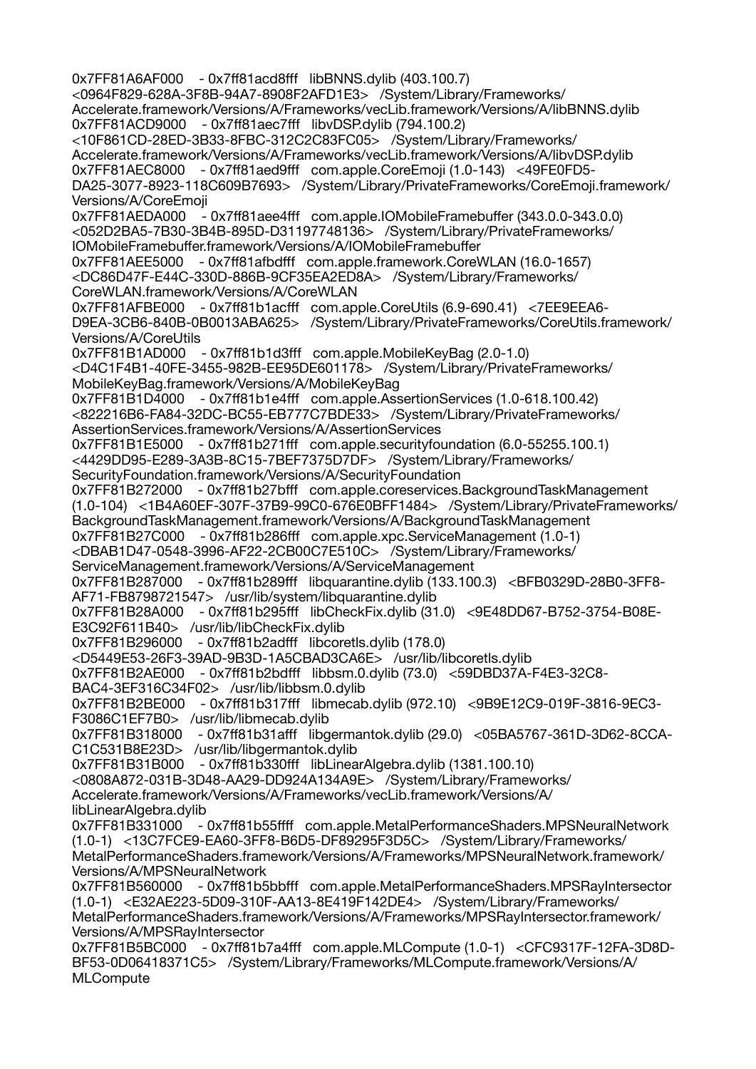0x7FF81A6AF000 - 0x7ff81acd8fff libBNNS.dylib (403.100.7) <0964F829-628A-3F8B-94A7-8908F2AFD1E3> /System/Library/Frameworks/Accelerate.framework/Versions/A/Frameworks/vecLib.framework/Versions/A/libBNNS.dylib
0x7FF81ACD9000 - 0x7ff81aec7fff libvDSP.dylib (794.100.2) <10F861CD-28ED-3B33-8FBC-312C2C83FC05> /System/Library/Frameworks/Accelerate.framework/Versions/A/Frameworks/vecLib.framework/Versions/A/libvDSP.dylib
0x7FF81AEC8000 - 0x7ff81aed9fff com.apple.CoreEmoji (1.0-143) <49FE0FD5-DA25-3077-8923-118C609B7693> /System/Library/PrivateFrameworks/CoreEmoji.framework/Versions/A/CoreEmoji
0x7FF81AEDA000 - 0x7ff81aee4fff com.apple.IOMobileFramebuffer (343.0.0-343.0.0) <052D2BA5-7B30-3B4B-895D-D31197748136> /System/Library/PrivateFrameworks/IOMobileFramebuffer.framework/Versions/A/IOMobileFramebuffer
0x7FF81AEE5000 - 0x7ff81afbdfff com.apple.framework.CoreWLAN (16.0-1657) <DC86D47F-E44C-330D-886B-9CF35EA2ED8A> /System/Library/Frameworks/CoreWLAN.framework/Versions/A/CoreWLAN
0x7FF81AFBE000 - 0x7ff81b1acfff com.apple.CoreUtils (6.9-690.41) <7EE9EEA6-D9EA-3CB6-840B-0B0013ABA625> /System/Library/PrivateFrameworks/CoreUtils.framework/Versions/A/CoreUtils
0x7FF81B1AD000 - 0x7ff81b1d3fff com.apple.MobileKeyBag (2.0-1.0) <D4C1F4B1-40FE-3455-982B-EE95DE601178> /System/Library/PrivateFrameworks/MobileKeyBag.framework/Versions/A/MobileKeyBag
0x7FF81B1D4000 - 0x7ff81b1e4fff com.apple.AssertionServices (1.0-618.100.42) <822216B6-FA84-32DC-BC55-EB777C7BDE33> /System/Library/PrivateFrameworks/AssertionServices.framework/Versions/A/AssertionServices
0x7FF81B1E5000 - 0x7ff81b271fff com.apple.securityfoundation (6.0-55255.100.1) <4429DD95-E289-3A3B-8C15-7BEF7375D7DF> /System/Library/Frameworks/SecurityFoundation.framework/Versions/A/SecurityFoundation
0x7FF81B272000 - 0x7ff81b27bfff com.apple.coreservices.BackgroundTaskManagement (1.0-104) <1B4A60EF-307F-37B9-99C0-676E0BFF1484> /System/Library/PrivateFrameworks/BackgroundTaskManagement.framework/Versions/A/BackgroundTaskManagement
0x7FF81B27C000 - 0x7ff81b286fff com.apple.xpc.ServiceManagement (1.0-1) <DBAB1D47-0548-3996-AF22-2CB00C7E510C> /System/Library/Frameworks/ServiceManagement.framework/Versions/A/ServiceManagement
0x7FF81B287000 - 0x7ff81b289fff libquarantine.dylib (133.100.3) <BFB0329D-28B0-3FF8-AF71-FB8798721547> /usr/lib/system/libquarantine.dylib
0x7FF81B28A000 - 0x7ff81b295fff libCheckFix.dylib (31.0) <9E48DD67-B752-3754-B08E-E3C92F611B40> /usr/lib/libCheckFix.dylib
0x7FF81B296000 - 0x7ff81b2adfff libcoretls.dylib (178.0) <D5449E53-26F3-39AD-9B3D-1A5CBAD3CA6E> /usr/lib/libcoretls.dylib
0x7FF81B2AE000 - 0x7ff81b2bdfff libbsm.0.dylib (73.0) <59DBD37A-F4E3-32C8-BAC4-3EF316C34F02> /usr/lib/libbsm.0.dylib
0x7FF81B2BE000 - 0x7ff81b317fff libmecab.dylib (972.10) <9B9E12C9-019F-3816-9EC3-F3086C1EF7B0> /usr/lib/libmecab.dylib
0x7FF81B318000 - 0x7ff81b31afff libgermantok.dylib (29.0) <05BA5767-361D-3D62-8CCA-C1C531B8E23D> /usr/lib/libgermantok.dylib
0x7FF81B31B000 - 0x7ff81b330fff libLinearAlgebra.dylib (1381.100.10) <0808A872-031B-3D48-AA29-DD924A134A9E> /System/Library/Frameworks/Accelerate.framework/Versions/A/Frameworks/vecLib.framework/Versions/A/libLinearAlgebra.dylib
0x7FF81B331000 - 0x7ff81b55ffff com.apple.MetalPerformanceShaders.MPSNeuralNetwork (1.0-1) <13C7FCE9-EA60-3FF8-B6D5-DF89295F3D5C> /System/Library/Frameworks/MetalPerformanceShaders.framework/Versions/A/Frameworks/MPSNeuralNetwork.framework/Versions/A/MPSNeuralNetwork
0x7FF81B560000 - 0x7ff81b5bbfff com.apple.MetalPerformanceShaders.MPSRayIntersector (1.0-1) <E32AE223-5D09-310F-AA13-8E419F142DE4> /System/Library/Frameworks/MetalPerformanceShaders.framework/Versions/A/Frameworks/MPSRayIntersector.framework/Versions/A/MPSRayIntersector
0x7FF81B5BC000 - 0x7ff81b7a4fff com.apple.MLCompute (1.0-1) <CFC9317F-12FA-3D8D-BF53-0D06418371C5> /System/Library/Frameworks/MLCompute.framework/Versions/A/MLCompute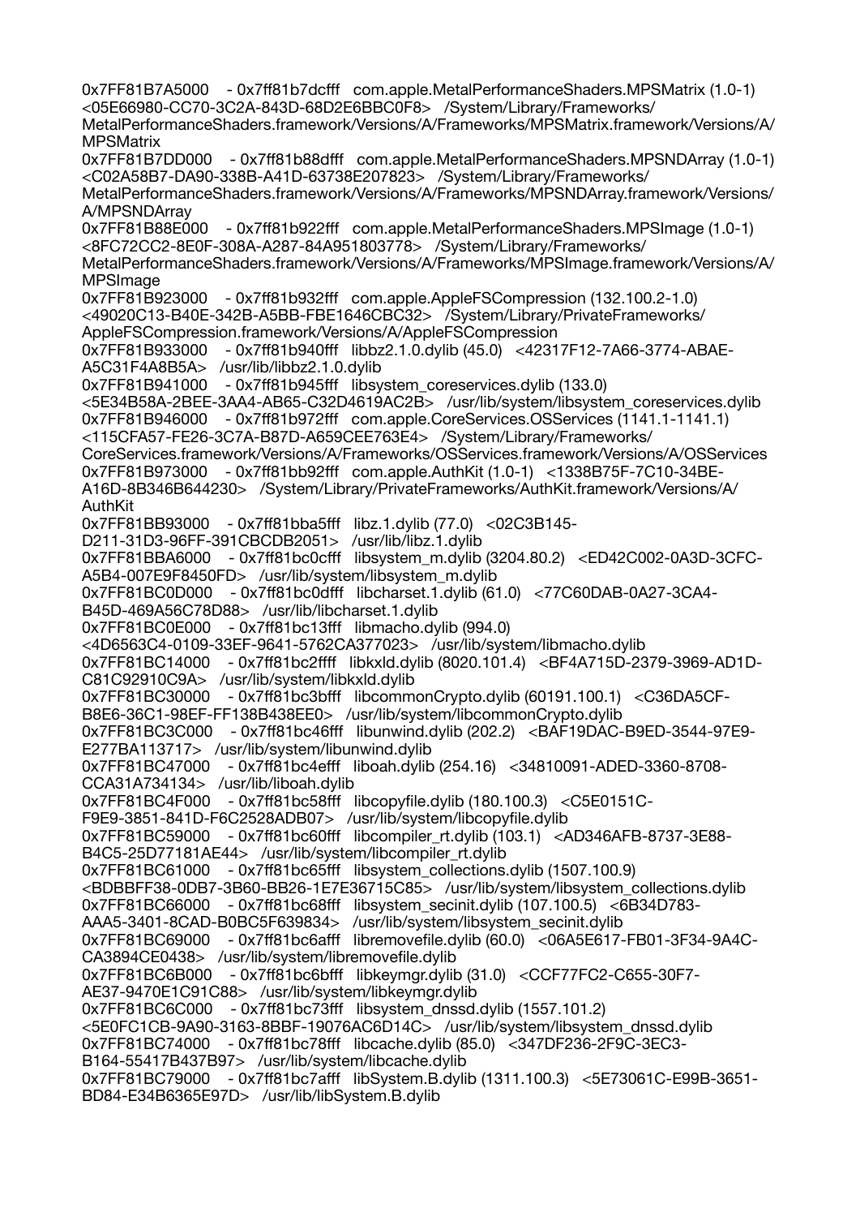0x7FF81B7A5000 - 0x7ff81b7dcfff com.apple.MetalPerformanceShaders.MPSMatrix (1.0-1) <05E66980-CC70-3C2A-843D-68D2E6BBC0F8> /System/Library/Frameworks/MetalPerformanceShaders.framework/Versions/A/Frameworks/MPSMatrix.framework/Versions/A/MPSMatrix
0x7FF81B7DD000 - 0x7ff81b88dfff com.apple.MetalPerformanceShaders.MPSNDArray (1.0-1) <C02A58B7-DA90-338B-A41D-63738E207823> /System/Library/Frameworks/MetalPerformanceShaders.framework/Versions/A/Frameworks/MPSNDArray.framework/Versions/A/MPSNDArray
0x7FF81B88E000 - 0x7ff81b922fff com.apple.MetalPerformanceShaders.MPSImage (1.0-1) <8FC72CC2-8E0F-308A-A287-84A951803778> /System/Library/Frameworks/MetalPerformanceShaders.framework/Versions/A/Frameworks/MPSImage.framework/Versions/A/MPSImage
0x7FF81B923000 - 0x7ff81b932fff com.apple.AppleFSCompression (132.100.2-1.0) <49020C13-B40E-342B-A5BB-FBE1646CBC32> /System/Library/PrivateFrameworks/AppleFSCompression.framework/Versions/A/AppleFSCompression
0x7FF81B933000 - 0x7ff81b940fff libbz2.1.0.dylib (45.0) <42317F12-7A66-3774-ABAE-A5C31F4A8B5A> /usr/lib/libbz2.1.0.dylib
0x7FF81B941000 - 0x7ff81b945fff libsystem_coreservices.dylib (133.0) <5E34B58A-2BEE-3AA4-AB65-C32D4619AC2B> /usr/lib/system/libsystem_coreservices.dylib
0x7FF81B946000 - 0x7ff81b972fff com.apple.CoreServices.OSServices (1141.1-1141.1) <115CFA57-FE26-3C7A-B87D-A659CEE763E4> /System/Library/Frameworks/CoreServices.framework/Versions/A/Frameworks/OSServices.framework/Versions/A/OSServices
0x7FF81B973000 - 0x7ff81bb92fff com.apple.AuthKit (1.0-1) <1338B75F-7C10-34BE-A16D-8B346B644230> /System/Library/PrivateFrameworks/AuthKit.framework/Versions/A/AuthKit
0x7FF81BB93000 - 0x7ff81bba5fff libz.1.dylib (77.0) <02C3B145-D211-31D3-96FF-391CBCDB2051> /usr/lib/libz.1.dylib
0x7FF81BBA6000 - 0x7ff81bc0cfff libsystem_m.dylib (3204.80.2) <ED42C002-0A3D-3CFC-A5B4-007E9F8450FD> /usr/lib/system/libsystem_m.dylib
0x7FF81BC0D000 - 0x7ff81bc0dfff libcharset.1.dylib (61.0) <77C60DAB-0A27-3CA4-B45D-469A56C78D88> /usr/lib/libcharset.1.dylib
0x7FF81BC0E000 - 0x7ff81bc13fff libmacho.dylib (994.0) <4D6563C4-0109-33EF-9641-5762CA377023> /usr/lib/system/libmacho.dylib
0x7FF81BC14000 - 0x7ff81bc2ffff libkxld.dylib (8020.101.4) <BF4A715D-2379-3969-AD1D-C81C92910C9A> /usr/lib/system/libkxld.dylib
0x7FF81BC30000 - 0x7ff81bc3bfff libcommonCrypto.dylib (60191.100.1) <C36DA5CF-B8E6-36C1-98EF-FF138B438EE0> /usr/lib/system/libcommonCrypto.dylib
0x7FF81BC3C000 - 0x7ff81bc46fff libunwind.dylib (202.2) <BAF19DAC-B9ED-3544-97E9-E277BA113717> /usr/lib/system/libunwind.dylib
0x7FF81BC47000 - 0x7ff81bc4efff liboah.dylib (254.16) <34810091-ADED-3360-8708-CCA31A734134> /usr/lib/liboah.dylib
0x7FF81BC4F000 - 0x7ff81bc58fff libcopyfile.dylib (180.100.3) <C5E0151C-F9E9-3851-841D-F6C2528ADB07> /usr/lib/system/libcopyfile.dylib
0x7FF81BC59000 - 0x7ff81bc60fff libcompiler_rt.dylib (103.1) <AD346AFB-8737-3E88-B4C5-25D77181AE44> /usr/lib/system/libcompiler_rt.dylib
0x7FF81BC61000 - 0x7ff81bc65fff libsystem_collections.dylib (1507.100.9) <BDBBFF38-0DB7-3B60-BB26-1E7E36715C85> /usr/lib/system/libsystem_collections.dylib
0x7FF81BC66000 - 0x7ff81bc68fff libsystem_secinit.dylib (107.100.5) <6B34D783-AAA5-3401-8CAD-B0BC5F639834> /usr/lib/system/libsystem_secinit.dylib
0x7FF81BC69000 - 0x7ff81bc6afff libremovefile.dylib (60.0) <06A5E617-FB01-3F34-9A4C-CA3894CE0438> /usr/lib/system/libremovefile.dylib
0x7FF81BC6B000 - 0x7ff81bc6bfff libkeymgr.dylib (31.0) <CCF77FC2-C655-30F7-AE37-9470E1C91C88> /usr/lib/system/libkeymgr.dylib
0x7FF81BC6C000 - 0x7ff81bc73fff libsystem_dnssd.dylib (1557.101.2) <5E0FC1CB-9A90-3163-8BBF-19076AC6D14C> /usr/lib/system/libsystem_dnssd.dylib
0x7FF81BC74000 - 0x7ff81bc78fff libcache.dylib (85.0) <347DF236-2F9C-3EC3-B164-55417B437B97> /usr/lib/system/libcache.dylib
0x7FF81BC79000 - 0x7ff81bc7afff libSystem.B.dylib (1311.100.3) <5E73061C-E99B-3651-BD84-E34B6365E97D> /usr/lib/libSystem.B.dylib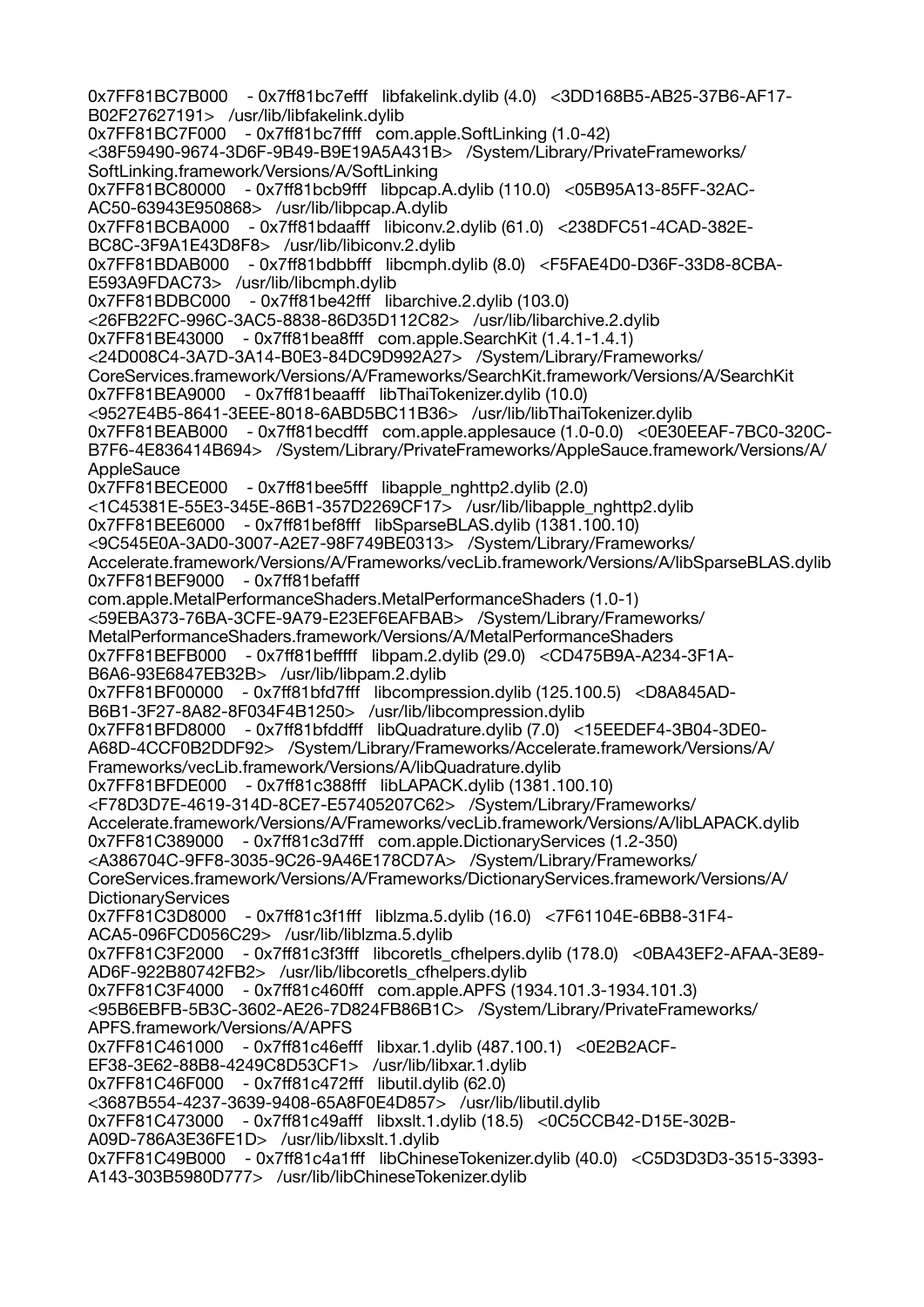0x7FF81BC7B000 - 0x7ff81bc7efff libfakelink.dylib (4.0) <3DD168B5-AB25-37B6-AF17-B02F27627191> /usr/lib/libfakelink.dylib
0x7FF81BC7F000 - 0x7ff81bc7ffff com.apple.SoftLinking (1.0-42) <38F59490-9674-3D6F-9B49-B9E19A5A431B> /System/Library/PrivateFrameworks/SoftLinking.framework/Versions/A/SoftLinking
0x7FF81BC80000 - 0x7ff81bcb9fff libpcap.A.dylib (110.0) <05B95A13-85FF-32AC-AC50-63943E950868> /usr/lib/libpcap.A.dylib
0x7FF81BCBA000 - 0x7ff81bdaafff libiconv.2.dylib (61.0) <238DFC51-4CAD-382E-BC8C-3F9A1E43D8F8> /usr/lib/libiconv.2.dylib
0x7FF81BDAB000 - 0x7ff81bdbbfff libcmph.dylib (8.0) <F5FAE4D0-D36F-33D8-8CBA-E593A9FDAC73> /usr/lib/libcmph.dylib
0x7FF81BDBC000 - 0x7ff81be42fff libarchive.2.dylib (103.0) <26FB22FC-996C-3AC5-8838-86D35D112C82> /usr/lib/libarchive.2.dylib
0x7FF81BE43000 - 0x7ff81bea8fff com.apple.SearchKit (1.4.1-1.4.1) <24D008C4-3A7D-3A14-B0E3-84DC9D992A27> /System/Library/Frameworks/CoreServices.framework/Versions/A/Frameworks/SearchKit.framework/Versions/A/SearchKit
0x7FF81BEA9000 - 0x7ff81beaafff libThaiTokenizer.dylib (10.0) <9527E4B5-8641-3EEE-8018-6ABD5BC11B36> /usr/lib/libThaiTokenizer.dylib
0x7FF81BEAB000 - 0x7ff81becdfff com.apple.applesauce (1.0-0.0) <0E30EEAF-7BC0-320C-B7F6-4E836414B694> /System/Library/PrivateFrameworks/AppleSauce.framework/Versions/A/AppleSauce
0x7FF81BECE000 - 0x7ff81bee5fff libapple_nghttp2.dylib (2.0) <1C45381E-55E3-345E-86B1-357D2269CF17> /usr/lib/libapple_nghttp2.dylib
0x7FF81BEE6000 - 0x7ff81bef8fff libSparseBLAS.dylib (1381.100.10) <9C545E0A-3AD0-3007-A2E7-98F749BE0313> /System/Library/Frameworks/Accelerate.framework/Versions/A/Frameworks/vecLib.framework/Versions/A/libSparseBLAS.dylib
0x7FF81BEF9000 - 0x7ff81befafff com.apple.MetalPerformanceShaders.MetalPerformanceShaders (1.0-1) <59EBA373-76BA-3CFE-9A79-E23EF6EAFBAB> /System/Library/Frameworks/MetalPerformanceShaders.framework/Versions/A/MetalPerformanceShaders
0x7FF81BEFB000 - 0x7ff81befffff libpam.2.dylib (29.0) <CD475B9A-A234-3F1A-B6A6-93E6847EB32B> /usr/lib/libpam.2.dylib
0x7FF81BF00000 - 0x7ff81bfd7fff libcompression.dylib (125.100.5) <D8A845AD-B6B1-3F27-8A82-8F034F4B1250> /usr/lib/libcompression.dylib
0x7FF81BFD8000 - 0x7ff81bfddfff libQuadrature.dylib (7.0) <15EEDEF4-3B04-3DE0-A68D-4CCF0B2DDF92> /System/Library/Frameworks/Accelerate.framework/Versions/A/Frameworks/vecLib.framework/Versions/A/libQuadrature.dylib
0x7FF81BFDE000 - 0x7ff81c388fff libLAPACK.dylib (1381.100.10) <F78D3D7E-4619-314D-8CE7-E57405207C62> /System/Library/Frameworks/Accelerate.framework/Versions/A/Frameworks/vecLib.framework/Versions/A/libLAPACK.dylib
0x7FF81C389000 - 0x7ff81c3d7fff com.apple.DictionaryServices (1.2-350) <A386704C-9FF8-3035-9C26-9A46E178CD7A> /System/Library/Frameworks/CoreServices.framework/Versions/A/Frameworks/DictionaryServices.framework/Versions/A/DictionaryServices
0x7FF81C3D8000 - 0x7ff81c3f1fff liblzma.5.dylib (16.0) <7F61104E-6BB8-31F4-ACA5-096FCD056C29> /usr/lib/liblzma.5.dylib
0x7FF81C3F2000 - 0x7ff81c3f3fff libcoretls_cfhelpers.dylib (178.0) <0BA43EF2-AFAA-3E89-AD6F-922B80742FB2> /usr/lib/libcoretls_cfhelpers.dylib
0x7FF81C3F4000 - 0x7ff81c460fff com.apple.APFS (1934.101.3-1934.101.3) <95B6EBFB-5B3C-3602-AE26-7D824FB86B1C> /System/Library/PrivateFrameworks/APFS.framework/Versions/A/APFS
0x7FF81C461000 - 0x7ff81c46efff libxar.1.dylib (487.100.1) <0E2B2ACF-EF38-3E62-88B8-4249C8D53CF1> /usr/lib/libxar.1.dylib
0x7FF81C46F000 - 0x7ff81c472fff libutil.dylib (62.0) <3687B554-4237-3639-9408-65A8F0E4D857> /usr/lib/libutil.dylib
0x7FF81C473000 - 0x7ff81c49afff libxslt.1.dylib (18.5) <0C5CCB42-D15E-302B-A09D-786A3E36FE1D> /usr/lib/libxslt.1.dylib
0x7FF81C49B000 - 0x7ff81c4a1fff libChineseTokenizer.dylib (40.0) <C5D3D3D3-3515-3393-A143-303B5980D777> /usr/lib/libChineseTokenizer.dylib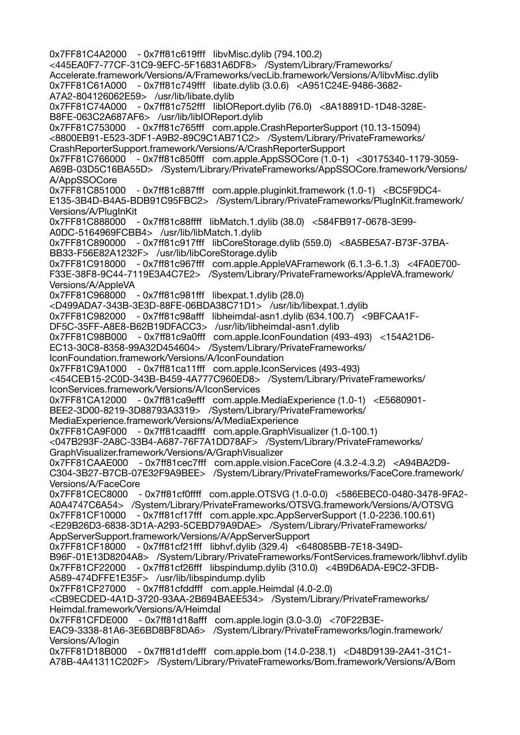0x7FF81C4A2000 - 0x7ff81c619fff libvMisc.dylib (794.100.2) <445EA0F7-77CF-31C9-9EFC-5F16831A6DF8> /System/Library/Frameworks/Accelerate.framework/Versions/A/Frameworks/vecLib.framework/Versions/A/libvMisc.dylib
0x7FF81C61A000 - 0x7ff81c749fff libate.dylib (3.0.6) <A951C24E-9486-3682-A7A2-804126062E59> /usr/lib/libate.dylib
0x7FF81C74A000 - 0x7ff81c752fff libIOReport.dylib (76.0) <8A18891D-1D48-328E-B8FE-063C2A687AF6> /usr/lib/libIOReport.dylib
0x7FF81C753000 - 0x7ff81c765fff com.apple.CrashReporterSupport (10.13-15094) <8800EB91-E523-3DF1-A9B2-89C9C1AB71C2> /System/Library/PrivateFrameworks/CrashReporterSupport.framework/Versions/A/CrashReporterSupport
0x7FF81C766000 - 0x7ff81c850fff com.apple.AppSSOCore (1.0-1) <30175340-1179-3059-A69B-03D5C16BA55D> /System/Library/PrivateFrameworks/AppSSOCore.framework/Versions/A/AppSSOCore
0x7FF81C851000 - 0x7ff81c887fff com.apple.pluginkit.framework (1.0-1) <BC5F9DC4-E135-3B4D-B4A5-BDB91C95FBC2> /System/Library/PrivateFrameworks/PlugInKit.framework/Versions/A/PlugInKit
0x7FF81C888000 - 0x7ff81c88ffff libMatch.1.dylib (38.0) <584FB917-0678-3E99-A0DC-5164969FCBB4> /usr/lib/libMatch.1.dylib
0x7FF81C890000 - 0x7ff81c917fff libCoreStorage.dylib (559.0) <8A5BE5A7-B73F-37BA-BB33-F56E82A1232F> /usr/lib/libCoreStorage.dylib
0x7FF81C918000 - 0x7ff81c967fff com.apple.AppleVAFramework (6.1.3-6.1.3) <4FA0E700-F33E-38F8-9C44-7119E3A4C7E2> /System/Library/PrivateFrameworks/AppleVA.framework/Versions/A/AppleVA
0x7FF81C968000 - 0x7ff81c981fff libexpat.1.dylib (28.0) <D499ADA7-343B-3E3D-88FE-06BDA38C71D1> /usr/lib/libexpat.1.dylib
0x7FF81C982000 - 0x7ff81c98afff libheimdal-asn1.dylib (634.100.7) <9BFCAA1F-DF5C-35FF-A8E8-B62B19DFACC3> /usr/lib/libheimdal-asn1.dylib
0x7FF81C98B000 - 0x7ff81c9a0fff com.apple.IconFoundation (493-493) <154A21D6-EC13-30C8-8358-99A32D454604> /System/Library/PrivateFrameworks/IconFoundation.framework/Versions/A/IconFoundation
0x7FF81C9A1000 - 0x7ff81ca11fff com.apple.IconServices (493-493) <454CEB15-2C0D-343B-B459-4A777C960ED8> /System/Library/PrivateFrameworks/IconServices.framework/Versions/A/IconServices
0x7FF81CA12000 - 0x7ff81ca9efff com.apple.MediaExperience (1.0-1) <E5680901-BEE2-3D00-8219-3D88793A3319> /System/Library/PrivateFrameworks/MediaExperience.framework/Versions/A/MediaExperience
0x7FF81CA9F000 - 0x7ff81caadfff com.apple.GraphVisualizer (1.0-100.1) <047B293F-2A8C-33B4-A687-76F7A1DD78AF> /System/Library/PrivateFrameworks/GraphVisualizer.framework/Versions/A/GraphVisualizer
0x7FF81CAAE000 - 0x7ff81cec7fff com.apple.vision.FaceCore (4.3.2-4.3.2) <A94BA2D9-C304-3B27-B7CB-07E32F9A9BEE> /System/Library/PrivateFrameworks/FaceCore.framework/Versions/A/FaceCore
0x7FF81CEC8000 - 0x7ff81cf0ffff com.apple.OTSVG (1.0-0.0) <586EBEC0-0480-3478-9FA2-A0A4747C6A54> /System/Library/PrivateFrameworks/OTSVG.framework/Versions/A/OTSVG
0x7FF81CF10000 - 0x7ff81cf17fff com.apple.xpc.AppServerSupport (1.0-2236.100.61) <E29B26D3-6838-3D1A-A293-5CEBD79A9DAE> /System/Library/PrivateFrameworks/AppServerSupport.framework/Versions/A/AppServerSupport
0x7FF81CF18000 - 0x7ff81cf21fff libhvf.dylib (329.4) <648085BB-7E18-349D-B96F-01E13D8204A8> /System/Library/PrivateFrameworks/FontServices.framework/libhvf.dylib
0x7FF81CF22000 - 0x7ff81cf26fff libspindump.dylib (310.0) <4B9D6ADA-E9C2-3FDB-A589-474DFFE1E35F> /usr/lib/libspindump.dylib
0x7FF81CF27000 - 0x7ff81cfddfff com.apple.Heimdal (4.0-2.0) <CB9ECDED-4A1D-3720-93AA-2B694BAEE534> /System/Library/PrivateFrameworks/Heimdal.framework/Versions/A/Heimdal
0x7FF81CFDE000 - 0x7ff81d18afff com.apple.login (3.0-3.0) <70F22B3E-EAC9-3338-81A6-3E6BD8BF8DA6> /System/Library/PrivateFrameworks/login.framework/Versions/A/login
0x7FF81D18B000 - 0x7ff81d1defff com.apple.bom (14.0-238.1) <D48D9139-2A41-31C1-A78B-4A41311C202F> /System/Library/PrivateFrameworks/Bom.framework/Versions/A/Bom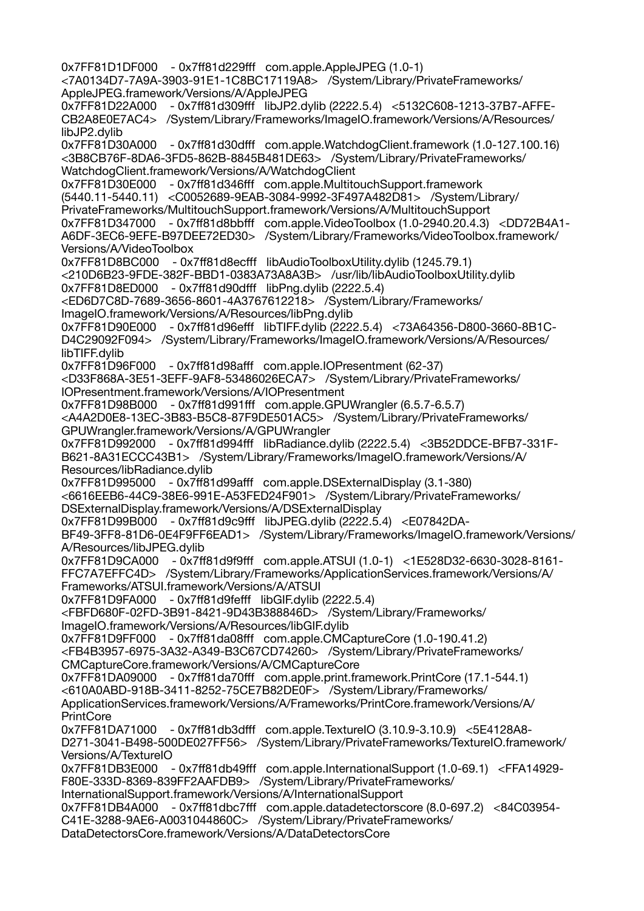0x7FF81D1DF000 - 0x7ff81d229fff com.apple.AppleJPEG (1.0-1) <7A0134D7-7A9A-3903-91E1-1C8BC17119A8> /System/Library/PrivateFrameworks/AppleJPEG.framework/Versions/A/AppleJPEG
0x7FF81D22A000 - 0x7ff81d309fff libJP2.dylib (2222.5.4) <5132C608-1213-37B7-AFFE-CB2A8E0E7AC4> /System/Library/Frameworks/ImageIO.framework/Versions/A/Resources/libJP2.dylib
0x7FF81D30A000 - 0x7ff81d30dfff com.apple.WatchdogClient.framework (1.0-127.100.16) <3B8CB76F-8DA6-3FD5-862B-8845B481DE63> /System/Library/PrivateFrameworks/WatchdogClient.framework/Versions/A/WatchdogClient
0x7FF81D30E000 - 0x7ff81d346fff com.apple.MultitouchSupport.framework (5440.11-5440.11) <C0052689-9EAB-3084-9992-3F497A482D81> /System/Library/PrivateFrameworks/MultitouchSupport.framework/Versions/A/MultitouchSupport
0x7FF81D347000 - 0x7ff81d8bbfff com.apple.VideoToolbox (1.0-2940.20.4.3) <DD72B4A1-A6DF-3EC6-9EFE-B97DEE72ED30> /System/Library/Frameworks/VideoToolbox.framework/Versions/A/VideoToolbox
0x7FF81D8BC000 - 0x7ff81d8ecfff libAudioToolboxUtility.dylib (1245.79.1) <210D6B23-9FDE-382F-BBD1-0383A73A8A3B> /usr/lib/libAudioToolboxUtility.dylib
0x7FF81D8ED000 - 0x7ff81d90dfff libPng.dylib (2222.5.4) <ED6D7C8D-7689-3656-8601-4A3767612218> /System/Library/Frameworks/ImageIO.framework/Versions/A/Resources/libPng.dylib
0x7FF81D90E000 - 0x7ff81d96efff libTIFF.dylib (2222.5.4) <73A64356-D800-3660-8B1C-D4C29092F094> /System/Library/Frameworks/ImageIO.framework/Versions/A/Resources/libTIFF.dylib
0x7FF81D96F000 - 0x7ff81d98afff com.apple.IOPresentment (62-37) <D33F868A-3E51-3EFF-9AF8-53486026ECA7> /System/Library/PrivateFrameworks/IOPresentment.framework/Versions/A/IOPresentment
0x7FF81D98B000 - 0x7ff81d991fff com.apple.GPUWrangler (6.5.7-6.5.7) <A4A2D0E8-13EC-3B83-B5C8-87F9DE501AC5> /System/Library/PrivateFrameworks/GPUWrangler.framework/Versions/A/GPUWrangler
0x7FF81D992000 - 0x7ff81d994fff libRadiance.dylib (2222.5.4) <3B52DDCE-BFB7-331F-B621-8A31ECCC43B1> /System/Library/Frameworks/ImageIO.framework/Versions/A/Resources/libRadiance.dylib
0x7FF81D995000 - 0x7ff81d99afff com.apple.DSExternalDisplay (3.1-380) <6616EEB6-44C9-38E6-991E-A53FED24F901> /System/Library/PrivateFrameworks/DSExternalDisplay.framework/Versions/A/DSExternalDisplay
0x7FF81D99B000 - 0x7ff81d9c9fff libJPEG.dylib (2222.5.4) <E07842DA-BF49-3FF8-81D6-0E4F9FF6EAD1> /System/Library/Frameworks/ImageIO.framework/Versions/A/Resources/libJPEG.dylib
0x7FF81D9CA000 - 0x7ff81d9f9fff com.apple.ATSUI (1.0-1) <1E528D32-6630-3028-8161-FFC7A7EFFC4D> /System/Library/Frameworks/ApplicationServices.framework/Versions/A/Frameworks/ATSUI.framework/Versions/A/ATSUI
0x7FF81D9FA000 - 0x7ff81d9fefff libGIF.dylib (2222.5.4) <FBFD680F-02FD-3B91-8421-9D43B388846D> /System/Library/Frameworks/ImageIO.framework/Versions/A/Resources/libGIF.dylib
0x7FF81D9FF000 - 0x7ff81da08fff com.apple.CMCaptureCore (1.0-190.41.2) <FB4B3957-6975-3A32-A349-B3C67CD74260> /System/Library/PrivateFrameworks/CMCaptureCore.framework/Versions/A/CMCaptureCore
0x7FF81DA09000 - 0x7ff81da70fff com.apple.print.framework.PrintCore (17.1-544.1) <610A0ABD-918B-3411-8252-75CE7B82DE0F> /System/Library/Frameworks/ApplicationServices.framework/Versions/A/Frameworks/PrintCore.framework/Versions/A/PrintCore
0x7FF81DA71000 - 0x7ff81db3dfff com.apple.TextureIO (3.10.9-3.10.9) <5E4128A8-D271-3041-B498-500DE027FF56> /System/Library/PrivateFrameworks/TextureIO.framework/Versions/A/TextureIO
0x7FF81DB3E000 - 0x7ff81db49fff com.apple.InternationalSupport (1.0-69.1) <FFA14929-F80E-333D-8369-839FF2AAFDB9> /System/Library/PrivateFrameworks/InternationalSupport.framework/Versions/A/InternationalSupport
0x7FF81DB4A000 - 0x7ff81dbc7fff com.apple.datadetectorscore (8.0-697.2) <84C03954-C41E-3288-9AE6-A0031044860C> /System/Library/PrivateFrameworks/DataDetectorsCore.framework/Versions/A/DataDetectorsCore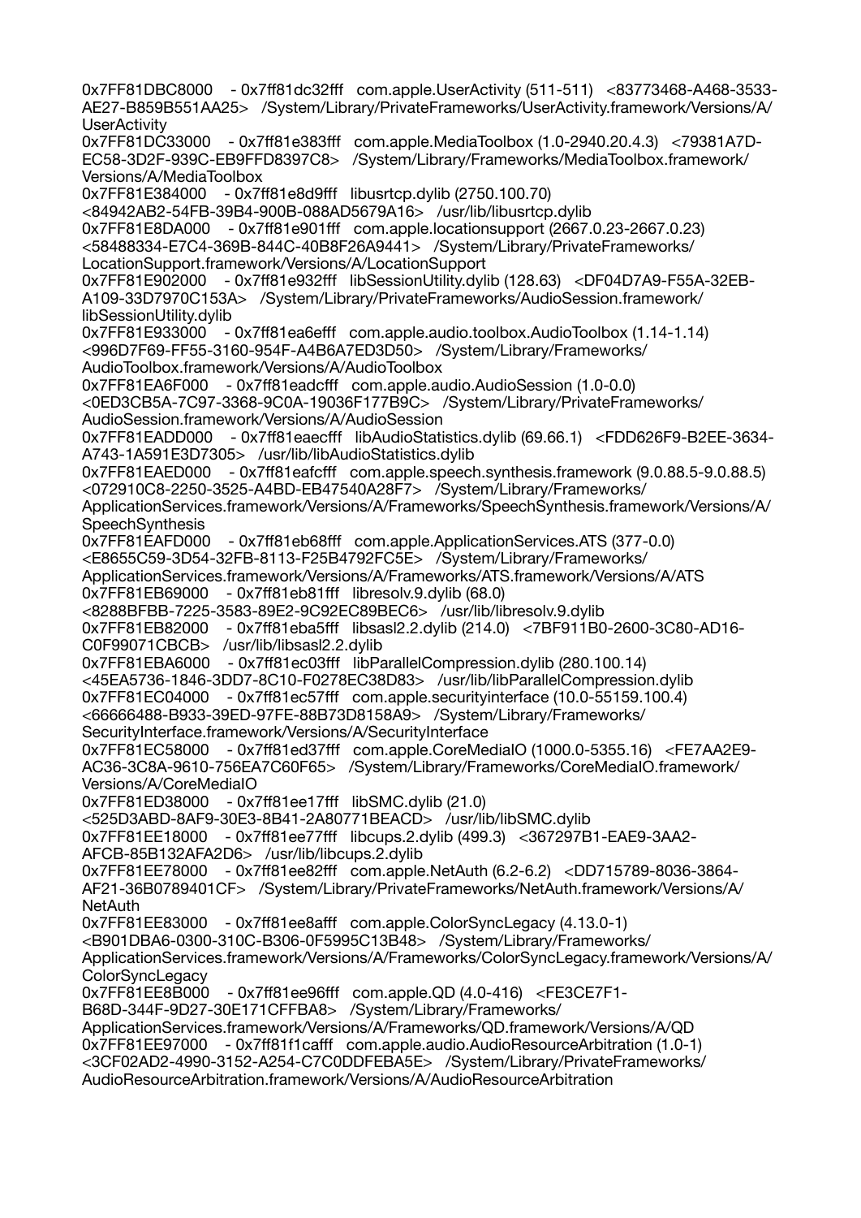0x7FF81DBC8000 - 0x7ff81dc32fff com.apple.UserActivity (511-511) <83773468-A468-3533-AE27-B859B551AA25> /System/Library/PrivateFrameworks/UserActivity.framework/Versions/A/UserActivity
0x7FF81DC33000 - 0x7ff81e383fff com.apple.MediaToolbox (1.0-2940.20.4.3) <79381A7D-EC58-3D2F-939C-EB9FFD8397C8> /System/Library/Frameworks/MediaToolbox.framework/Versions/A/MediaToolbox
0x7FF81E384000 - 0x7ff81e8d9fff libusrtcp.dylib (2750.100.70) <84942AB2-54FB-39B4-900B-088AD5679A16> /usr/lib/libusrtcp.dylib
0x7FF81E8DA000 - 0x7ff81e901fff com.apple.locationsupport (2667.0.23-2667.0.23) <58488334-E7C4-369B-844C-40B8F26A9441> /System/Library/PrivateFrameworks/LocationSupport.framework/Versions/A/LocationSupport
0x7FF81E902000 - 0x7ff81e932fff libSessionUtility.dylib (128.63) <DF04D7A9-F55A-32EB-A109-33D7970C153A> /System/Library/PrivateFrameworks/AudioSession.framework/libSessionUtility.dylib
0x7FF81E933000 - 0x7ff81ea6efff com.apple.audio.toolbox.AudioToolbox (1.14-1.14) <996D7F69-FF55-3160-954F-A4B6A7ED3D50> /System/Library/Frameworks/AudioToolbox.framework/Versions/A/AudioToolbox
0x7FF81EA6F000 - 0x7ff81eadcfff com.apple.audio.AudioSession (1.0-0.0) <0ED3CB5A-7C97-3368-9C0A-19036F177B9C> /System/Library/PrivateFrameworks/AudioSession.framework/Versions/A/AudioSession
0x7FF81EADD000 - 0x7ff81eaecfff libAudioStatistics.dylib (69.66.1) <FDD626F9-B2EE-3634-A743-1A591E3D7305> /usr/lib/libAudioStatistics.dylib
0x7FF81EAED000 - 0x7ff81eafcfff com.apple.speech.synthesis.framework (9.0.88.5-9.0.88.5) <072910C8-2250-3525-A4BD-EB47540A28F7> /System/Library/Frameworks/ApplicationServices.framework/Versions/A/Frameworks/SpeechSynthesis.framework/Versions/A/SpeechSynthesis
0x7FF81EAFD000 - 0x7ff81eb68fff com.apple.ApplicationServices.ATS (377-0.0) <E8655C59-3D54-32FB-8113-F25B4792FC5E> /System/Library/Frameworks/ApplicationServices.framework/Versions/A/Frameworks/ATS.framework/Versions/A/ATS
0x7FF81EB69000 - 0x7ff81eb81fff libresolv.9.dylib (68.0) <8288BFBB-7225-3583-89E2-9C92EC89BEC6> /usr/lib/libresolv.9.dylib
0x7FF81EB82000 - 0x7ff81eba5fff libsasl2.2.dylib (214.0) <7BF911B0-2600-3C80-AD16-C0F99071CBCB> /usr/lib/libsasl2.2.dylib
0x7FF81EBA6000 - 0x7ff81ec03fff libParallelCompression.dylib (280.100.14) <45EA5736-1846-3DD7-8C10-F0278EC38D83> /usr/lib/libParallelCompression.dylib
0x7FF81EC04000 - 0x7ff81ec57fff com.apple.securityinterface (10.0-55159.100.4) <66666488-B933-39ED-97FE-88B73D8158A9> /System/Library/Frameworks/SecurityInterface.framework/Versions/A/SecurityInterface
0x7FF81EC58000 - 0x7ff81ed37fff com.apple.CoreMediaIO (1000.0-5355.16) <FE7AA2E9-AC36-3C8A-9610-756EA7C60F65> /System/Library/Frameworks/CoreMediaIO.framework/Versions/A/CoreMediaIO
0x7FF81ED38000 - 0x7ff81ee17fff libSMC.dylib (21.0) <525D3ABD-8AF9-30E3-8B41-2A80771BEACD> /usr/lib/libSMC.dylib
0x7FF81EE18000 - 0x7ff81ee77fff libcups.2.dylib (499.3) <367297B1-EAE9-3AA2-AFCB-85B132AFA2D6> /usr/lib/libcups.2.dylib
0x7FF81EE78000 - 0x7ff81ee82fff com.apple.NetAuth (6.2-6.2) <DD715789-8036-3864-AF21-36B0789401CF> /System/Library/PrivateFrameworks/NetAuth.framework/Versions/A/NetAuth
0x7FF81EE83000 - 0x7ff81ee8afff com.apple.ColorSyncLegacy (4.13.0-1) <B901DBA6-0300-310C-B306-0F5995C13B48> /System/Library/Frameworks/ApplicationServices.framework/Versions/A/Frameworks/ColorSyncLegacy.framework/Versions/A/ColorSyncLegacy
0x7FF81EE8B000 - 0x7ff81ee96fff com.apple.QD (4.0-416) <FE3CE7F1-B68D-344F-9D27-30E171CFFBA8> /System/Library/Frameworks/ApplicationServices.framework/Versions/A/Frameworks/QD.framework/Versions/A/QD
0x7FF81EE97000 - 0x7ff81f1cafff com.apple.audio.AudioResourceArbitration (1.0-1) <3CF02AD2-4990-3152-A254-C7C0DDFEBA5E> /System/Library/PrivateFrameworks/AudioResourceArbitration.framework/Versions/A/AudioResourceArbitration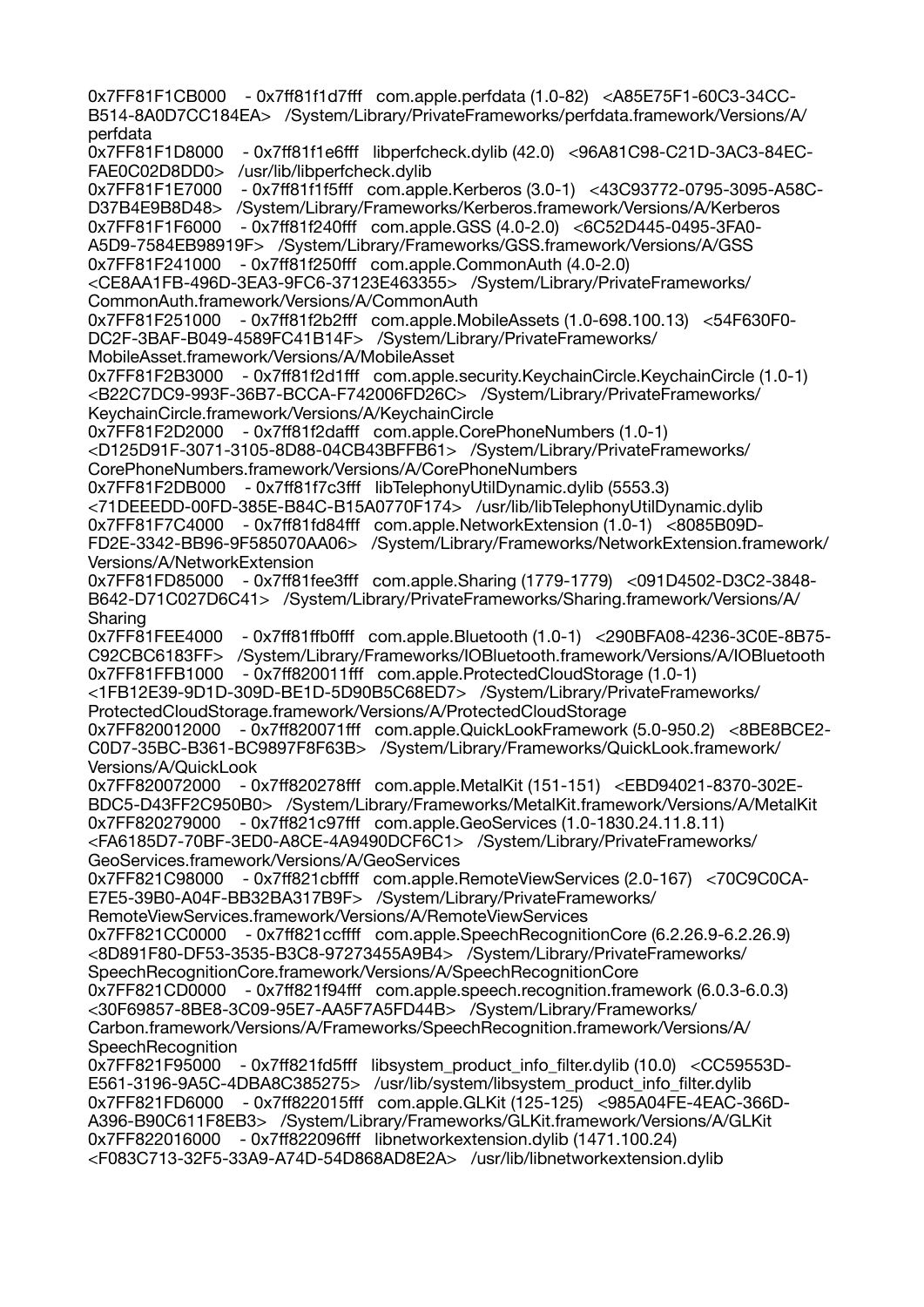0x7FF81F1CB000 - 0x7ff81f1d7fff com.apple.perfdata (1.0-82) <A85E75F1-60C3-34CC-B514-8A0D7CC184EA> /System/Library/PrivateFrameworks/perfdata.framework/Versions/A/perfdata
0x7FF81F1D8000 - 0x7ff81f1e6fff libperfcheck.dylib (42.0) <96A81C98-C21D-3AC3-84EC-FAE0C02D8DD0> /usr/lib/libperfcheck.dylib
0x7FF81F1E7000 - 0x7ff81f1f5fff com.apple.Kerberos (3.0-1) <43C93772-0795-3095-A58C-D37B4E9B8D48> /System/Library/Frameworks/Kerberos.framework/Versions/A/Kerberos
0x7FF81F1F6000 - 0x7ff81f240fff com.apple.GSS (4.0-2.0) <6C52D445-0495-3FA0-A5D9-7584EB98919F> /System/Library/Frameworks/GSS.framework/Versions/A/GSS
0x7FF81F241000 - 0x7ff81f250fff com.apple.CommonAuth (4.0-2.0) <CE8AA1FB-496D-3EA3-9FC6-37123E463355> /System/Library/PrivateFrameworks/CommonAuth.framework/Versions/A/CommonAuth
0x7FF81F251000 - 0x7ff81f2b2fff com.apple.MobileAssets (1.0-698.100.13) <54F630F0-DC2F-3BAF-B049-4589FC41B14F> /System/Library/PrivateFrameworks/MobileAsset.framework/Versions/A/MobileAsset
0x7FF81F2B3000 - 0x7ff81f2d1fff com.apple.security.KeychainCircle.KeychainCircle (1.0-1) <B22C7DC9-993F-36B7-BCCA-F742006FD26C> /System/Library/PrivateFrameworks/KeychainCircle.framework/Versions/A/KeychainCircle
0x7FF81F2D2000 - 0x7ff81f2dafff com.apple.CorePhoneNumbers (1.0-1) <D125D91F-3071-3105-8D88-04CB43BFFB61> /System/Library/PrivateFrameworks/CorePhoneNumbers.framework/Versions/A/CorePhoneNumbers
0x7FF81F2DB000 - 0x7ff81f7c3fff libTelephonyUtilDynamic.dylib (5553.3) <71DEEEDD-00FD-385E-B84C-B15A0770F174> /usr/lib/libTelephonyUtilDynamic.dylib
0x7FF81F7C4000 - 0x7ff81fd84fff com.apple.NetworkExtension (1.0-1) <8085B09D-FD2E-3342-BB96-9F585070AA06> /System/Library/Frameworks/NetworkExtension.framework/Versions/A/NetworkExtension
0x7FF81FD85000 - 0x7ff81fee3fff com.apple.Sharing (1779-1779) <091D4502-D3C2-3848-B642-D71C027D6C41> /System/Library/PrivateFrameworks/Sharing.framework/Versions/A/Sharing
0x7FF81FEE4000 - 0x7ff81ffb0fff com.apple.Bluetooth (1.0-1) <290BFA08-4236-3C0E-8B75-C92CBC6183FF> /System/Library/Frameworks/IOBluetooth.framework/Versions/A/IOBluetooth
0x7FF81FFB1000 - 0x7ff820011fff com.apple.ProtectedCloudStorage (1.0-1) <1FB12E39-9D1D-309D-BE1D-5D90B5C68ED7> /System/Library/PrivateFrameworks/ProtectedCloudStorage.framework/Versions/A/ProtectedCloudStorage
0x7FF820012000 - 0x7ff820071fff com.apple.QuickLookFramework (5.0-950.2) <8BE8BCE2-C0D7-35BC-B361-BC9897F8F63B> /System/Library/Frameworks/QuickLook.framework/Versions/A/QuickLook
0x7FF820072000 - 0x7ff820278fff com.apple.MetalKit (151-151) <EBD94021-8370-302E-BDC5-D43FF2C950B0> /System/Library/Frameworks/MetalKit.framework/Versions/A/MetalKit
0x7FF820279000 - 0x7ff821c97fff com.apple.GeoServices (1.0-1830.24.11.8.11) <FA6185D7-70BF-3ED0-A8CE-4A9490DCF6C1> /System/Library/PrivateFrameworks/GeoServices.framework/Versions/A/GeoServices
0x7FF821C98000 - 0x7ff821cbffff com.apple.RemoteViewServices (2.0-167) <70C9C0CA-E7E5-39B0-A04F-BB32BA317B9F> /System/Library/PrivateFrameworks/RemoteViewServices.framework/Versions/A/RemoteViewServices
0x7FF821CC0000 - 0x7ff821ccffff com.apple.SpeechRecognitionCore (6.2.26.9-6.2.26.9) <8D891F80-DF53-3535-B3C8-97273455A9B4> /System/Library/PrivateFrameworks/SpeechRecognitionCore.framework/Versions/A/SpeechRecognitionCore
0x7FF821CD0000 - 0x7ff821f94fff com.apple.speech.recognition.framework (6.0.3-6.0.3) <30F69857-8BE8-3C09-95E7-AA5F7A5FD44B> /System/Library/Frameworks/Carbon.framework/Versions/A/Frameworks/SpeechRecognition.framework/Versions/A/SpeechRecognition
0x7FF821F95000 - 0x7ff821fd5fff libsystem_product_info_filter.dylib (10.0) <CC59553D-E561-3196-9A5C-4DBA8C385275> /usr/lib/system/libsystem_product_info_filter.dylib
0x7FF821FD6000 - 0x7ff822015fff com.apple.GLKit (125-125) <985A04FE-4EAC-366D-A396-B90C611F8EB3> /System/Library/Frameworks/GLKit.framework/Versions/A/GLKit
0x7FF822016000 - 0x7ff822096fff libnetworkextension.dylib (1471.100.24) <F083C713-32F5-33A9-A74D-54D868AD8E2A> /usr/lib/libnetworkextension.dylib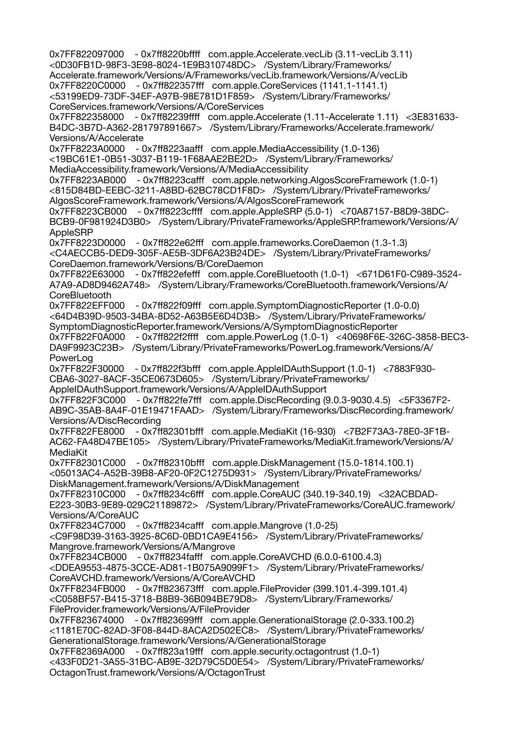0x7FF822097000 - 0x7ff8220bffff com.apple.Accelerate.vecLib (3.11-vecLib 3.11) <0D30FB1D-98F3-3E98-8024-1E9B310748DC> /System/Library/Frameworks/Accelerate.framework/Versions/A/Frameworks/vecLib.framework/Versions/A/vecLib
0x7FF8220C0000 - 0x7ff822357fff com.apple.CoreServices (1141.1-1141.1) <53199ED9-73DF-34EF-A97B-98E781D1F859> /System/Library/Frameworks/CoreServices.framework/Versions/A/CoreServices
0x7FF822358000 - 0x7ff82239ffff com.apple.Accelerate (1.11-Accelerate 1.11) <3E831633-B4DC-3B7D-A362-281797891667> /System/Library/Frameworks/Accelerate.framework/Versions/A/Accelerate
0x7FF8223A0000 - 0x7ff8223aafff com.apple.MediaAccessibility (1.0-136) <19BC61E1-0B51-3037-B119-1F68AAE2BE2D> /System/Library/Frameworks/MediaAccessibility.framework/Versions/A/MediaAccessibility
0x7FF8223AB000 - 0x7ff8223cafff com.apple.networking.AlgosScoreFramework (1.0-1) <815D84BD-EEBC-3211-A8BD-62BC78CD1F8D> /System/Library/PrivateFrameworks/AlgosScoreFramework.framework/Versions/A/AlgosScoreFramework
0x7FF8223CB000 - 0x7ff8223cffff com.apple.AppleSRP (5.0-1) <70A87157-B8D9-38DC-BCB9-0F981924D3B0> /System/Library/PrivateFrameworks/AppleSRP.framework/Versions/A/AppleSRP
0x7FF8223D0000 - 0x7ff822e62fff com.apple.frameworks.CoreDaemon (1.3-1.3) <C4AECCB5-DED9-305F-AE5B-3DF6A23B24DE> /System/Library/PrivateFrameworks/CoreDaemon.framework/Versions/B/CoreDaemon
0x7FF822E63000 - 0x7ff822efefff com.apple.CoreBluetooth (1.0-1) <671D61F0-C989-3524-A7A9-AD8D9462A748> /System/Library/Frameworks/CoreBluetooth.framework/Versions/A/CoreBluetooth
0x7FF822EFF000 - 0x7ff822f09fff com.apple.SymptomDiagnosticReporter (1.0-0.0) <64D4B39D-9503-34BA-8D52-A63B5E6D4D3B> /System/Library/PrivateFrameworks/SymptomDiagnosticReporter.framework/Versions/A/SymptomDiagnosticReporter
0x7FF822F0A000 - 0x7ff822f2ffff com.apple.PowerLog (1.0-1) <40698F6E-326C-3858-BEC3-DA9F9923C23B> /System/Library/PrivateFrameworks/PowerLog.framework/Versions/A/PowerLog
0x7FF822F30000 - 0x7ff822f3bfff com.apple.AppleIDAuthSupport (1.0-1) <7883F930-CBA6-3027-8ACF-35CE0673D605> /System/Library/PrivateFrameworks/AppleIDAuthSupport.framework/Versions/A/AppleIDAuthSupport
0x7FF822F3C000 - 0x7ff822fe7fff com.apple.DiscRecording (9.0.3-9030.4.5) <5F3367F2-AB9C-35AB-8A4F-01E19471FAAD> /System/Library/Frameworks/DiscRecording.framework/Versions/A/DiscRecording
0x7FF822FE8000 - 0x7ff82301bfff com.apple.MediaKit (16-930) <7B2F73A3-78E0-3F1B-AC62-FA48D47BE105> /System/Library/PrivateFrameworks/MediaKit.framework/Versions/A/MediaKit
0x7FF82301C000 - 0x7ff82310bfff com.apple.DiskManagement (15.0-1814.100.1) <05013AC4-A52B-39B8-AF20-0F2C1275D931> /System/Library/PrivateFrameworks/DiskManagement.framework/Versions/A/DiskManagement
0x7FF82310C000 - 0x7ff8234c6fff com.apple.CoreAUC (340.19-340.19) <32ACBDAD-E223-30B3-9E89-029C21189872> /System/Library/PrivateFrameworks/CoreAUC.framework/Versions/A/CoreAUC
0x7FF8234C7000 - 0x7ff8234cafff com.apple.Mangrove (1.0-25) <C9F98D39-3163-3925-8C6D-0BD1CA9E4156> /System/Library/PrivateFrameworks/Mangrove.framework/Versions/A/Mangrove
0x7FF8234CB000 - 0x7ff8234fafff com.apple.CoreAVCHD (6.0.0-6100.4.3) <DDEA9553-4875-3CCE-AD81-1B075A9099F1> /System/Library/PrivateFrameworks/CoreAVCHD.framework/Versions/A/CoreAVCHD
0x7FF8234FB000 - 0x7ff823673fff com.apple.FileProvider (399.101.4-399.101.4) <C058BF57-B415-3718-B8B9-36B094BE79D8> /System/Library/Frameworks/FileProvider.framework/Versions/A/FileProvider
0x7FF823674000 - 0x7ff823699fff com.apple.GenerationalStorage (2.0-333.100.2) <1181E70C-82AD-3F08-844D-8ACA2D502EC8> /System/Library/PrivateFrameworks/GenerationalStorage.framework/Versions/A/GenerationalStorage
0x7FF82369A000 - 0x7ff823a19fff com.apple.security.octagontrust (1.0-1) <433F0D21-3A55-31BC-AB9E-32D79C5D0E54> /System/Library/PrivateFrameworks/OctagonTrust.framework/Versions/A/OctagonTrust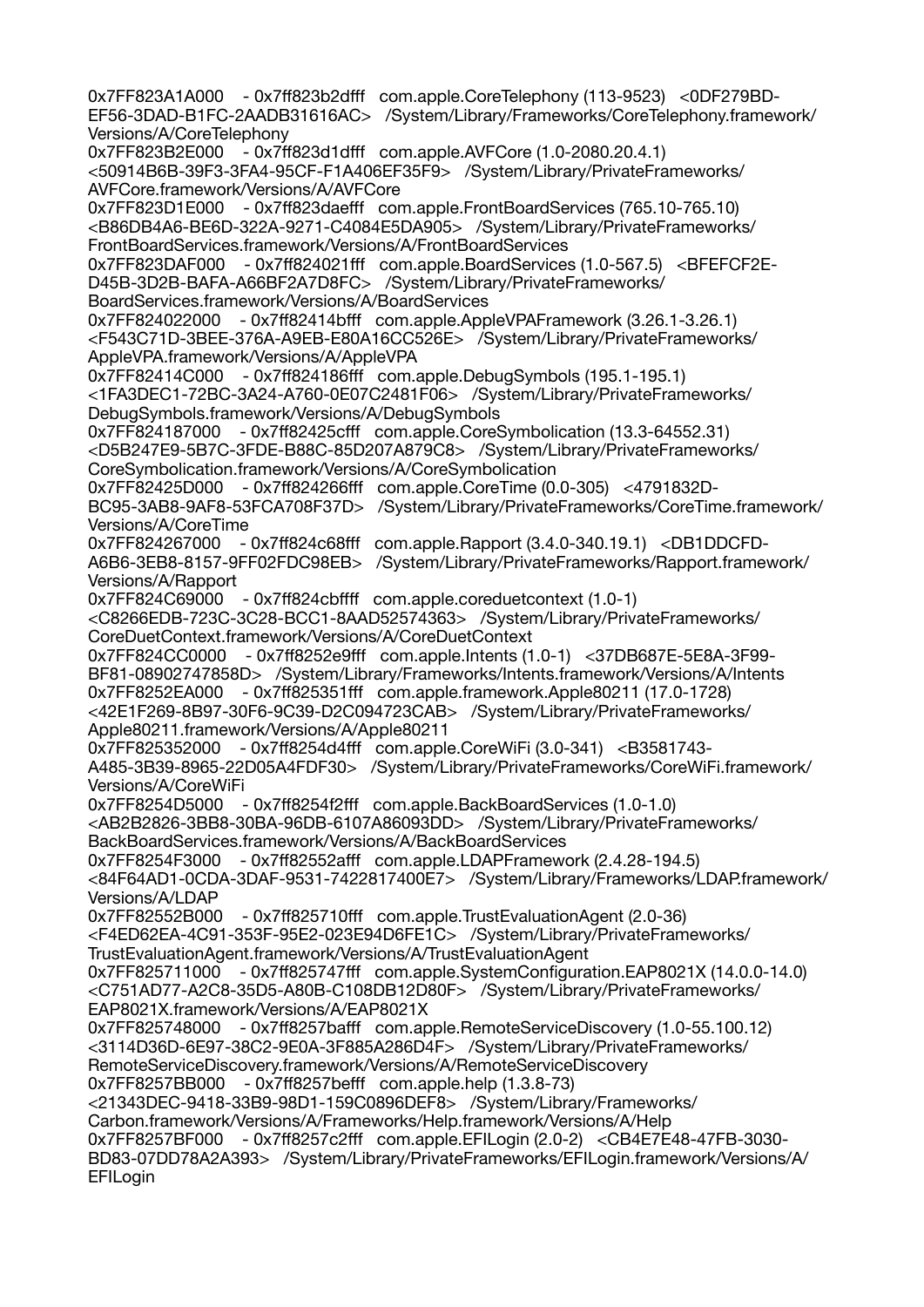0x7FF823A1A000 - 0x7ff823b2dfff com.apple.CoreTelephony (113-9523) <0DF279BD-EF56-3DAD-B1FC-2AADB31616AC> /System/Library/Frameworks/CoreTelephony.framework/Versions/A/CoreTelephony
0x7FF823B2E000 - 0x7ff823d1dfff com.apple.AVFCore (1.0-2080.20.4.1) <50914B6B-39F3-3FA4-95CF-F1A406EF35F9> /System/Library/PrivateFrameworks/AVFCore.framework/Versions/A/AVFCore
0x7FF823D1E000 - 0x7ff823daefff com.apple.FrontBoardServices (765.10-765.10) <B86DB4A6-BE6D-322A-9271-C4084E5DA905> /System/Library/PrivateFrameworks/FrontBoardServices.framework/Versions/A/FrontBoardServices
0x7FF823DAF000 - 0x7ff824021fff com.apple.BoardServices (1.0-567.5) <BFEFCF2E-D45B-3D2B-BAFA-A66BF2A7D8FC> /System/Library/PrivateFrameworks/BoardServices.framework/Versions/A/BoardServices
0x7FF824022000 - 0x7ff82414bfff com.apple.AppleVPAFramework (3.26.1-3.26.1) <F543C71D-3BEE-376A-A9EB-E80A16CC526E> /System/Library/PrivateFrameworks/AppleVPA.framework/Versions/A/AppleVPA
0x7FF82414C000 - 0x7ff824186fff com.apple.DebugSymbols (195.1-195.1) <1FA3DEC1-72BC-3A24-A760-0E07C2481F06> /System/Library/PrivateFrameworks/DebugSymbols.framework/Versions/A/DebugSymbols
0x7FF824187000 - 0x7ff82425cfff com.apple.CoreSymbolication (13.3-64552.31) <D5B247E9-5B7C-3FDE-B88C-85D207A879C8> /System/Library/PrivateFrameworks/CoreSymbolication.framework/Versions/A/CoreSymbolication
0x7FF82425D000 - 0x7ff824266fff com.apple.CoreTime (0.0-305) <4791832D-BC95-3AB8-9AF8-53FCA708F37D> /System/Library/PrivateFrameworks/CoreTime.framework/Versions/A/CoreTime
0x7FF824267000 - 0x7ff824c68fff com.apple.Rapport (3.4.0-340.19.1) <DB1DDCFD-A6B6-3EB8-8157-9FF02FDC98EB> /System/Library/PrivateFrameworks/Rapport.framework/Versions/A/Rapport
0x7FF824C69000 - 0x7ff824cbffff com.apple.coreduetcontext (1.0-1) <C8266EDB-723C-3C28-BCC1-8AAD52574363> /System/Library/PrivateFrameworks/CoreDuetContext.framework/Versions/A/CoreDuetContext
0x7FF824CC0000 - 0x7ff8252e9fff com.apple.Intents (1.0-1) <37DB687E-5E8A-3F99-BF81-08902747858D> /System/Library/Frameworks/Intents.framework/Versions/A/Intents
0x7FF8252EA000 - 0x7ff825351fff com.apple.framework.Apple80211 (17.0-1728) <42E1F269-8B97-30F6-9C39-D2C094723CAB> /System/Library/PrivateFrameworks/Apple80211.framework/Versions/A/Apple80211
0x7FF825352000 - 0x7ff8254d4fff com.apple.CoreWiFi (3.0-341) <B3581743-A485-3B39-8965-22D05A4FDF30> /System/Library/PrivateFrameworks/CoreWiFi.framework/Versions/A/CoreWiFi
0x7FF8254D5000 - 0x7ff8254f2fff com.apple.BackBoardServices (1.0-1.0) <AB2B2826-3BB8-30BA-96DB-6107A86093DD> /System/Library/PrivateFrameworks/BackBoardServices.framework/Versions/A/BackBoardServices
0x7FF8254F3000 - 0x7ff82552afff com.apple.LDAPFramework (2.4.28-194.5) <84F64AD1-0CDA-3DAF-9531-7422817400E7> /System/Library/Frameworks/LDAP.framework/Versions/A/LDAP
0x7FF82552B000 - 0x7ff825710fff com.apple.TrustEvaluationAgent (2.0-36) <F4ED62EA-4C91-353F-95E2-023E94D6FE1C> /System/Library/PrivateFrameworks/TrustEvaluationAgent.framework/Versions/A/TrustEvaluationAgent
0x7FF825711000 - 0x7ff825747fff com.apple.SystemConfiguration.EAP8021X (14.0.0-14.0) <C751AD77-A2C8-35D5-A80B-C108DB12D80F> /System/Library/PrivateFrameworks/EAP8021X.framework/Versions/A/EAP8021X
0x7FF825748000 - 0x7ff8257bafff com.apple.RemoteServiceDiscovery (1.0-55.100.12) <3114D36D-6E97-38C2-9E0A-3F885A286D4F> /System/Library/PrivateFrameworks/RemoteServiceDiscovery.framework/Versions/A/RemoteServiceDiscovery
0x7FF8257BB000 - 0x7ff8257befff com.apple.help (1.3.8-73) <21343DEC-9418-33B9-98D1-159C0896DEF8> /System/Library/Frameworks/Carbon.framework/Versions/A/Frameworks/Help.framework/Versions/A/Help
0x7FF8257BF000 - 0x7ff8257c2fff com.apple.EFILogin (2.0-2) <CB4E7E48-47FB-3030-BD83-07DD78A2A393> /System/Library/PrivateFrameworks/EFILogin.framework/Versions/A/EFILogin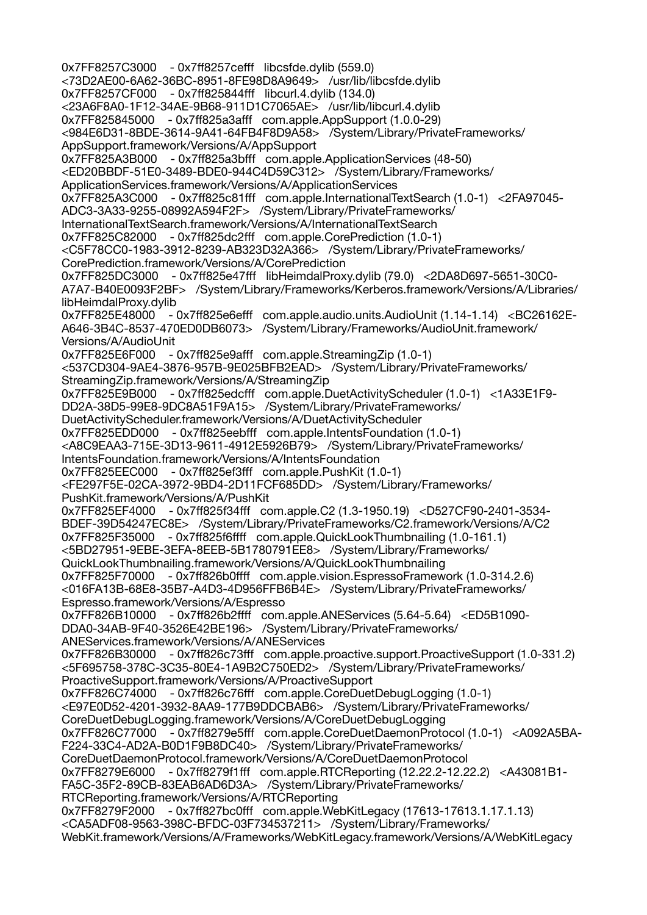0x7FF8257C3000 - 0x7ff8257cefff libcsfde.dylib (559.0) <73D2AE00-6A62-36BC-8951-8FE98D8A9649> /usr/lib/libcsfde.dylib
0x7FF8257CF000 - 0x7ff825844fff libcurl.4.dylib (134.0) <23A6F8A0-1F12-34AE-9B68-911D1C7065AE> /usr/lib/libcurl.4.dylib
0x7FF825845000 - 0x7ff825a3afff com.apple.AppSupport (1.0.0-29) <984E6D31-8BDE-3614-9A41-64FB4F8D9A58> /System/Library/PrivateFrameworks/AppSupport.framework/Versions/A/AppSupport
0x7FF825A3B000 - 0x7ff825a3bfff com.apple.ApplicationServices (48-50) <ED20BBDF-51E0-3489-BDE0-944C4D59C312> /System/Library/Frameworks/ApplicationServices.framework/Versions/A/ApplicationServices
0x7FF825A3C000 - 0x7ff825c81fff com.apple.InternationalTextSearch (1.0-1) <2FA97045-ADC3-3A33-9255-08992A594F2F> /System/Library/PrivateFrameworks/InternationalTextSearch.framework/Versions/A/InternationalTextSearch
0x7FF825C82000 - 0x7ff825dc2fff com.apple.CorePrediction (1.0-1) <C5F78CC0-1983-3912-8239-AB323D32A366> /System/Library/PrivateFrameworks/CorePrediction.framework/Versions/A/CorePrediction
0x7FF825DC3000 - 0x7ff825e47fff libHeimdalProxy.dylib (79.0) <2DA8D697-5651-30C0-A7A7-B40E0093F2BF> /System/Library/Frameworks/Kerberos.framework/Versions/A/Libraries/libHeimdalProxy.dylib
0x7FF825E48000 - 0x7ff825e6efff com.apple.audio.units.AudioUnit (1.14-1.14) <BC26162E-A646-3B4C-8537-470ED0DB6073> /System/Library/Frameworks/AudioUnit.framework/Versions/A/AudioUnit
0x7FF825E6F000 - 0x7ff825e9afff com.apple.StreamingZip (1.0-1) <537CD304-9AE4-3876-957B-9E025BFB2EAD> /System/Library/PrivateFrameworks/StreamingZip.framework/Versions/A/StreamingZip
0x7FF825E9B000 - 0x7ff825edcfff com.apple.DuetActivityScheduler (1.0-1) <1A33E1F9-DD2A-38D5-99E8-9DC8A51F9A15> /System/Library/PrivateFrameworks/DuetActivityScheduler.framework/Versions/A/DuetActivityScheduler
0x7FF825EDD000 - 0x7ff825eebfff com.apple.IntentsFoundation (1.0-1) <A8C9EAA3-715E-3D13-9611-4912E5926B79> /System/Library/PrivateFrameworks/IntentsFoundation.framework/Versions/A/IntentsFoundation
0x7FF825EEC000 - 0x7ff825ef3fff com.apple.PushKit (1.0-1) <FE297F5E-02CA-3972-9BD4-2D11FCF685DD> /System/Library/Frameworks/PushKit.framework/Versions/A/PushKit
0x7FF825EF4000 - 0x7ff825f34fff com.apple.C2 (1.3-1950.19) <D527CF90-2401-3534-BDEF-39D54247EC8E> /System/Library/PrivateFrameworks/C2.framework/Versions/A/C2
0x7FF825F35000 - 0x7ff825f6ffff com.apple.QuickLookThumbnailing (1.0-161.1) <5BD27951-9EBE-3EFA-8EEB-5B1780791EE8> /System/Library/Frameworks/QuickLookThumbnailing.framework/Versions/A/QuickLookThumbnailing
0x7FF825F70000 - 0x7ff826b0ffff com.apple.vision.EspressoFramework (1.0-314.2.6) <016FA13B-68E8-35B7-A4D3-4D956FFB6B4E> /System/Library/PrivateFrameworks/Espresso.framework/Versions/A/Espresso
0x7FF826B10000 - 0x7ff826b2ffff com.apple.ANEServices (5.64-5.64) <ED5B1090-DDA0-34AB-9F40-3526E42BE196> /System/Library/PrivateFrameworks/ANEServices.framework/Versions/A/ANEServices
0x7FF826B30000 - 0x7ff826c73fff com.apple.proactive.support.ProactiveSupport (1.0-331.2) <5F695758-378C-3C35-80E4-1A9B2C750ED2> /System/Library/PrivateFrameworks/ProactiveSupport.framework/Versions/A/ProactiveSupport
0x7FF826C74000 - 0x7ff826c76fff com.apple.CoreDuetDebugLogging (1.0-1) <E97E0D52-4201-3932-8AA9-177B9DDCBAB6> /System/Library/PrivateFrameworks/CoreDuetDebugLogging.framework/Versions/A/CoreDuetDebugLogging
0x7FF826C77000 - 0x7ff8279e5fff com.apple.CoreDuetDaemonProtocol (1.0-1) <A092A5BA-F224-33C4-AD2A-B0D1F9B8DC40> /System/Library/PrivateFrameworks/CoreDuetDaemonProtocol.framework/Versions/A/CoreDuetDaemonProtocol
0x7FF8279E6000 - 0x7ff8279f1fff com.apple.RTCReporting (12.22.2-12.22.2) <A43081B1-FA5C-35F2-89CB-83EAB6AD6D3A> /System/Library/PrivateFrameworks/RTCReporting.framework/Versions/A/RTCReporting
0x7FF8279F2000 - 0x7ff827bc0fff com.apple.WebKitLegacy (17613-17613.1.17.1.13) <CA5ADF08-9563-398C-BFDC-03F734537211> /System/Library/Frameworks/WebKit.framework/Versions/A/Frameworks/WebKitLegacy.framework/Versions/A/WebKitLegacy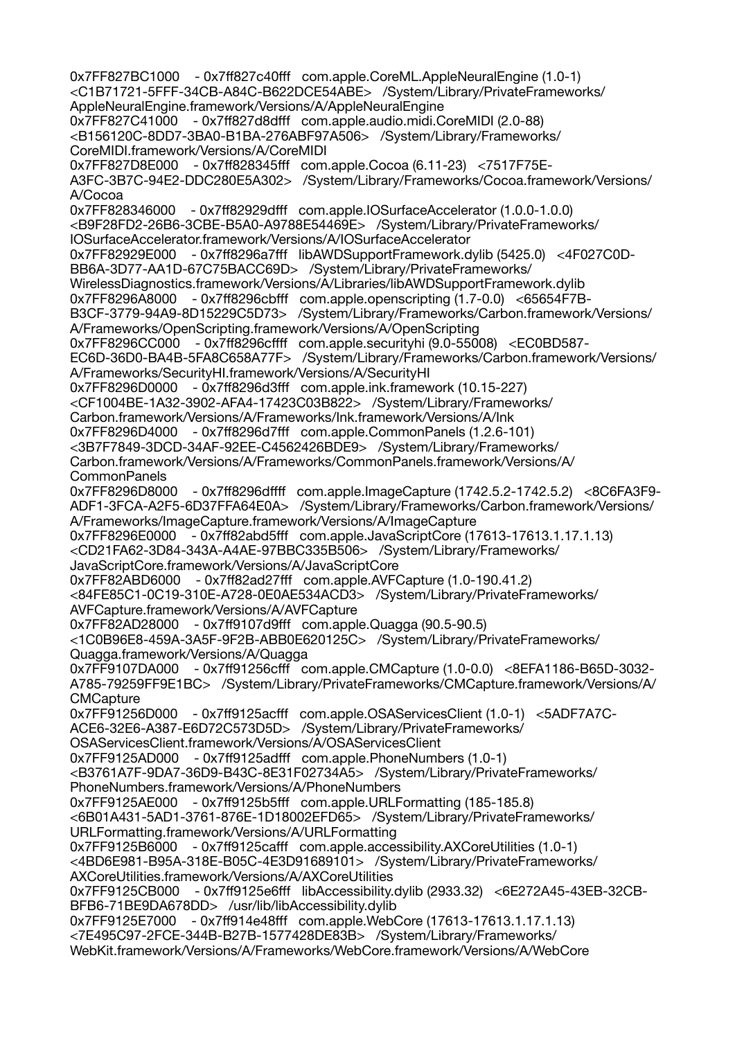0x7FF827BC1000 - 0x7ff827c40fff com.apple.CoreML.AppleNeuralEngine (1.0-1) <C1B71721-5FFF-34CB-A84C-B622DCE54ABE> /System/Library/PrivateFrameworks/AppleNeuralEngine.framework/Versions/A/AppleNeuralEngine
0x7FF827C41000 - 0x7ff827d8dfff com.apple.audio.midi.CoreMIDI (2.0-88) <B156120C-8DD7-3BA0-B1BA-276ABF97A506> /System/Library/Frameworks/CoreMIDI.framework/Versions/A/CoreMIDI
0x7FF827D8E000 - 0x7ff828345fff com.apple.Cocoa (6.11-23) <7517F75E-A3FC-3B7C-94E2-DDC280E5A302> /System/Library/Frameworks/Cocoa.framework/Versions/A/Cocoa
0x7FF828346000 - 0x7ff82929dfff com.apple.IOSurfaceAccelerator (1.0.0-1.0.0) <B9F28FD2-26B6-3CBE-B5A0-A9788E54469E> /System/Library/PrivateFrameworks/IOSurfaceAccelerator.framework/Versions/A/IOSurfaceAccelerator
0x7FF82929E000 - 0x7ff8296a7fff libAWDSupportFramework.dylib (5425.0) <4F027C0D-BB6A-3D77-AA1D-67C75BACC69D> /System/Library/PrivateFrameworks/WirelessDiagnostics.framework/Versions/A/Libraries/libAWDSupportFramework.dylib
0x7FF8296A8000 - 0x7ff8296cbfff com.apple.openscripting (1.7-0.0) <65654F7B-B3CF-3779-94A9-8D15229C5D73> /System/Library/Frameworks/Carbon.framework/Versions/A/Frameworks/OpenScripting.framework/Versions/A/OpenScripting
0x7FF8296CC000 - 0x7ff8296cffff com.apple.securityhi (9.0-55008) <EC0BD587-EC6D-36D0-BA4B-5FA8C658A77F> /System/Library/Frameworks/Carbon.framework/Versions/A/Frameworks/SecurityHI.framework/Versions/A/SecurityHI
0x7FF8296D0000 - 0x7ff8296d3fff com.apple.ink.framework (10.15-227) <CF1004BE-1A32-3902-AFA4-17423C03B822> /System/Library/Frameworks/Carbon.framework/Versions/A/Frameworks/Ink.framework/Versions/A/Ink
0x7FF8296D4000 - 0x7ff8296d7fff com.apple.CommonPanels (1.2.6-101) <3B7F7849-3DCD-34AF-92EE-C4562426BDE9> /System/Library/Frameworks/Carbon.framework/Versions/A/Frameworks/CommonPanels.framework/Versions/A/CommonPanels
0x7FF8296D8000 - 0x7ff8296dffff com.apple.ImageCapture (1742.5.2-1742.5.2) <8C6FA3F9-ADF1-3FCA-A2F5-6D37FFA64E0A> /System/Library/Frameworks/Carbon.framework/Versions/A/Frameworks/ImageCapture.framework/Versions/A/ImageCapture
0x7FF8296E0000 - 0x7ff82abd5fff com.apple.JavaScriptCore (17613-17613.1.17.1.13) <CD21FA62-3D84-343A-A4AE-97BBC335B506> /System/Library/Frameworks/JavaScriptCore.framework/Versions/A/JavaScriptCore
0x7FF82ABD6000 - 0x7ff82ad27fff com.apple.AVFCapture (1.0-190.41.2) <84FE85C1-0C19-310E-A728-0E0AE534ACD3> /System/Library/PrivateFrameworks/AVFCapture.framework/Versions/A/AVFCapture
0x7FF82AD28000 - 0x7ff9107d9fff com.apple.Quagga (90.5-90.5) <1C0B96E8-459A-3A5F-9F2B-ABB0E620125C> /System/Library/PrivateFrameworks/Quagga.framework/Versions/A/Quagga
0x7FF9107DA000 - 0x7ff91256cfff com.apple.CMCapture (1.0-0.0) <8EFA1186-B65D-3032-A785-79259FF9E1BC> /System/Library/PrivateFrameworks/CMCapture.framework/Versions/A/CMCapture
0x7FF91256D000 - 0x7ff9125acfff com.apple.OSAServicesClient (1.0-1) <5ADF7A7C-ACE6-32E6-A387-E6D72C573D5D> /System/Library/PrivateFrameworks/OSAServicesClient.framework/Versions/A/OSAServicesClient
0x7FF9125AD000 - 0x7ff9125adfff com.apple.PhoneNumbers (1.0-1) <B3761A7F-9DA7-36D9-B43C-8E31F02734A5> /System/Library/PrivateFrameworks/PhoneNumbers.framework/Versions/A/PhoneNumbers
0x7FF9125AE000 - 0x7ff9125b5fff com.apple.URLFormatting (185-185.8) <6B01A431-5AD1-3761-876E-1D18002EFD65> /System/Library/PrivateFrameworks/URLFormatting.framework/Versions/A/URLFormatting
0x7FF9125B6000 - 0x7ff9125cafff com.apple.accessibility.AXCoreUtilities (1.0-1) <4BD6E981-B95A-318E-B05C-4E3D91689101> /System/Library/PrivateFrameworks/AXCoreUtilities.framework/Versions/A/AXCoreUtilities
0x7FF9125CB000 - 0x7ff9125e6fff libAccessibility.dylib (2933.32) <6E272A45-43EB-32CB-BFB6-71BE9DA678DD> /usr/lib/libAccessibility.dylib
0x7FF9125E7000 - 0x7ff914e48fff com.apple.WebCore (17613-17613.1.17.1.13) <7E495C97-2FCE-344B-B27B-1577428DE83B> /System/Library/Frameworks/WebKit.framework/Versions/A/Frameworks/WebCore.framework/Versions/A/WebCore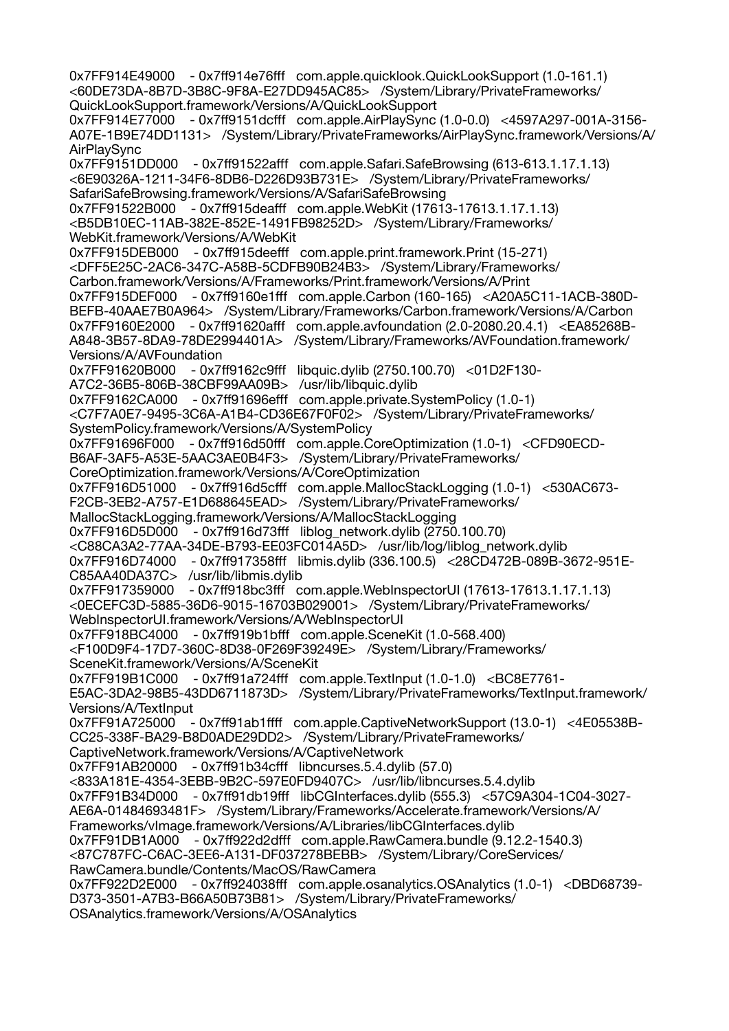0x7FF914E49000 - 0x7ff914e76fff com.apple.quicklook.QuickLookSupport (1.0-161.1) <60DE73DA-8B7D-3B8C-9F8A-E27DD945AC85> /System/Library/PrivateFrameworks/QuickLookSupport.framework/Versions/A/QuickLookSupport
0x7FF914E77000 - 0x7ff9151dcfff com.apple.AirPlaySync (1.0-0.0) <4597A297-001A-3156-A07E-1B9E74DD1131> /System/Library/PrivateFrameworks/AirPlaySync.framework/Versions/A/AirPlaySync
0x7FF9151DD000 - 0x7ff91522afff com.apple.Safari.SafeBrowsing (613-613.1.17.1.13) <6E90326A-1211-34F6-8DB6-D226D93B731E> /System/Library/PrivateFrameworks/SafariSafeBrowsing.framework/Versions/A/SafariSafeBrowsing
0x7FF91522B000 - 0x7ff915deafff com.apple.WebKit (17613-17613.1.17.1.13) <B5DB10EC-11AB-382E-852E-1491FB98252D> /System/Library/Frameworks/WebKit.framework/Versions/A/WebKit
0x7FF915DEB000 - 0x7ff915deefff com.apple.print.framework.Print (15-271) <DFF5E25C-2AC6-347C-A58B-5CDFB90B24B3> /System/Library/Frameworks/Carbon.framework/Versions/A/Frameworks/Print.framework/Versions/A/Print
0x7FF915DEF000 - 0x7ff9160e1fff com.apple.Carbon (160-165) <A20A5C11-1ACB-380D-BEFB-40AAE7B0A964> /System/Library/Frameworks/Carbon.framework/Versions/A/Carbon
0x7FF9160E2000 - 0x7ff91620afff com.apple.avfoundation (2.0-2080.20.4.1) <EA85268B-A848-3B57-8DA9-78DE2994401A> /System/Library/Frameworks/AVFoundation.framework/Versions/A/AVFoundation
0x7FF91620B000 - 0x7ff9162c9fff libquic.dylib (2750.100.70) <01D2F130-A7C2-36B5-806B-38CBF99AA09B> /usr/lib/libquic.dylib
0x7FF9162CA000 - 0x7ff91696efff com.apple.private.SystemPolicy (1.0-1) <C7F7A0E7-9495-3C6A-A1B4-CD36E67F0F02> /System/Library/PrivateFrameworks/SystemPolicy.framework/Versions/A/SystemPolicy
0x7FF91696F000 - 0x7ff916d50fff com.apple.CoreOptimization (1.0-1) <CFD90ECD-B6AF-3AF5-A53E-5AAC3AE0B4F3> /System/Library/PrivateFrameworks/CoreOptimization.framework/Versions/A/CoreOptimization
0x7FF916D51000 - 0x7ff916d5cfff com.apple.MallocStackLogging (1.0-1) <530AC673-F2CB-3EB2-A757-E1D688645EAD> /System/Library/PrivateFrameworks/MallocStackLogging.framework/Versions/A/MallocStackLogging
0x7FF916D5D000 - 0x7ff916d73fff liblog_network.dylib (2750.100.70) <C88CA3A2-77AA-34DE-B793-EE03FC014A5D> /usr/lib/log/liblog_network.dylib
0x7FF916D74000 - 0x7ff917358fff libmis.dylib (336.100.5) <28CD472B-089B-3672-951E-C85AA40DA37C> /usr/lib/libmis.dylib
0x7FF917359000 - 0x7ff918bc3fff com.apple.WebInspectorUI (17613-17613.1.17.1.13) <0ECEFC3D-5885-36D6-9015-16703B029001> /System/Library/PrivateFrameworks/WebInspectorUI.framework/Versions/A/WebInspectorUI
0x7FF918BC4000 - 0x7ff919b1bfff com.apple.SceneKit (1.0-568.400) <F100D9F4-17D7-360C-8D38-0F269F39249E> /System/Library/Frameworks/SceneKit.framework/Versions/A/SceneKit
0x7FF919B1C000 - 0x7ff91a724fff com.apple.TextInput (1.0-1.0) <BC8E7761-E5AC-3DA2-98B5-43DD6711873D> /System/Library/PrivateFrameworks/TextInput.framework/Versions/A/TextInput
0x7FF91A725000 - 0x7ff91ab1ffff com.apple.CaptiveNetworkSupport (13.0-1) <4E05538B-CC25-338F-BA29-B8D0ADE29DD2> /System/Library/PrivateFrameworks/CaptiveNetwork.framework/Versions/A/CaptiveNetwork
0x7FF91AB20000 - 0x7ff91b34cfff libncurses.5.4.dylib (57.0) <833A181E-4354-3EBB-9B2C-597E0FD9407C> /usr/lib/libncurses.5.4.dylib
0x7FF91B34D000 - 0x7ff91db19fff libCGInterfaces.dylib (555.3) <57C9A304-1C04-3027-AE6A-01484693481F> /System/Library/Frameworks/Accelerate.framework/Versions/A/Frameworks/vImage.framework/Versions/A/Libraries/libCGInterfaces.dylib
0x7FF91DB1A000 - 0x7ff922d2dfff com.apple.RawCamera.bundle (9.12.2-1540.3) <87C787FC-C6AC-3EE6-A131-DF037278BEBB> /System/Library/CoreServices/RawCamera.bundle/Contents/MacOS/RawCamera
0x7FF922D2E000 - 0x7ff924038fff com.apple.osanalytics.OSAnalytics (1.0-1) <DBD68739-D373-3501-A7B3-B66A50B73B81> /System/Library/PrivateFrameworks/OSAnalytics.framework/Versions/A/OSAnalytics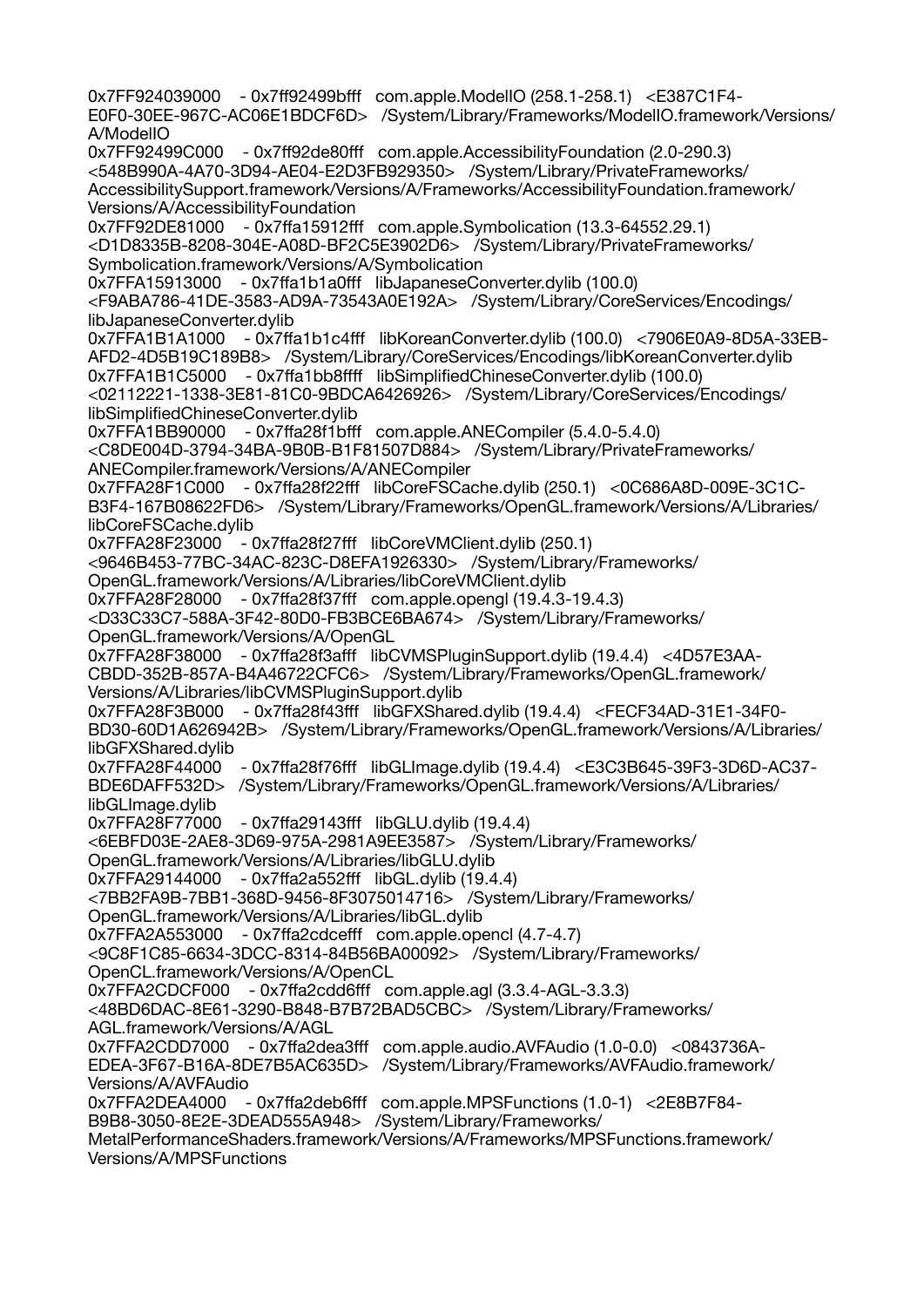0x7FF924039000 - 0x7ff92499bfff com.apple.ModelIO (258.1-258.1) <E387C1F4-E0F0-30EE-967C-AC06E1BDCF6D> /System/Library/Frameworks/ModelIO.framework/Versions/A/ModelIO
0x7FF92499C000 - 0x7ff92de80fff com.apple.AccessibilityFoundation (2.0-290.3) <548B990A-4A70-3D94-AE04-E2D3FB929350> /System/Library/PrivateFrameworks/AccessibilitySupport.framework/Versions/A/Frameworks/AccessibilityFoundation.framework/Versions/A/AccessibilityFoundation
0x7FF92DE81000 - 0x7ffa15912fff com.apple.Symbolication (13.3-64552.29.1) <D1D8335B-8208-304E-A08D-BF2C5E3902D6> /System/Library/PrivateFrameworks/Symbolication.framework/Versions/A/Symbolication
0x7FFA15913000 - 0x7ffa1b1a0fff libJapaneseConverter.dylib (100.0) <F9ABA786-41DE-3583-AD9A-73543A0E192A> /System/Library/CoreServices/Encodings/libJapaneseConverter.dylib
0x7FFA1B1A1000 - 0x7ffa1b1c4fff libKoreanConverter.dylib (100.0) <7906E0A9-8D5A-33EB-AFD2-4D5B19C189B8> /System/Library/CoreServices/Encodings/libKoreanConverter.dylib
0x7FFA1B1C5000 - 0x7ffa1bb8ffff libSimplifiedChineseConverter.dylib (100.0) <02112221-1338-3E81-81C0-9BDCA6426926> /System/Library/CoreServices/Encodings/libSimplifiedChineseConverter.dylib
0x7FFA1BB90000 - 0x7ffa28f1bfff com.apple.ANECompiler (5.4.0-5.4.0) <C8DE004D-3794-34BA-9B0B-B1F81507D884> /System/Library/PrivateFrameworks/ANECompiler.framework/Versions/A/ANECompiler
0x7FFA28F1C000 - 0x7ffa28f22fff libCoreFSCache.dylib (250.1) <0C686A8D-009E-3C1C-B3F4-167B08622FD6> /System/Library/Frameworks/OpenGL.framework/Versions/A/Libraries/libCoreFSCache.dylib
0x7FFA28F23000 - 0x7ffa28f27fff libCoreVMClient.dylib (250.1) <9646B453-77BC-34AC-823C-D8EFA1926330> /System/Library/Frameworks/OpenGL.framework/Versions/A/Libraries/libCoreVMClient.dylib
0x7FFA28F28000 - 0x7ffa28f37fff com.apple.opengl (19.4.3-19.4.3) <D33C33C7-588A-3F42-80D0-FB3BCE6BA674> /System/Library/Frameworks/OpenGL.framework/Versions/A/OpenGL
0x7FFA28F38000 - 0x7ffa28f3afff libCVMSPluginSupport.dylib (19.4.4) <4D57E3AA-CBDD-352B-857A-B4A46722CFC6> /System/Library/Frameworks/OpenGL.framework/Versions/A/Libraries/libCVMSPluginSupport.dylib
0x7FFA28F3B000 - 0x7ffa28f43fff libGFXShared.dylib (19.4.4) <FECF34AD-31E1-34F0-BD30-60D1A626942B> /System/Library/Frameworks/OpenGL.framework/Versions/A/Libraries/libGFXShared.dylib
0x7FFA28F44000 - 0x7ffa28f76fff libGLImage.dylib (19.4.4) <E3C3B645-39F3-3D6D-AC37-BDE6DAFF532D> /System/Library/Frameworks/OpenGL.framework/Versions/A/Libraries/libGLImage.dylib
0x7FFA28F77000 - 0x7ffa29143fff libGLU.dylib (19.4.4) <6EBFD03E-2AE8-3D69-975A-2981A9EE3587> /System/Library/Frameworks/OpenGL.framework/Versions/A/Libraries/libGLU.dylib
0x7FFA29144000 - 0x7ffa2a552fff libGL.dylib (19.4.4) <7BB2FA9B-7BB1-368D-9456-8F3075014716> /System/Library/Frameworks/OpenGL.framework/Versions/A/Libraries/libGL.dylib
0x7FFA2A553000 - 0x7ffa2cdcefff com.apple.opencl (4.7-4.7) <9C8F1C85-6634-3DCC-8314-84B56BA00092> /System/Library/Frameworks/OpenCL.framework/Versions/A/OpenCL
0x7FFA2CDCF000 - 0x7ffa2cdd6fff com.apple.agl (3.3.4-AGL-3.3.3) <48BD6DAC-8E61-3290-B848-B7B72BAD5CBC> /System/Library/Frameworks/AGL.framework/Versions/A/AGL
0x7FFA2CDD7000 - 0x7ffa2dea3fff com.apple.audio.AVFAudio (1.0-0.0) <0843736A-EDEA-3F67-B16A-8DE7B5AC635D> /System/Library/Frameworks/AVFAudio.framework/Versions/A/AVFAudio
0x7FFA2DEA4000 - 0x7ffa2deb6fff com.apple.MPSFunctions (1.0-1) <2E8B7F84-B9B8-3050-8E2E-3DEAD555A948> /System/Library/Frameworks/MetalPerformanceShaders.framework/Versions/A/Frameworks/MPSFunctions.framework/Versions/A/MPSFunctions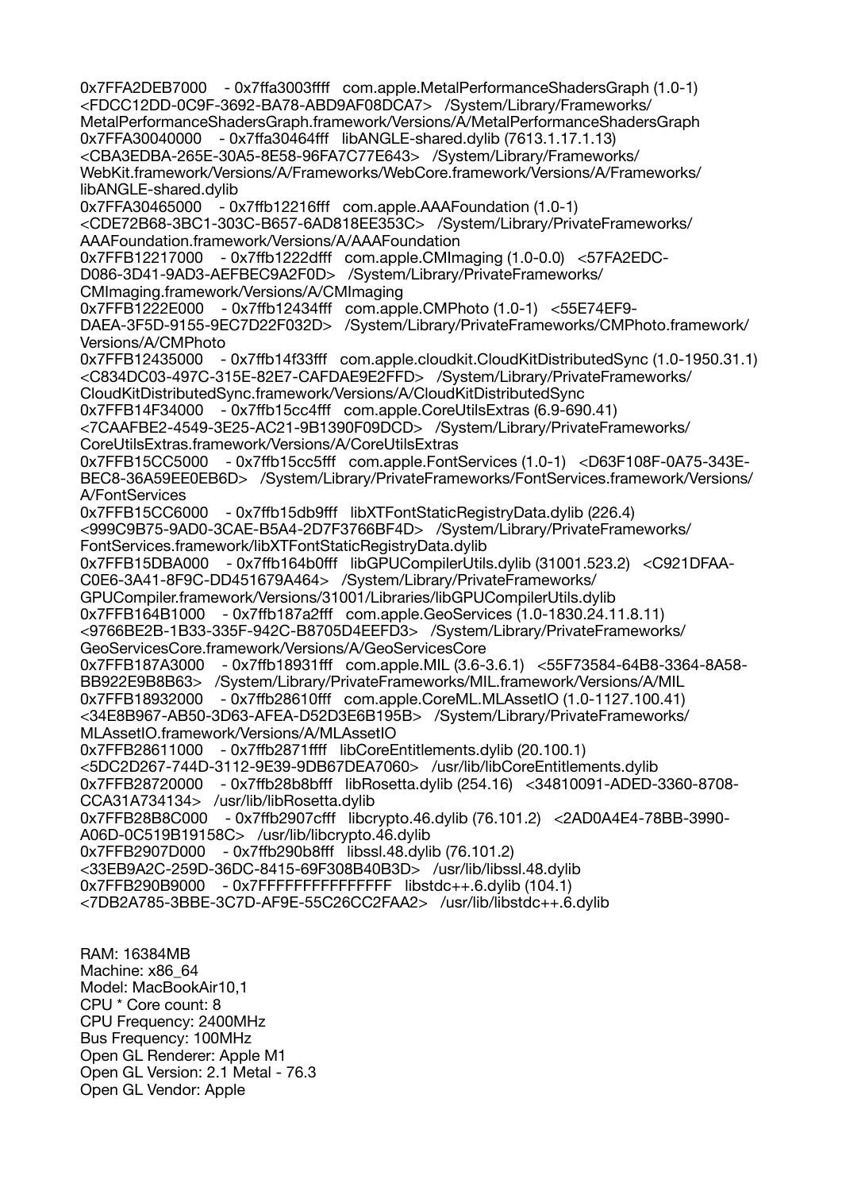0x7FFA2DEB7000 - 0x7ffa3003ffff com.apple.MetalPerformanceShadersGraph (1.0-1) <FDCC12DD-0C9F-3692-BA78-ABD9AF08DCA7> /System/Library/Frameworks/MetalPerformanceShadersGraph.framework/Versions/A/MetalPerformanceShadersGraph
0x7FFA30040000 - 0x7ffa30464fff libANGLE-shared.dylib (7613.1.17.1.13) <CBA3EDBA-265E-30A5-8E58-96FA7C77E643> /System/Library/Frameworks/WebKit.framework/Versions/A/Frameworks/WebCore.framework/Versions/A/Frameworks/libANGLE-shared.dylib
0x7FFA30465000 - 0x7ffb12216fff com.apple.AAAFoundation (1.0-1) <CDE72B68-3BC1-303C-B657-6AD818EE353C> /System/Library/PrivateFrameworks/AAAFoundation.framework/Versions/A/AAAFoundation
0x7FFB12217000 - 0x7ffb1222dfff com.apple.CMImaging (1.0-0.0) <57FA2EDC-D086-3D41-9AD3-AEFBEC9A2F0D> /System/Library/PrivateFrameworks/CMImaging.framework/Versions/A/CMImaging
0x7FFB1222E000 - 0x7ffb12434fff com.apple.CMPhoto (1.0-1) <55E74EF9-DAEA-3F5D-9155-9EC7D22F032D> /System/Library/PrivateFrameworks/CMPhoto.framework/Versions/A/CMPhoto
0x7FFB12435000 - 0x7ffb14f33fff com.apple.cloudkit.CloudKitDistributedSync (1.0-1950.31.1) <C834DC03-497C-315E-82E7-CAFDAE9E2FFD> /System/Library/PrivateFrameworks/CloudKitDistributedSync.framework/Versions/A/CloudKitDistributedSync
0x7FFB14F34000 - 0x7ffb15cc4fff com.apple.CoreUtilsExtras (6.9-690.41) <7CAAFBE2-4549-3E25-AC21-9B1390F09DCD> /System/Library/PrivateFrameworks/CoreUtilsExtras.framework/Versions/A/CoreUtilsExtras
0x7FFB15CC5000 - 0x7ffb15cc5fff com.apple.FontServices (1.0-1) <D63F108F-0A75-343E-BEC8-36A59EE0EB6D> /System/Library/PrivateFrameworks/FontServices.framework/Versions/A/FontServices
0x7FFB15CC6000 - 0x7ffb15db9fff libXTFontStaticRegistryData.dylib (226.4) <999C9B75-9AD0-3CAE-B5A4-2D7F3766BF4D> /System/Library/PrivateFrameworks/FontServices.framework/libXTFontStaticRegistryData.dylib
0x7FFB15DBA000 - 0x7ffb164b0fff libGPUCompilerUtils.dylib (31001.523.2) <C921DFAA-C0E6-3A41-8F9C-DD451679A464> /System/Library/PrivateFrameworks/GPUCompiler.framework/Versions/31001/Libraries/libGPUCompilerUtils.dylib
0x7FFB164B1000 - 0x7ffb187a2fff com.apple.GeoServices (1.0-1830.24.11.8.11) <9766BE2B-1B33-335F-942C-B8705D4EEFD3> /System/Library/PrivateFrameworks/GeoServicesCore.framework/Versions/A/GeoServicesCore
0x7FFB187A3000 - 0x7ffb18931fff com.apple.MIL (3.6-3.6.1) <55F73584-64B8-3364-8A58-BB922E9B8B63> /System/Library/PrivateFrameworks/MIL.framework/Versions/A/MIL
0x7FFB18932000 - 0x7ffb28610fff com.apple.CoreML.MLAssetIO (1.0-1127.100.41) <34E8B967-AB50-3D63-AFEA-D52D3E6B195B> /System/Library/PrivateFrameworks/MLAssetIO.framework/Versions/A/MLAssetIO
0x7FFB28611000 - 0x7ffb2871ffff libCoreEntitlements.dylib (20.100.1) <5DC2D267-744D-3112-9E39-9DB67DEA7060> /usr/lib/libCoreEntitlements.dylib
0x7FFB28720000 - 0x7ffb28b8bfff libRosetta.dylib (254.16) <34810091-ADED-3360-8708-CCA31A734134> /usr/lib/libRosetta.dylib
0x7FFB28B8C000 - 0x7ffb2907cfff libcrypto.46.dylib (76.101.2) <2AD0A4E4-78BB-3990-A06D-0C519B19158C> /usr/lib/libcrypto.46.dylib
0x7FFB2907D000 - 0x7ffb290b8fff libssl.48.dylib (76.101.2) <33EB9A2C-259D-36DC-8415-69F308B40B3D> /usr/lib/libssl.48.dylib
0x7FFB290B9000 - 0x7FFFFFFFFFFFFFFF libstdc++.6.dylib (104.1) <7DB2A785-3BBE-3C7D-AF9E-55C26CC2FAA2> /usr/lib/libstdc++.6.dylib

RAM: 16384MB
Machine: x86_64
Model: MacBookAir10,1
CPU * Core count: 8
CPU Frequency: 2400MHz
Bus Frequency: 100MHz
Open GL Renderer: Apple M1
Open GL Version: 2.1 Metal - 76.3
Open GL Vendor: Apple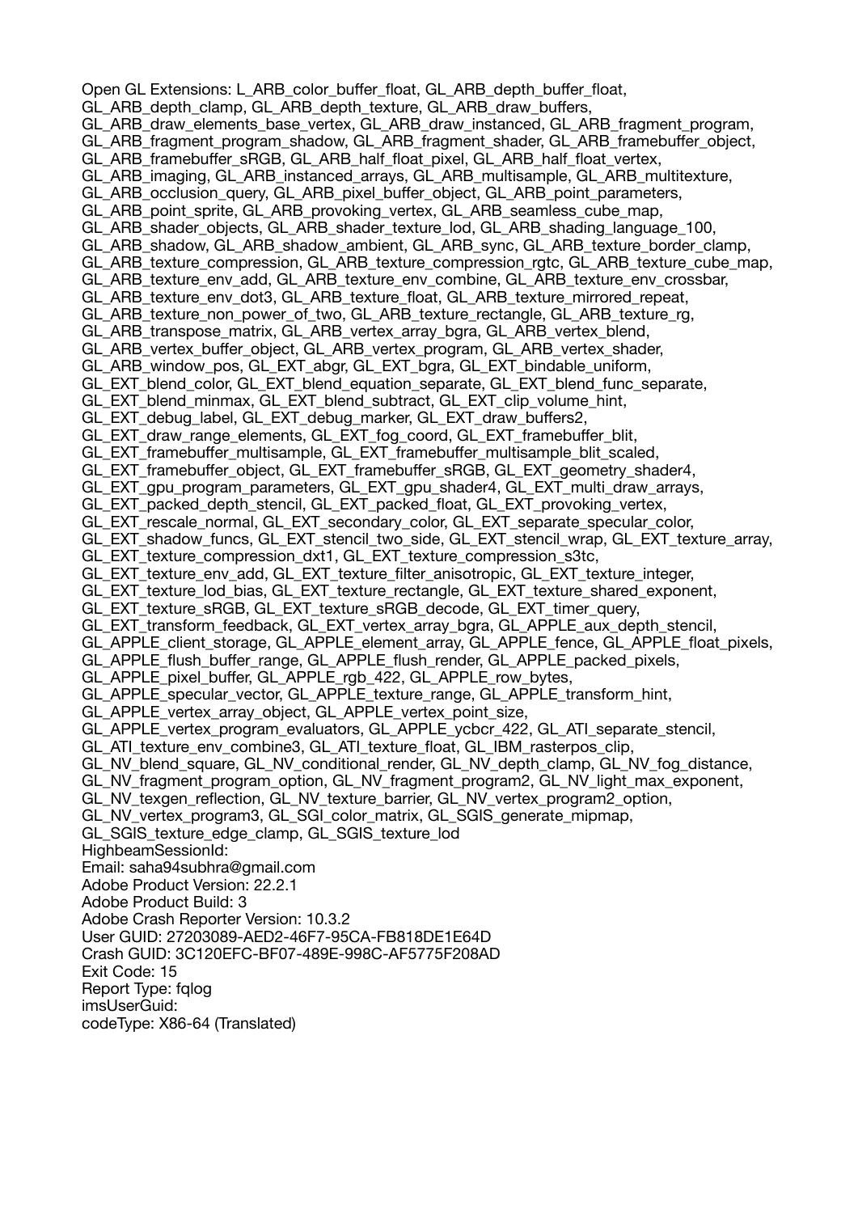Open GL Extensions: L_ARB_color_buffer_float, GL_ARB_depth_buffer_float, GL_ARB_depth_clamp, GL_ARB_depth_texture, GL_ARB_draw_buffers, GL_ARB_draw_elements_base_vertex, GL_ARB_draw_instanced, GL_ARB_fragment_program, GL_ARB_fragment_program_shadow, GL_ARB_fragment_shader, GL_ARB_framebuffer_object, GL_ARB_framebuffer_sRGB, GL_ARB_half_float_pixel, GL_ARB_half_float_vertex, GL_ARB_imaging, GL_ARB_instanced_arrays, GL_ARB_multisample, GL_ARB_multitexture, GL_ARB_occlusion_query, GL_ARB_pixel_buffer_object, GL_ARB_point_parameters, GL_ARB_point_sprite, GL_ARB_provoking_vertex, GL_ARB_seamless_cube_map, GL_ARB_shader_objects, GL_ARB_shader_texture_lod, GL_ARB_shading_language_100, GL_ARB_shadow, GL_ARB_shadow_ambient, GL_ARB_sync, GL_ARB_texture_border_clamp, GL_ARB_texture_compression, GL_ARB_texture_compression_rgtc, GL_ARB_texture_cube_map, GL_ARB_texture_env_add, GL_ARB_texture_env_combine, GL_ARB_texture_env_crossbar, GL_ARB_texture_env_dot3, GL_ARB_texture_float, GL_ARB_texture_mirrored_repeat, GL_ARB_texture_non_power_of_two, GL_ARB_texture_rectangle, GL_ARB_texture_rg, GL_ARB_transpose_matrix, GL_ARB_vertex_array_bgra, GL_ARB_vertex_blend, GL_ARB_vertex_buffer_object, GL_ARB_vertex_program, GL_ARB_vertex_shader, GL_ARB_window_pos, GL_EXT_abgr, GL_EXT_bgra, GL_EXT_bindable_uniform, GL_EXT_blend_color, GL_EXT_blend_equation_separate, GL_EXT_blend_func_separate, GL_EXT_blend_minmax, GL_EXT_blend_subtract, GL_EXT_clip_volume_hint, GL_EXT_debug_label, GL_EXT_debug_marker, GL_EXT_draw_buffers2, GL_EXT_draw_range_elements, GL_EXT_fog_coord, GL_EXT_framebuffer_blit, GL_EXT_framebuffer_multisample, GL_EXT_framebuffer_multisample_blit_scaled, GL_EXT_framebuffer_object, GL_EXT_framebuffer_sRGB, GL_EXT_geometry_shader4, GL_EXT_gpu_program_parameters, GL_EXT_gpu_shader4, GL_EXT_multi_draw_arrays, GL_EXT_packed_depth_stencil, GL_EXT_packed_float, GL_EXT_provoking_vertex, GL_EXT_rescale_normal, GL_EXT_secondary_color, GL_EXT_separate_specular_color, GL_EXT_shadow_funcs, GL_EXT_stencil_two_side, GL_EXT_stencil_wrap, GL_EXT_texture_array, GL_EXT_texture_compression_dxt1, GL_EXT_texture_compression_s3tc, GL_EXT_texture_env_add, GL_EXT_texture_filter_anisotropic, GL_EXT_texture_integer, GL_EXT_texture_lod_bias, GL_EXT_texture_rectangle, GL_EXT_texture_shared_exponent, GL_EXT_texture_sRGB, GL_EXT_texture_sRGB_decode, GL_EXT_timer_query, GL_EXT_transform_feedback, GL_EXT_vertex_array_bgra, GL_APPLE_aux_depth_stencil, GL_APPLE_client_storage, GL_APPLE_element_array, GL_APPLE_fence, GL_APPLE_float_pixels, GL_APPLE_flush_buffer_range, GL_APPLE_flush_render, GL_APPLE_packed_pixels, GL_APPLE_pixel_buffer, GL_APPLE_rgb_422, GL_APPLE_row_bytes, GL_APPLE_specular_vector, GL_APPLE_texture_range, GL_APPLE_transform_hint, GL_APPLE_vertex_array_object, GL_APPLE_vertex_point_size, GL_APPLE_vertex_program_evaluators, GL_APPLE_ycbcr_422, GL_ATI_separate_stencil, GL_ATI_texture_env_combine3, GL_ATI_texture_float, GL_IBM_rasterpos_clip, GL_NV_blend_square, GL_NV_conditional_render, GL_NV_depth_clamp, GL_NV_fog_distance, GL_NV_fragment_program_option, GL_NV_fragment_program2, GL_NV_light_max_exponent, GL_NV_texgen_reflection, GL_NV_texture_barrier, GL_NV_vertex_program2_option, GL_NV_vertex_program3, GL_SGI_color_matrix, GL_SGIS_generate_mipmap, GL_SGIS_texture_edge_clamp, GL_SGIS_texture_lod
HighbeamSessionId:
Email: saha94subhra@gmail.com
Adobe Product Version: 22.2.1
Adobe Product Build: 3
Adobe Crash Reporter Version: 10.3.2
User GUID: 27203089-AED2-46F7-95CA-FB818DE1E64D
Crash GUID: 3C120EFC-BF07-489E-998C-AF5775F208AD
Exit Code: 15
Report Type: fqlog
imsUserGuid:
codeType: X86-64 (Translated)